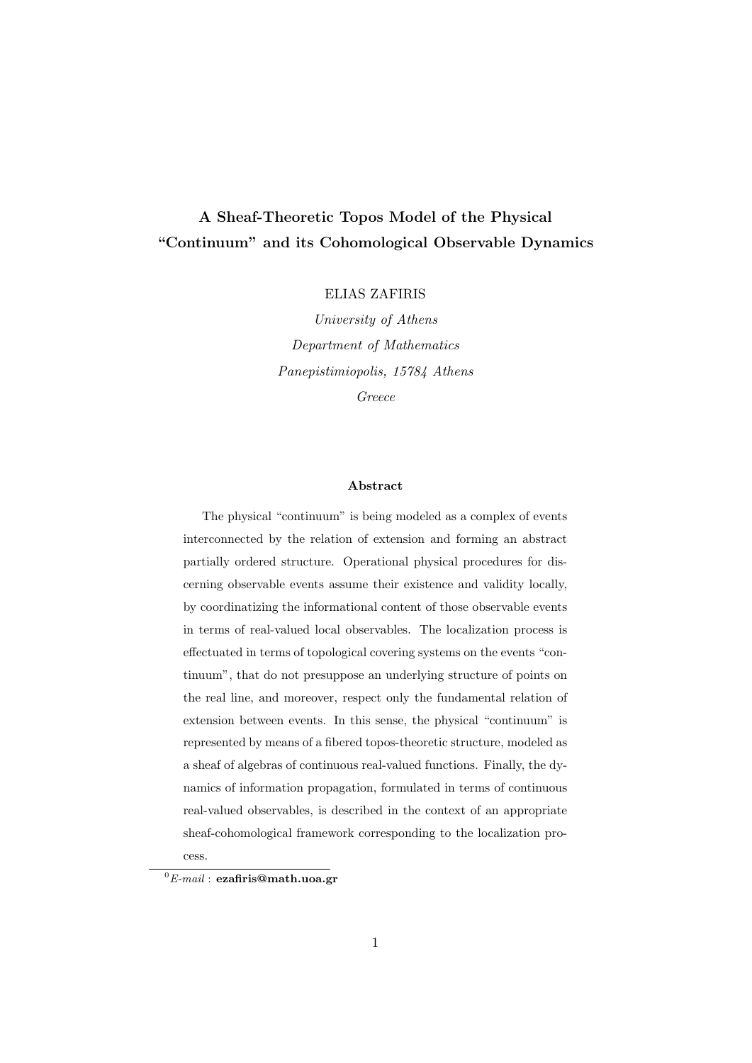# A Sheaf-Theoretic Topos Model of the Physical "Continuum" and its Cohomological Observable Dynamics

ELIAS ZAFIRIS

*University of Athens*

*Department of Mathematics*

*Panepistimiopolis, 15784 Athens*

*Greece*

### Abstract

The physical "continuum" is being modeled as a complex of events interconnected by the relation of extension and forming an abstract partially ordered structure. Operational physical procedures for discerning observable events assume their existence and validity locally, by coordinatizing the informational content of those observable events in terms of real-valued local observables. The localization process is effectuated in terms of topological covering systems on the events "continuum", that do not presuppose an underlying structure of points on the real line, and moreover, respect only the fundamental relation of extension between events. In this sense, the physical "continuum" is represented by means of a fibered topos-theoretic structure, modeled as a sheaf of algebras of continuous real-valued functions. Finally, the dynamics of information propagation, formulated in terms of continuous real-valued observables, is described in the context of an appropriate sheaf-cohomological framework corresponding to the localization process.

[0] *E-mail* : **ezafiris@math.uoa.gr**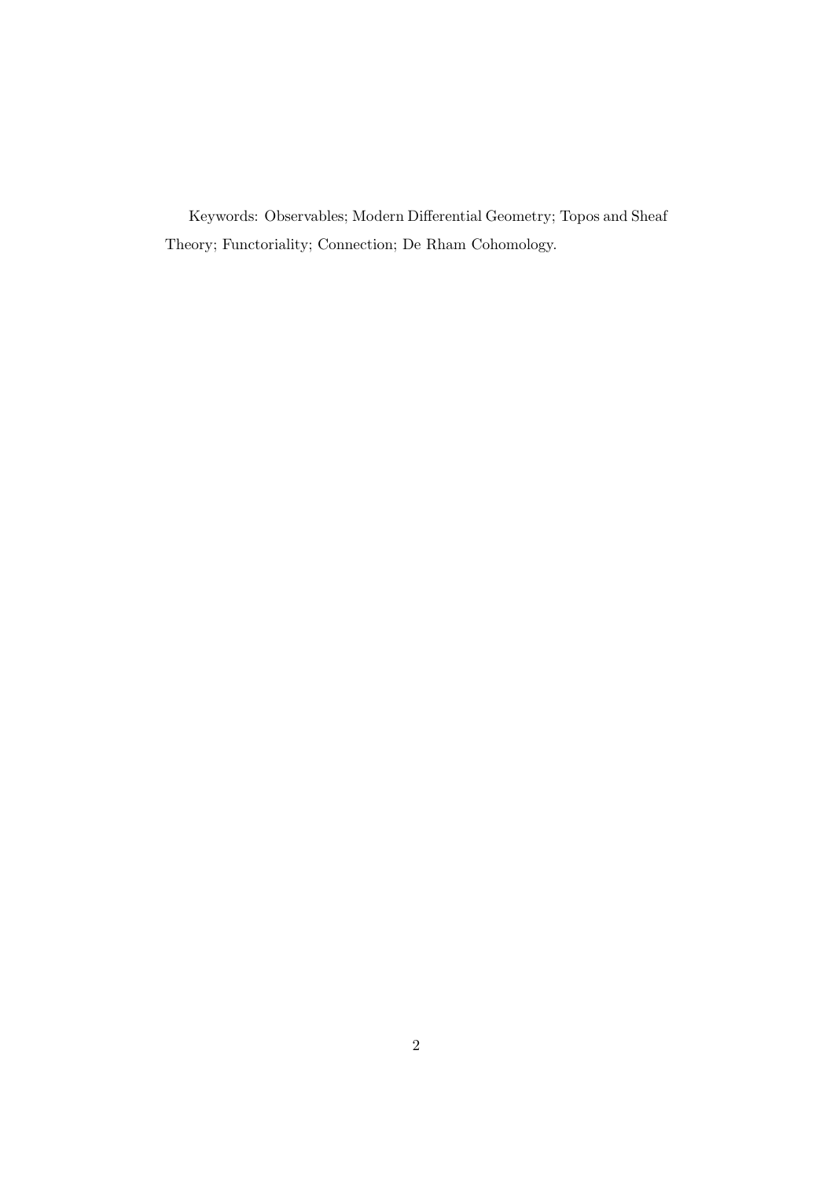Keywords: Observables; Modern Differential Geometry; Topos and Sheaf Theory; Functoriality; Connection; De Rham Cohomology.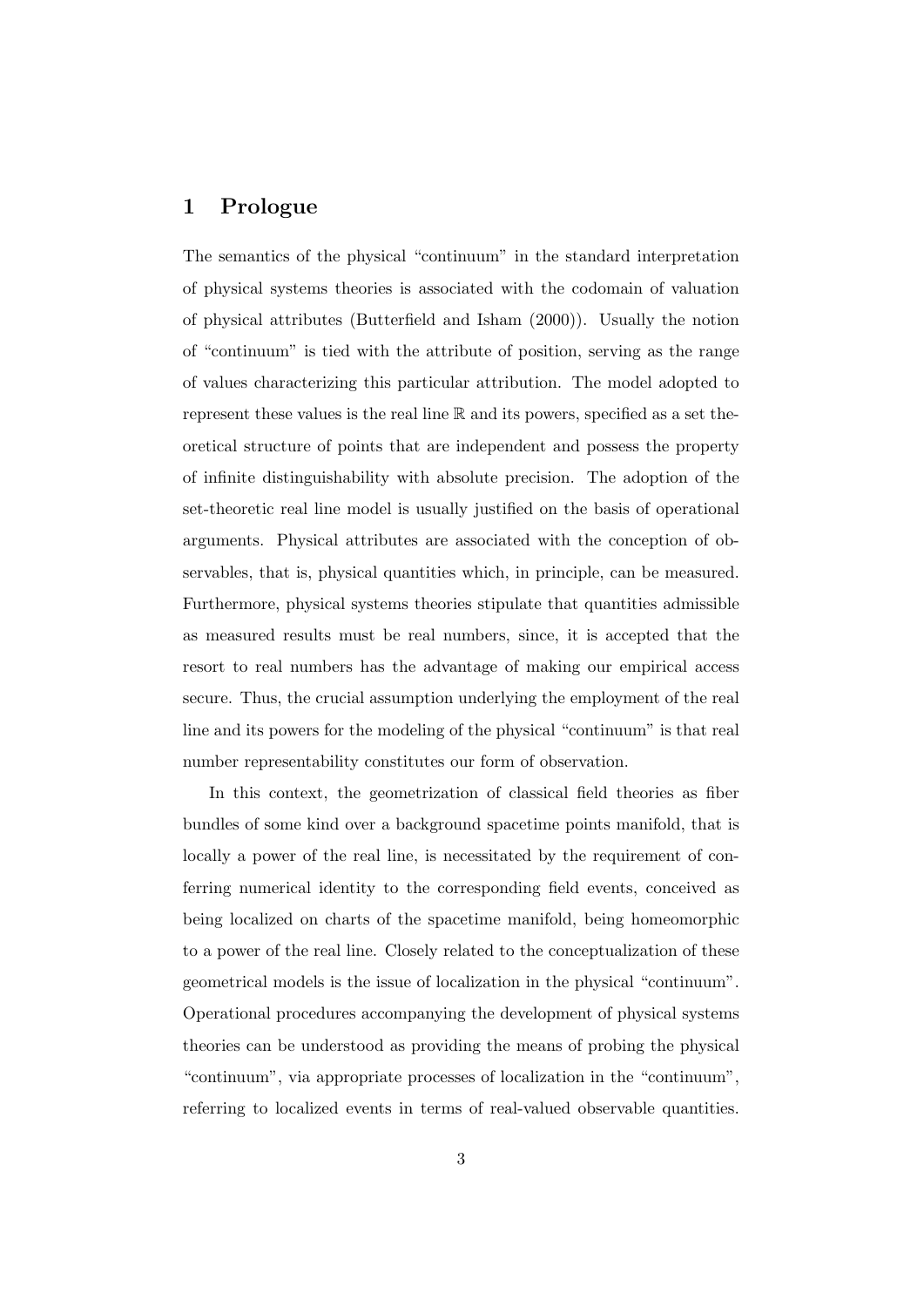# 1 Prologue

The semantics of the physical "continuum" in the standard interpretation of physical systems theories is associated with the codomain of valuation of physical attributes (Butterfield and Isham (2000)). Usually the notion of "continuum" is tied with the attribute of position, serving as the range of values characterizing this particular attribution. The model adopted to represent these values is the real line $\mathbb{R}$ and its powers, specified as a set theoretical structure of points that are independent and possess the property of infinite distinguishability with absolute precision. The adoption of the set-theoretic real line model is usually justified on the basis of operational arguments. Physical attributes are associated with the conception of observables, that is, physical quantities which, in principle, can be measured. Furthermore, physical systems theories stipulate that quantities admissible as measured results must be real numbers, since, it is accepted that the resort to real numbers has the advantage of making our empirical access secure. Thus, the crucial assumption underlying the employment of the real line and its powers for the modeling of the physical "continuum" is that real number representability constitutes our form of observation.

In this context, the geometrization of classical field theories as fiber bundles of some kind over a background spacetime points manifold, that is locally a power of the real line, is necessitated by the requirement of conferring numerical identity to the corresponding field events, conceived as being localized on charts of the spacetime manifold, being homeomorphic to a power of the real line. Closely related to the conceptualization of these geometrical models is the issue of localization in the physical "continuum". Operational procedures accompanying the development of physical systems theories can be understood as providing the means of probing the physical "continuum", via appropriate processes of localization in the "continuum", referring to localized events in terms of real-valued observable quantities.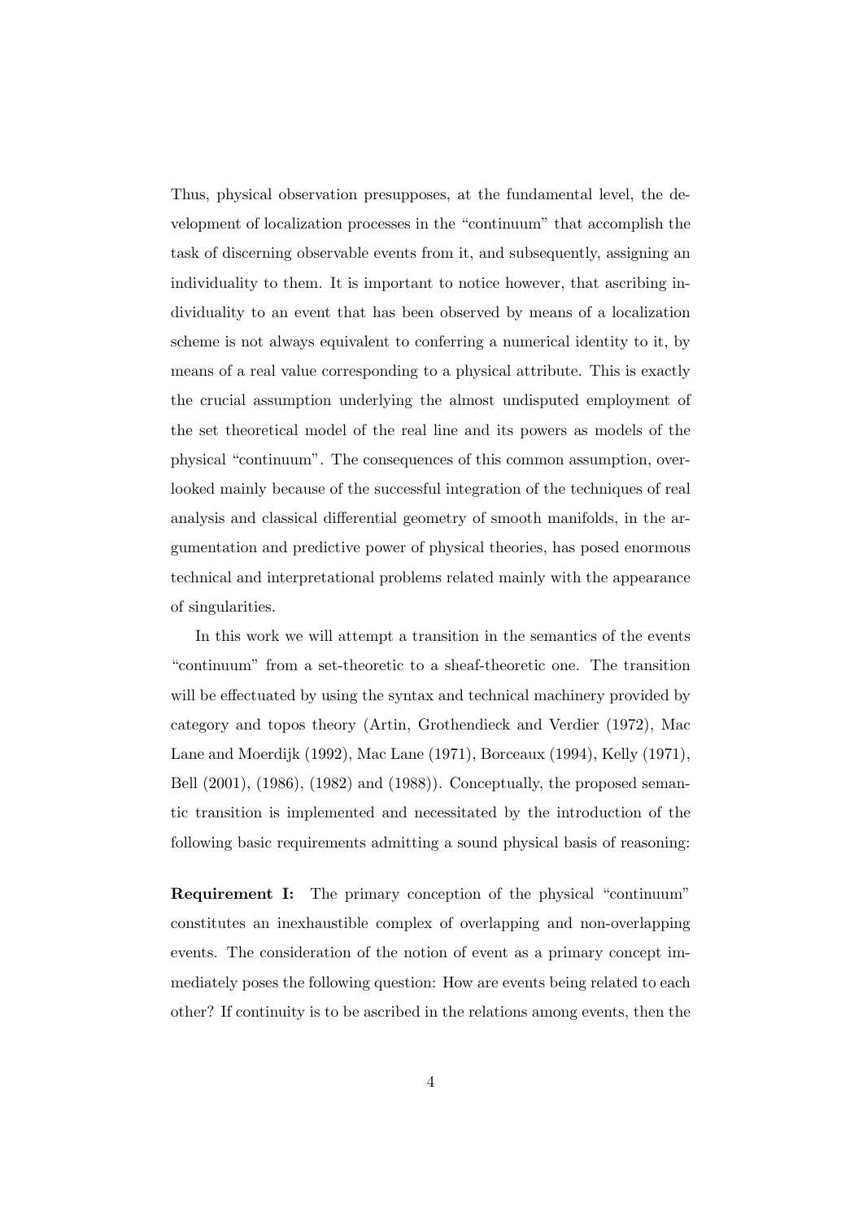Thus, physical observation presupposes, at the fundamental level, the development of localization processes in the "continuum" that accomplish the task of discerning observable events from it, and subsequently, assigning an individuality to them. It is important to notice however, that ascribing individuality to an event that has been observed by means of a localization scheme is not always equivalent to conferring a numerical identity to it, by means of a real value corresponding to a physical attribute. This is exactly the crucial assumption underlying the almost undisputed employment of the set theoretical model of the real line and its powers as models of the physical "continuum". The consequences of this common assumption, overlooked mainly because of the successful integration of the techniques of real analysis and classical differential geometry of smooth manifolds, in the argumentation and predictive power of physical theories, has posed enormous technical and interpretational problems related mainly with the appearance of singularities.

In this work we will attempt a transition in the semantics of the events "continuum" from a set-theoretic to a sheaf-theoretic one. The transition will be effectuated by using the syntax and technical machinery provided by category and topos theory (Artin, Grothendieck and Verdier (1972), Mac Lane and Moerdijk (1992), Mac Lane (1971), Borceaux (1994), Kelly (1971), Bell (2001), (1986), (1982) and (1988)). Conceptually, the proposed semantic transition is implemented and necessitated by the introduction of the following basic requirements admitting a sound physical basis of reasoning:

**Requirement I:** The primary conception of the physical "continuum" constitutes an inexhaustible complex of overlapping and non-overlapping events. The consideration of the notion of event as a primary concept immediately poses the following question: How are events being related to each other? If continuity is to be ascribed in the relations among events, then the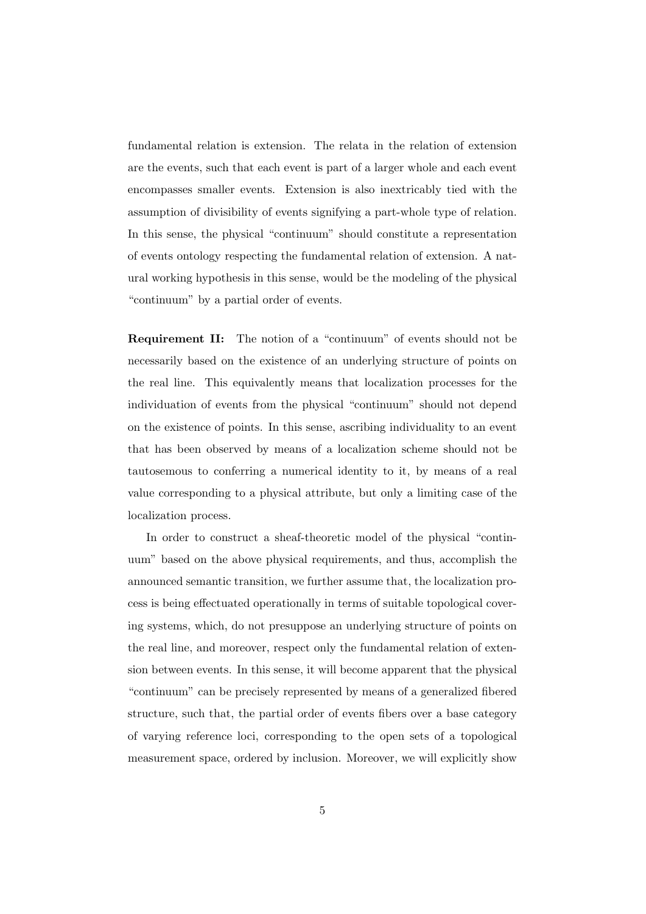fundamental relation is extension. The relata in the relation of extension are the events, such that each event is part of a larger whole and each event encompasses smaller events. Extension is also inextricably tied with the assumption of divisibility of events signifying a part-whole type of relation. In this sense, the physical "continuum" should constitute a representation of events ontology respecting the fundamental relation of extension. A natural working hypothesis in this sense, would be the modeling of the physical "continuum" by a partial order of events.

**Requirement II:** The notion of a "continuum" of events should not be necessarily based on the existence of an underlying structure of points on the real line. This equivalently means that localization processes for the individuation of events from the physical "continuum" should not depend on the existence of points. In this sense, ascribing individuality to an event that has been observed by means of a localization scheme should not be tautosemous to conferring a numerical identity to it, by means of a real value corresponding to a physical attribute, but only a limiting case of the localization process.

In order to construct a sheaf-theoretic model of the physical "continuum" based on the above physical requirements, and thus, accomplish the announced semantic transition, we further assume that, the localization process is being effectuated operationally in terms of suitable topological covering systems, which, do not presuppose an underlying structure of points on the real line, and moreover, respect only the fundamental relation of extension between events. In this sense, it will become apparent that the physical "continuum" can be precisely represented by means of a generalized fibered structure, such that, the partial order of events fibers over a base category of varying reference loci, corresponding to the open sets of a topological measurement space, ordered by inclusion. Moreover, we will explicitly show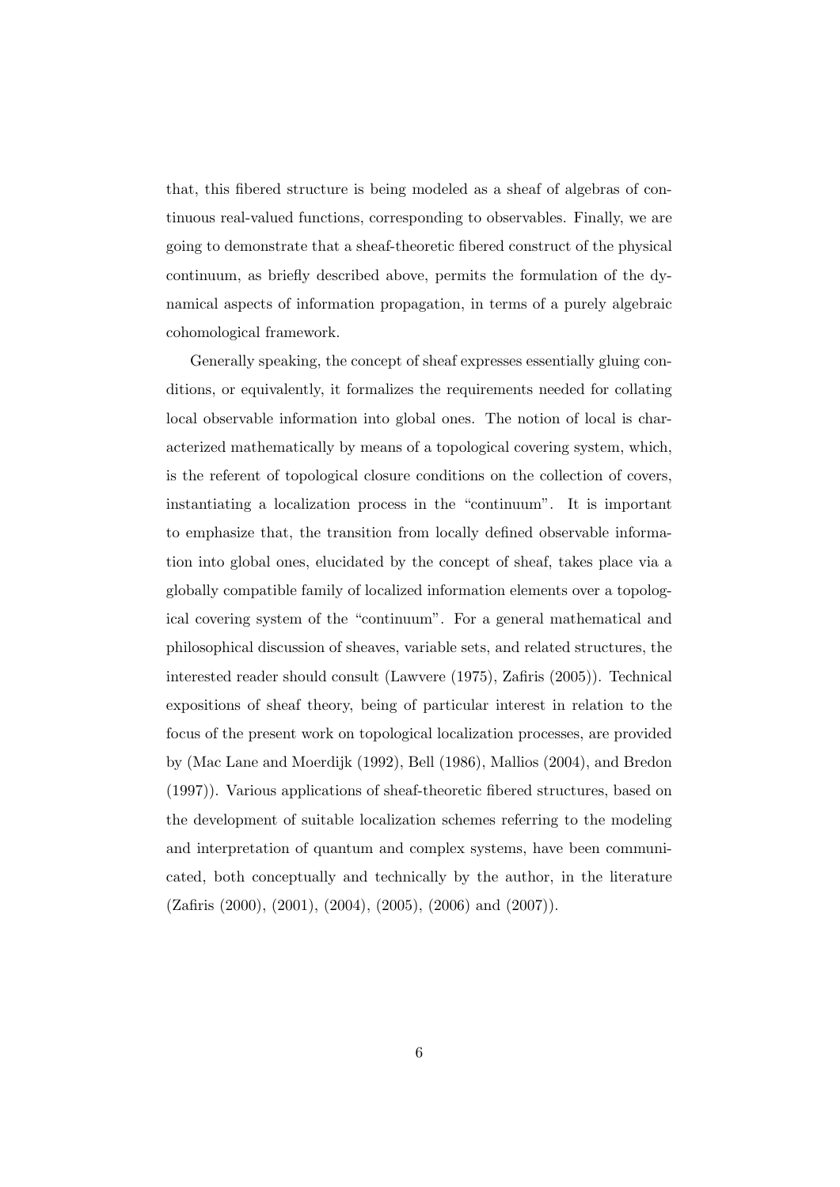that, this fibered structure is being modeled as a sheaf of algebras of continuous real-valued functions, corresponding to observables. Finally, we are going to demonstrate that a sheaf-theoretic fibered construct of the physical continuum, as briefly described above, permits the formulation of the dynamical aspects of information propagation, in terms of a purely algebraic cohomological framework.

Generally speaking, the concept of sheaf expresses essentially gluing conditions, or equivalently, it formalizes the requirements needed for collating local observable information into global ones. The notion of local is characterized mathematically by means of a topological covering system, which, is the referent of topological closure conditions on the collection of covers, instantiating a localization process in the "continuum". It is important to emphasize that, the transition from locally defined observable information into global ones, elucidated by the concept of sheaf, takes place via a globally compatible family of localized information elements over a topological covering system of the "continuum". For a general mathematical and philosophical discussion of sheaves, variable sets, and related structures, the interested reader should consult (Lawvere (1975), Zafiris (2005)). Technical expositions of sheaf theory, being of particular interest in relation to the focus of the present work on topological localization processes, are provided by (Mac Lane and Moerdijk (1992), Bell (1986), Mallios (2004), and Bredon (1997)). Various applications of sheaf-theoretic fibered structures, based on the development of suitable localization schemes referring to the modeling and interpretation of quantum and complex systems, have been communicated, both conceptually and technically by the author, in the literature (Zafiris (2000), (2001), (2004), (2005), (2006) and (2007)).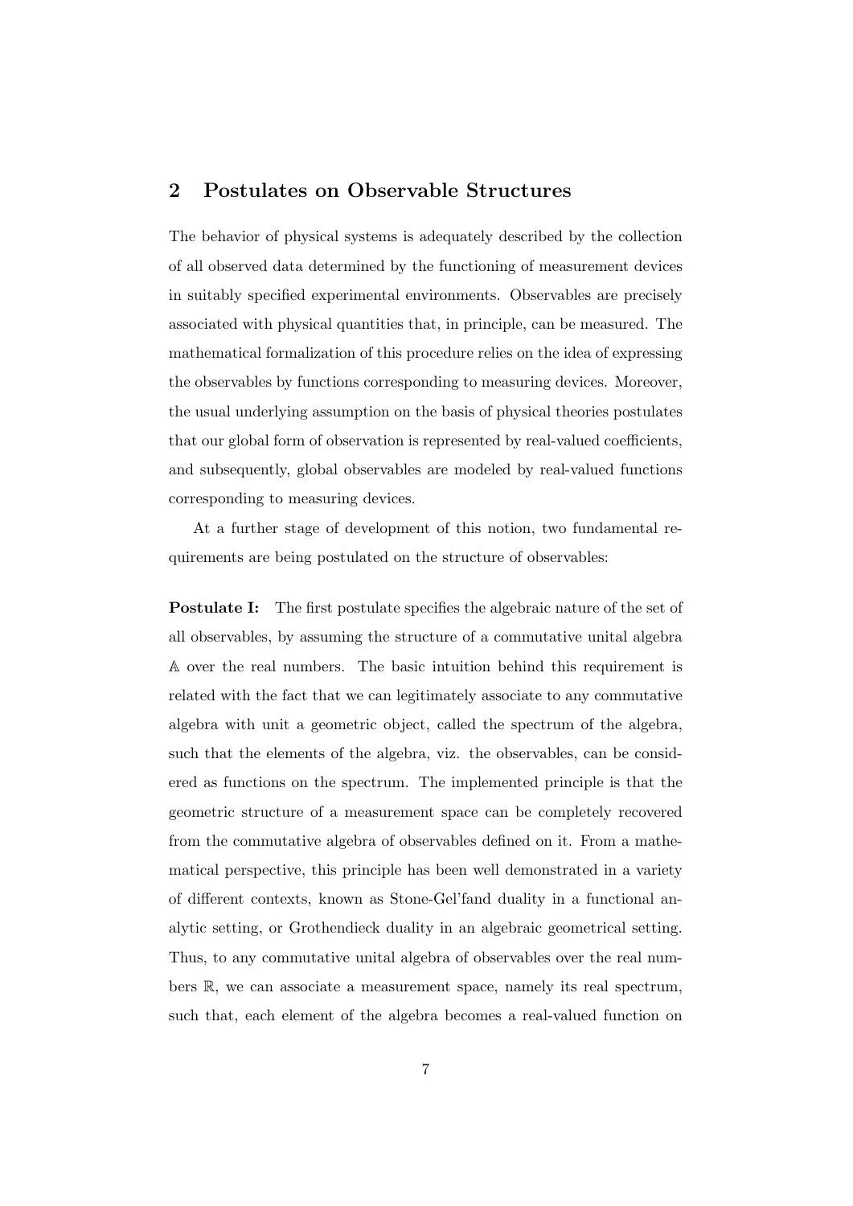## 2 Postulates on Observable Structures

The behavior of physical systems is adequately described by the collection of all observed data determined by the functioning of measurement devices in suitably specified experimental environments. Observables are precisely associated with physical quantities that, in principle, can be measured. The mathematical formalization of this procedure relies on the idea of expressing the observables by functions corresponding to measuring devices. Moreover, the usual underlying assumption on the basis of physical theories postulates that our global form of observation is represented by real-valued coefficients, and subsequently, global observables are modeled by real-valued functions corresponding to measuring devices.

At a further stage of development of this notion, two fundamental requirements are being postulated on the structure of observables:

**Postulate I:** The first postulate specifies the algebraic nature of the set of all observables, by assuming the structure of a commutative unital algebra $\mathbb{A}$ over the real numbers. The basic intuition behind this requirement is related with the fact that we can legitimately associate to any commutative algebra with unit a geometric object, called the spectrum of the algebra, such that the elements of the algebra, viz. the observables, can be considered as functions on the spectrum. The implemented principle is that the geometric structure of a measurement space can be completely recovered from the commutative algebra of observables defined on it. From a mathematical perspective, this principle has been well demonstrated in a variety of different contexts, known as Stone-Gel'fand duality in a functional analytic setting, or Grothendieck duality in an algebraic geometrical setting. Thus, to any commutative unital algebra of observables over the real numbers $\mathbb{R}$, we can associate a measurement space, namely its real spectrum, such that, each element of the algebra becomes a real-valued function on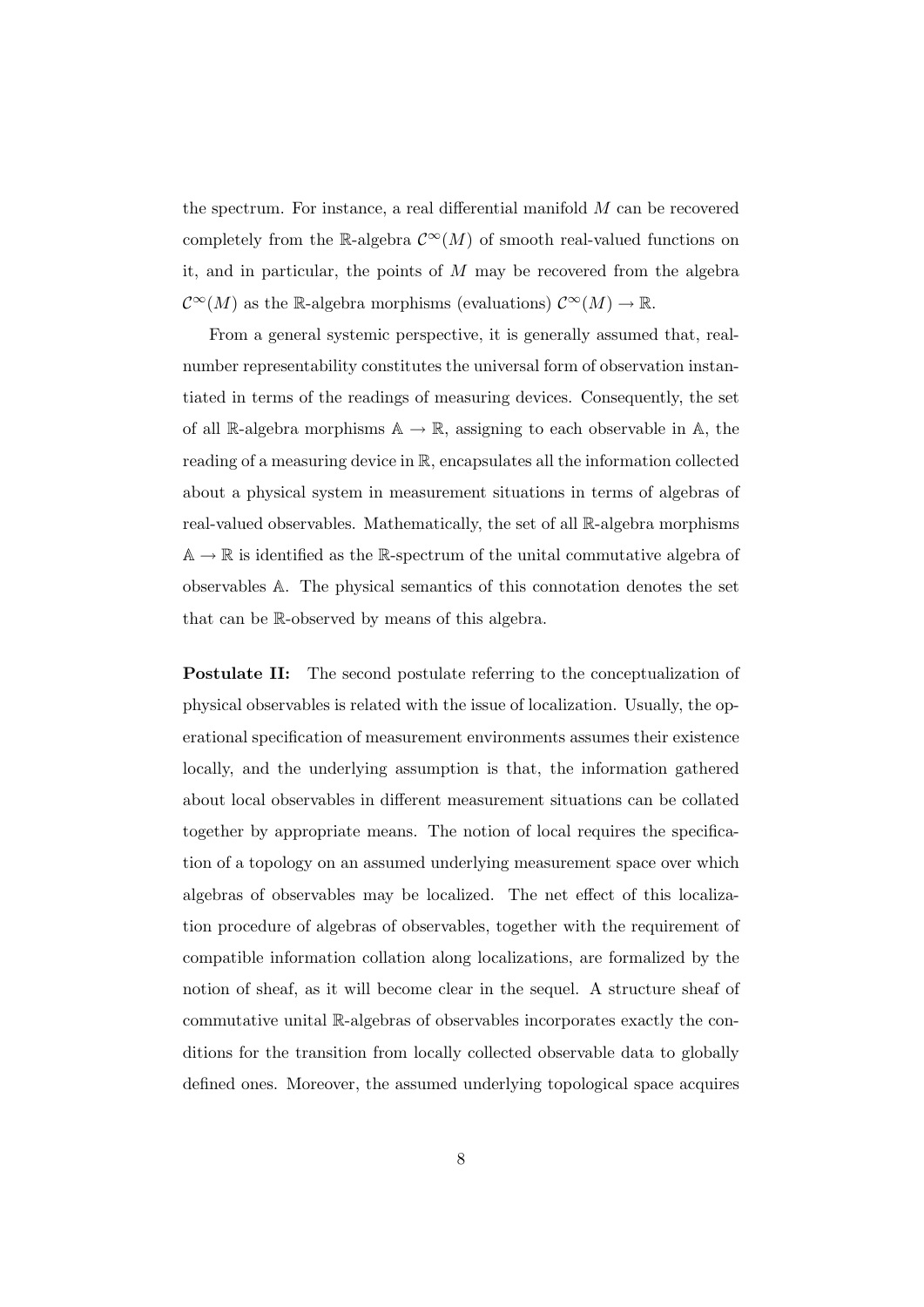the spectrum. For instance, a real differential manifold $M$ can be recovered completely from the $\mathbb{R}$-algebra $\mathcal{C}^{\infty}(M)$ of smooth real-valued functions on it, and in particular, the points of $M$ may be recovered from the algebra $\mathcal{C}^{\infty}(M)$ as the $\mathbb{R}$-algebra morphisms (evaluations) $\mathcal{C}^{\infty}(M) \to \mathbb{R}$.

From a general systemic perspective, it is generally assumed that, real-number representability constitutes the universal form of observation instantiated in terms of the readings of measuring devices. Consequently, the set of all $\mathbb{R}$-algebra morphisms $\mathbb{A} \to \mathbb{R}$, assigning to each observable in $\mathbb{A}$, the reading of a measuring device in $\mathbb{R}$, encapsulates all the information collected about a physical system in measurement situations in terms of algebras of real-valued observables. Mathematically, the set of all $\mathbb{R}$-algebra morphisms $\mathbb{A} \to \mathbb{R}$ is identified as the $\mathbb{R}$-spectrum of the unital commutative algebra of observables $\mathbb{A}$. The physical semantics of this connotation denotes the set that can be $\mathbb{R}$-observed by means of this algebra.

**Postulate II:** The second postulate referring to the conceptualization of physical observables is related with the issue of localization. Usually, the operational specification of measurement environments assumes their existence locally, and the underlying assumption is that, the information gathered about local observables in different measurement situations can be collated together by appropriate means. The notion of local requires the specification of a topology on an assumed underlying measurement space over which algebras of observables may be localized. The net effect of this localization procedure of algebras of observables, together with the requirement of compatible information collation along localizations, are formalized by the notion of sheaf, as it will become clear in the sequel. A structure sheaf of commutative unital $\mathbb{R}$-algebras of observables incorporates exactly the conditions for the transition from locally collected observable data to globally defined ones. Moreover, the assumed underlying topological space acquires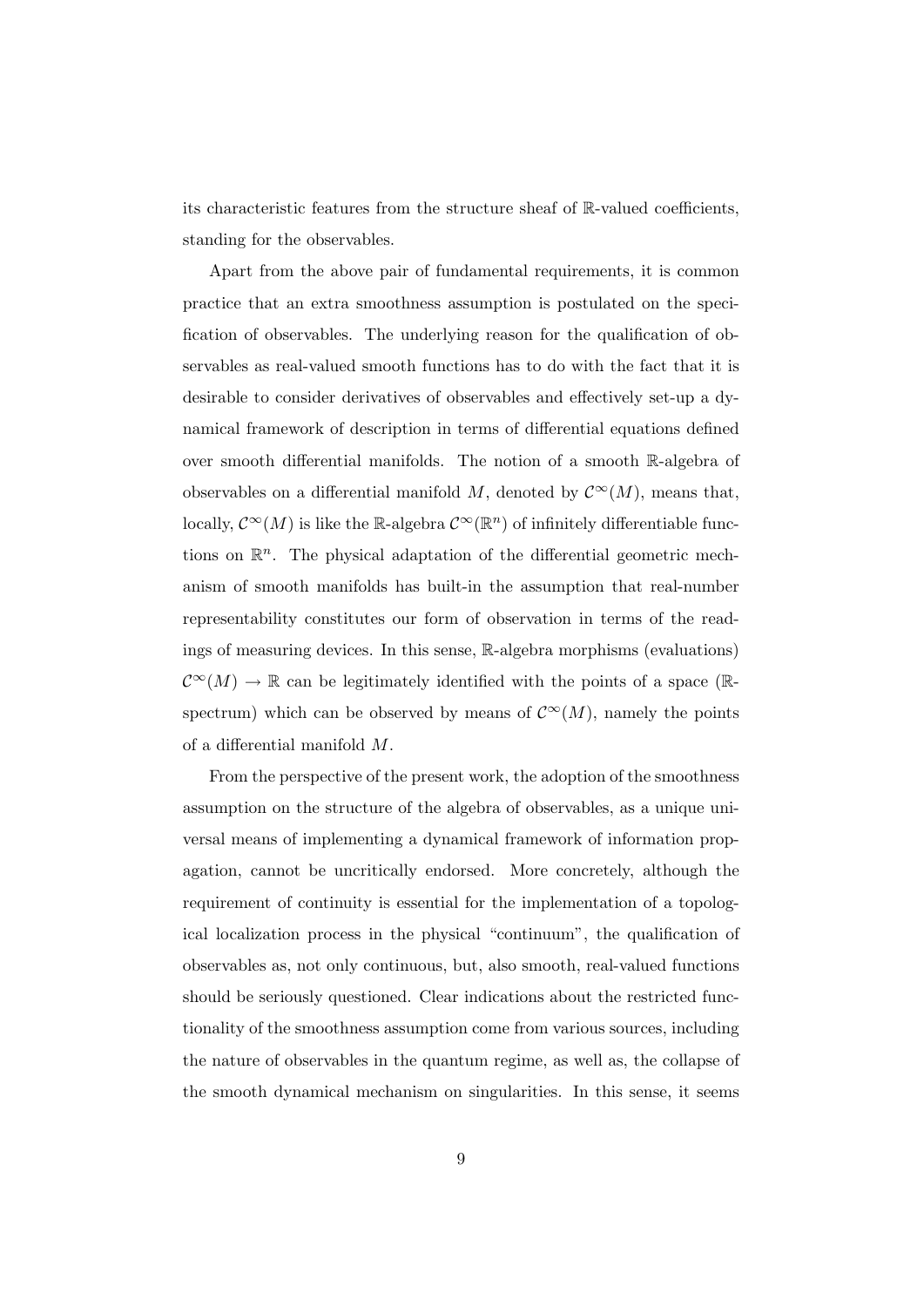its characteristic features from the structure sheaf of $\mathbb{R}$-valued coefficients, standing for the observables.

Apart from the above pair of fundamental requirements, it is common practice that an extra smoothness assumption is postulated on the specification of observables. The underlying reason for the qualification of observables as real-valued smooth functions has to do with the fact that it is desirable to consider derivatives of observables and effectively set-up a dynamical framework of description in terms of differential equations defined over smooth differential manifolds. The notion of a smooth $\mathbb{R}$-algebra of observables on a differential manifold $M$, denoted by $\mathcal{C}^\infty(M)$, means that, locally, $\mathcal{C}^\infty(M)$ is like the $\mathbb{R}$-algebra $\mathcal{C}^\infty(\mathbb{R}^n)$ of infinitely differentiable functions on $\mathbb{R}^n$. The physical adaptation of the differential geometric mechanism of smooth manifolds has built-in the assumption that real-number representability constitutes our form of observation in terms of the readings of measuring devices. In this sense, $\mathbb{R}$-algebra morphisms (evaluations) $\mathcal{C}^\infty(M) \rightarrow \mathbb{R}$ can be legitimately identified with the points of a space ($\mathbb{R}$-spectrum) which can be observed by means of $\mathcal{C}^\infty(M)$, namely the points of a differential manifold $M$.

From the perspective of the present work, the adoption of the smoothness assumption on the structure of the algebra of observables, as a unique universal means of implementing a dynamical framework of information propagation, cannot be uncritically endorsed. More concretely, although the requirement of continuity is essential for the implementation of a topological localization process in the physical "continuum", the qualification of observables as, not only continuous, but, also smooth, real-valued functions should be seriously questioned. Clear indications about the restricted functionality of the smoothness assumption come from various sources, including the nature of observables in the quantum regime, as well as, the collapse of the smooth dynamical mechanism on singularities. In this sense, it seems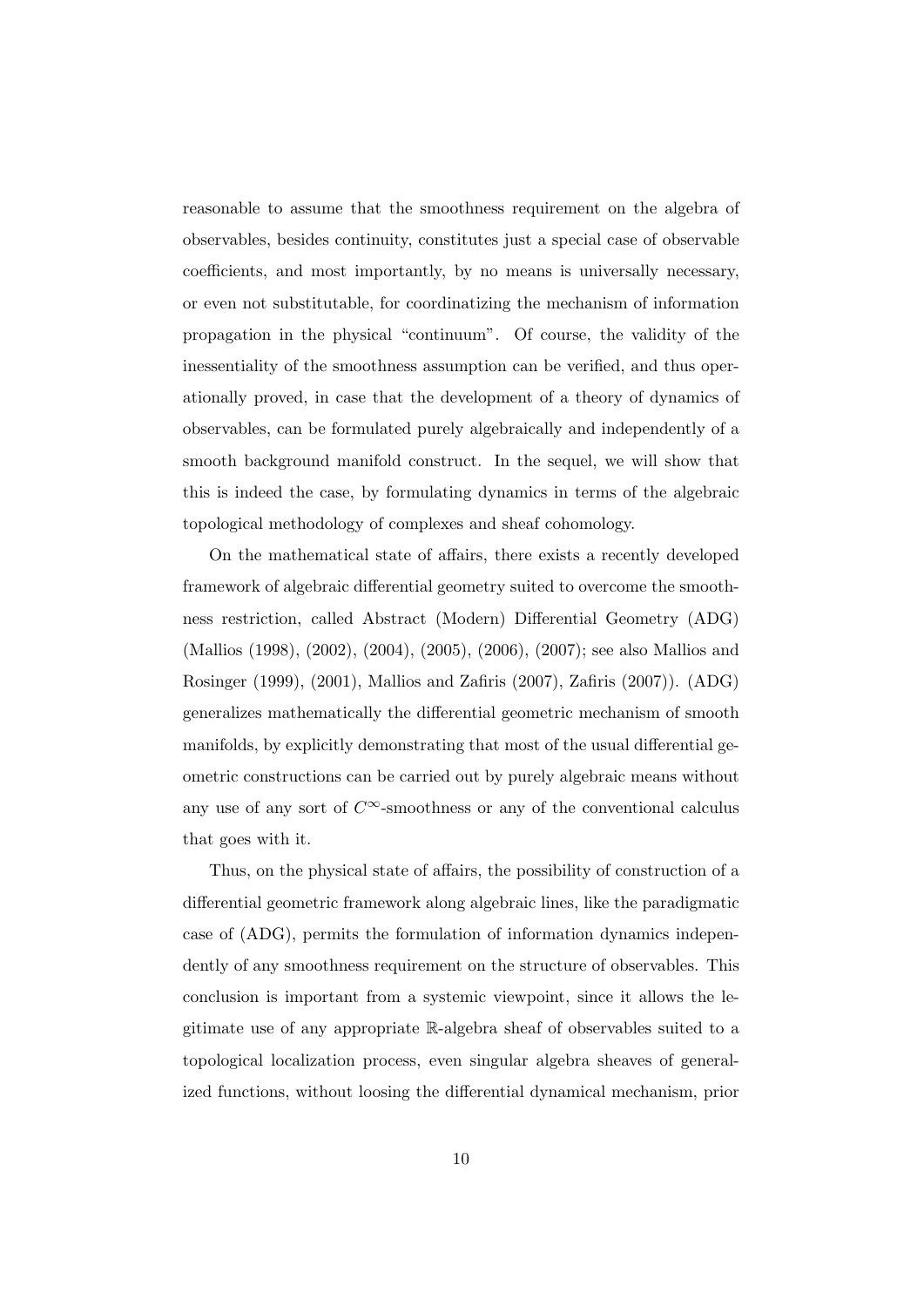reasonable to assume that the smoothness requirement on the algebra of observables, besides continuity, constitutes just a special case of observable coefficients, and most importantly, by no means is universally necessary, or even not substitutable, for coordinatizing the mechanism of information propagation in the physical "continuum". Of course, the validity of the inessentiality of the smoothness assumption can be verified, and thus operationally proved, in case that the development of a theory of dynamics of observables, can be formulated purely algebraically and independently of a smooth background manifold construct. In the sequel, we will show that this is indeed the case, by formulating dynamics in terms of the algebraic topological methodology of complexes and sheaf cohomology.

On the mathematical state of affairs, there exists a recently developed framework of algebraic differential geometry suited to overcome the smoothness restriction, called Abstract (Modern) Differential Geometry (ADG) (Mallios (1998), (2002), (2004), (2005), (2006), (2007); see also Mallios and Rosinger (1999), (2001), Mallios and Zafiris (2007), Zafiris (2007)). (ADG) generalizes mathematically the differential geometric mechanism of smooth manifolds, by explicitly demonstrating that most of the usual differential geometric constructions can be carried out by purely algebraic means without any use of any sort of $C^{\infty}$-smoothness or any of the conventional calculus that goes with it.

Thus, on the physical state of affairs, the possibility of construction of a differential geometric framework along algebraic lines, like the paradigmatic case of (ADG), permits the formulation of information dynamics independently of any smoothness requirement on the structure of observables. This conclusion is important from a systemic viewpoint, since it allows the legitimate use of any appropriate $\mathbb{R}$-algebra sheaf of observables suited to a topological localization process, even singular algebra sheaves of generalized functions, without loosing the differential dynamical mechanism, prior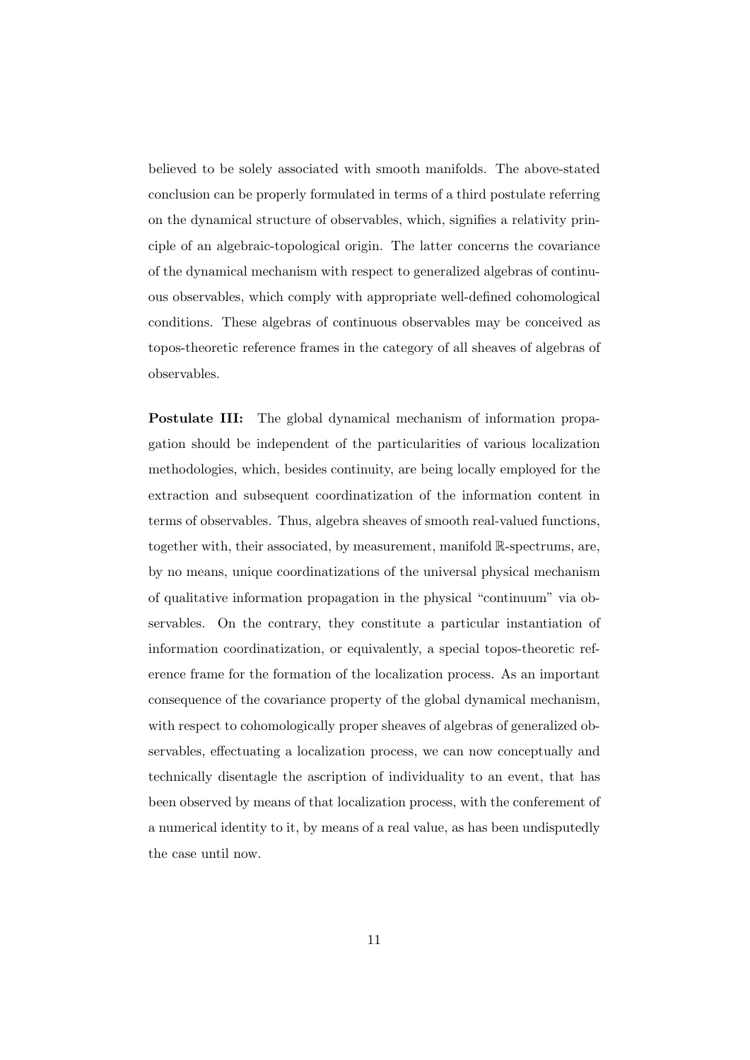believed to be solely associated with smooth manifolds. The above-stated conclusion can be properly formulated in terms of a third postulate referring on the dynamical structure of observables, which, signifies a relativity principle of an algebraic-topological origin. The latter concerns the covariance of the dynamical mechanism with respect to generalized algebras of continuous observables, which comply with appropriate well-defined cohomological conditions. These algebras of continuous observables may be conceived as topos-theoretic reference frames in the category of all sheaves of algebras of observables.

**Postulate III:** The global dynamical mechanism of information propagation should be independent of the particularities of various localization methodologies, which, besides continuity, are being locally employed for the extraction and subsequent coordinatization of the information content in terms of observables. Thus, algebra sheaves of smooth real-valued functions, together with, their associated, by measurement, manifold $\mathbb{R}$-spectrums, are, by no means, unique coordinatizations of the universal physical mechanism of qualitative information propagation in the physical "continuum" via observables. On the contrary, they constitute a particular instantiation of information coordinatization, or equivalently, a special topos-theoretic reference frame for the formation of the localization process. As an important consequence of the covariance property of the global dynamical mechanism, with respect to cohomologically proper sheaves of algebras of generalized observables, effectuating a localization process, we can now conceptually and technically disentagle the ascription of individuality to an event, that has been observed by means of that localization process, with the conferement of a numerical identity to it, by means of a real value, as has been undisputedly the case until now.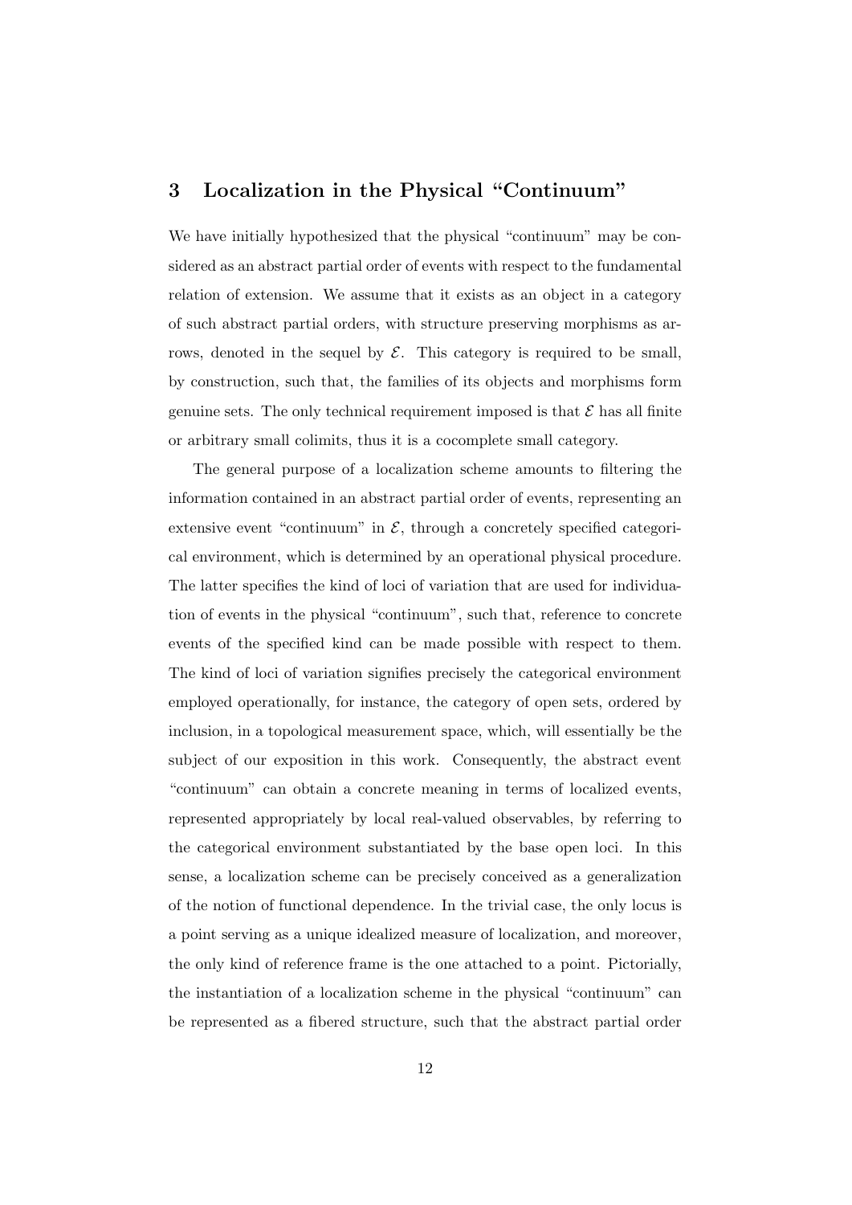## 3 Localization in the Physical "Continuum"

We have initially hypothesized that the physical "continuum" may be considered as an abstract partial order of events with respect to the fundamental relation of extension. We assume that it exists as an object in a category of such abstract partial orders, with structure preserving morphisms as arrows, denoted in the sequel by $\mathcal{E}$. This category is required to be small, by construction, such that, the families of its objects and morphisms form genuine sets. The only technical requirement imposed is that $\mathcal{E}$ has all finite or arbitrary small colimits, thus it is a cocomplete small category.

The general purpose of a localization scheme amounts to filtering the information contained in an abstract partial order of events, representing an extensive event "continuum" in $\mathcal{E}$, through a concretely specified categorical environment, which is determined by an operational physical procedure. The latter specifies the kind of loci of variation that are used for individuation of events in the physical "continuum", such that, reference to concrete events of the specified kind can be made possible with respect to them. The kind of loci of variation signifies precisely the categorical environment employed operationally, for instance, the category of open sets, ordered by inclusion, in a topological measurement space, which, will essentially be the subject of our exposition in this work. Consequently, the abstract event "continuum" can obtain a concrete meaning in terms of localized events, represented appropriately by local real-valued observables, by referring to the categorical environment substantiated by the base open loci. In this sense, a localization scheme can be precisely conceived as a generalization of the notion of functional dependence. In the trivial case, the only locus is a point serving as a unique idealized measure of localization, and moreover, the only kind of reference frame is the one attached to a point. Pictorially, the instantiation of a localization scheme in the physical "continuum" can be represented as a fibered structure, such that the abstract partial order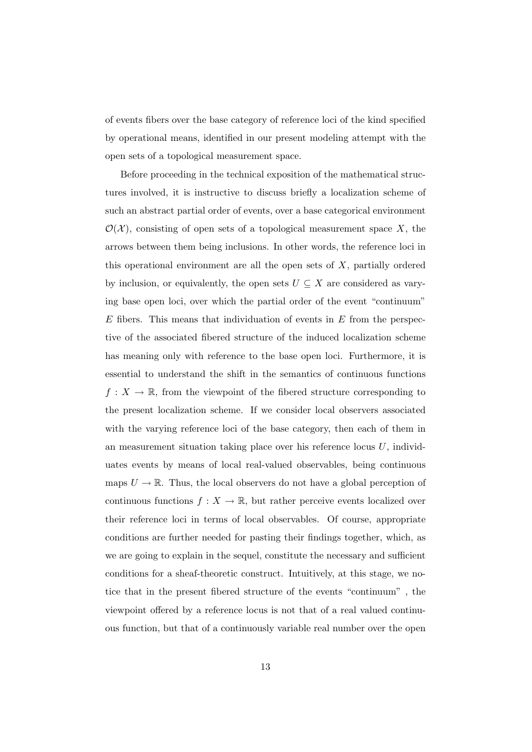of events fibers over the base category of reference loci of the kind specified by operational means, identified in our present modeling attempt with the open sets of a topological measurement space.

Before proceeding in the technical exposition of the mathematical structures involved, it is instructive to discuss briefly a localization scheme of such an abstract partial order of events, over a base categorical environment $\mathcal{O}(\mathcal{X})$, consisting of open sets of a topological measurement space $X$, the arrows between them being inclusions. In other words, the reference loci in this operational environment are all the open sets of $X$, partially ordered by inclusion, or equivalently, the open sets $U \subseteq X$ are considered as varying base open loci, over which the partial order of the event "continuum" $E$ fibers. This means that individuation of events in $E$ from the perspective of the associated fibered structure of the induced localization scheme has meaning only with reference to the base open loci. Furthermore, it is essential to understand the shift in the semantics of continuous functions $f : X \to \mathbb{R}$, from the viewpoint of the fibered structure corresponding to the present localization scheme. If we consider local observers associated with the varying reference loci of the base category, then each of them in an measurement situation taking place over his reference locus $U$, individuates events by means of local real-valued observables, being continuous maps $U \to \mathbb{R}$. Thus, the local observers do not have a global perception of continuous functions $f : X \to \mathbb{R}$, but rather perceive events localized over their reference loci in terms of local observables. Of course, appropriate conditions are further needed for pasting their findings together, which, as we are going to explain in the sequel, constitute the necessary and sufficient conditions for a sheaf-theoretic construct. Intuitively, at this stage, we notice that in the present fibered structure of the events "continuum" , the viewpoint offered by a reference locus is not that of a real valued continuous function, but that of a continuously variable real number over the open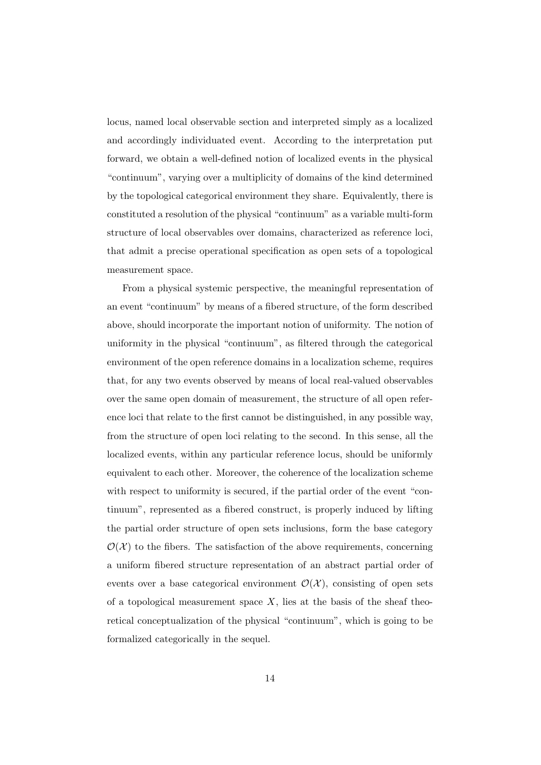locus, named local observable section and interpreted simply as a localized and accordingly individuated event. According to the interpretation put forward, we obtain a well-defined notion of localized events in the physical "continuum", varying over a multiplicity of domains of the kind determined by the topological categorical environment they share. Equivalently, there is constituted a resolution of the physical "continuum" as a variable multi-form structure of local observables over domains, characterized as reference loci, that admit a precise operational specification as open sets of a topological measurement space.

From a physical systemic perspective, the meaningful representation of an event "continuum" by means of a fibered structure, of the form described above, should incorporate the important notion of uniformity. The notion of uniformity in the physical "continuum", as filtered through the categorical environment of the open reference domains in a localization scheme, requires that, for any two events observed by means of local real-valued observables over the same open domain of measurement, the structure of all open reference loci that relate to the first cannot be distinguished, in any possible way, from the structure of open loci relating to the second. In this sense, all the localized events, within any particular reference locus, should be uniformly equivalent to each other. Moreover, the coherence of the localization scheme with respect to uniformity is secured, if the partial order of the event "continuum", represented as a fibered construct, is properly induced by lifting the partial order structure of open sets inclusions, form the base category $\mathcal{O}(\mathcal{X})$ to the fibers. The satisfaction of the above requirements, concerning a uniform fibered structure representation of an abstract partial order of events over a base categorical environment $\mathcal{O}(\mathcal{X})$, consisting of open sets of a topological measurement space $X$, lies at the basis of the sheaf theoretical conceptualization of the physical "continuum", which is going to be formalized categorically in the sequel.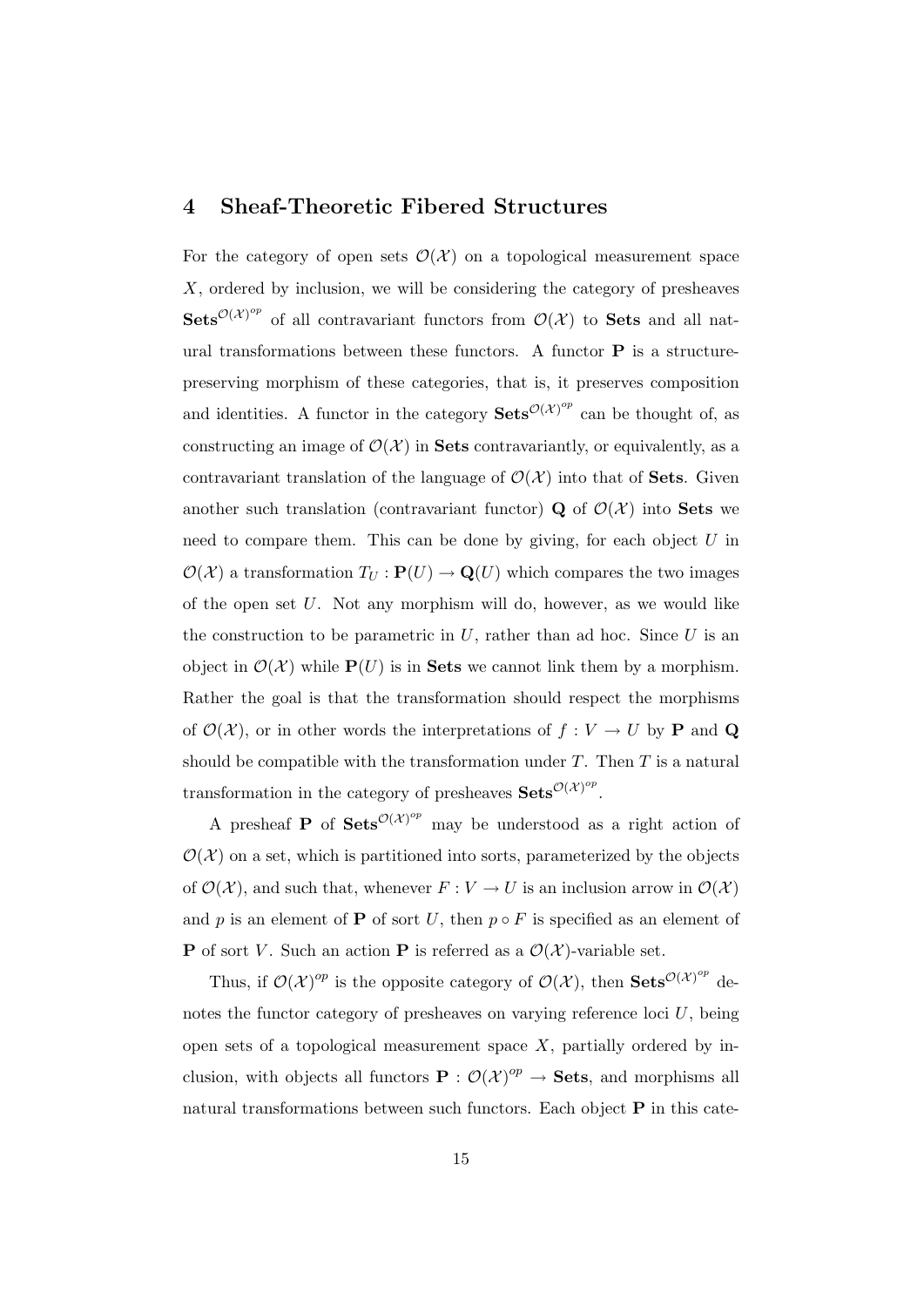## 4 Sheaf-Theoretic Fibered Structures

For the category of open sets $\mathcal{O}(\mathcal{X})$ on a topological measurement space $X$, ordered by inclusion, we will be considering the category of presheaves $\mathbf{Sets}^{\mathcal{O}(\mathcal{X})^{op}}$ of all contravariant functors from $\mathcal{O}(\mathcal{X})$ to **Sets** and all natural transformations between these functors. A functor $\mathbf{P}$ is a structure-preserving morphism of these categories, that is, it preserves composition and identities. A functor in the category $\mathbf{Sets}^{\mathcal{O}(\mathcal{X})^{op}}$ can be thought of, as constructing an image of $\mathcal{O}(\mathcal{X})$ in **Sets** contravariantly, or equivalently, as a contravariant translation of the language of $\mathcal{O}(\mathcal{X})$ into that of **Sets**. Given another such translation (contravariant functor) $\mathbf{Q}$ of $\mathcal{O}(\mathcal{X})$ into **Sets** we need to compare them. This can be done by giving, for each object $U$ in $\mathcal{O}(\mathcal{X})$ a transformation $T_U : \mathbf{P}(U) \to \mathbf{Q}(U)$ which compares the two images of the open set $U$. Not any morphism will do, however, as we would like the construction to be parametric in $U$, rather than ad hoc. Since $U$ is an object in $\mathcal{O}(\mathcal{X})$ while $\mathbf{P}(U)$ is in **Sets** we cannot link them by a morphism. Rather the goal is that the transformation should respect the morphisms of $\mathcal{O}(\mathcal{X})$, or in other words the interpretations of $f : V \to U$ by $\mathbf{P}$ and $\mathbf{Q}$ should be compatible with the transformation under $T$. Then $T$ is a natural transformation in the category of presheaves $\mathbf{Sets}^{\mathcal{O}(\mathcal{X})^{op}}$.

A presheaf $\mathbf{P}$ of $\mathbf{Sets}^{\mathcal{O}(\mathcal{X})^{op}}$ may be understood as a right action of $\mathcal{O}(\mathcal{X})$ on a set, which is partitioned into sorts, parameterized by the objects of $\mathcal{O}(\mathcal{X})$, and such that, whenever $F : V \to U$ is an inclusion arrow in $\mathcal{O}(\mathcal{X})$ and $p$ is an element of $\mathbf{P}$ of sort $U$, then $p \circ F$ is specified as an element of $\mathbf{P}$ of sort $V$. Such an action $\mathbf{P}$ is referred as a $\mathcal{O}(\mathcal{X})$-variable set.

Thus, if $\mathcal{O}(\mathcal{X})^{op}$ is the opposite category of $\mathcal{O}(\mathcal{X})$, then $\mathbf{Sets}^{\mathcal{O}(\mathcal{X})^{op}}$ denotes the functor category of presheaves on varying reference loci $U$, being open sets of a topological measurement space $X$, partially ordered by inclusion, with objects all functors $\mathbf{P} : \mathcal{O}(\mathcal{X})^{op} \to \mathbf{Sets}$, and morphisms all natural transformations between such functors. Each object $\mathbf{P}$ in this cate-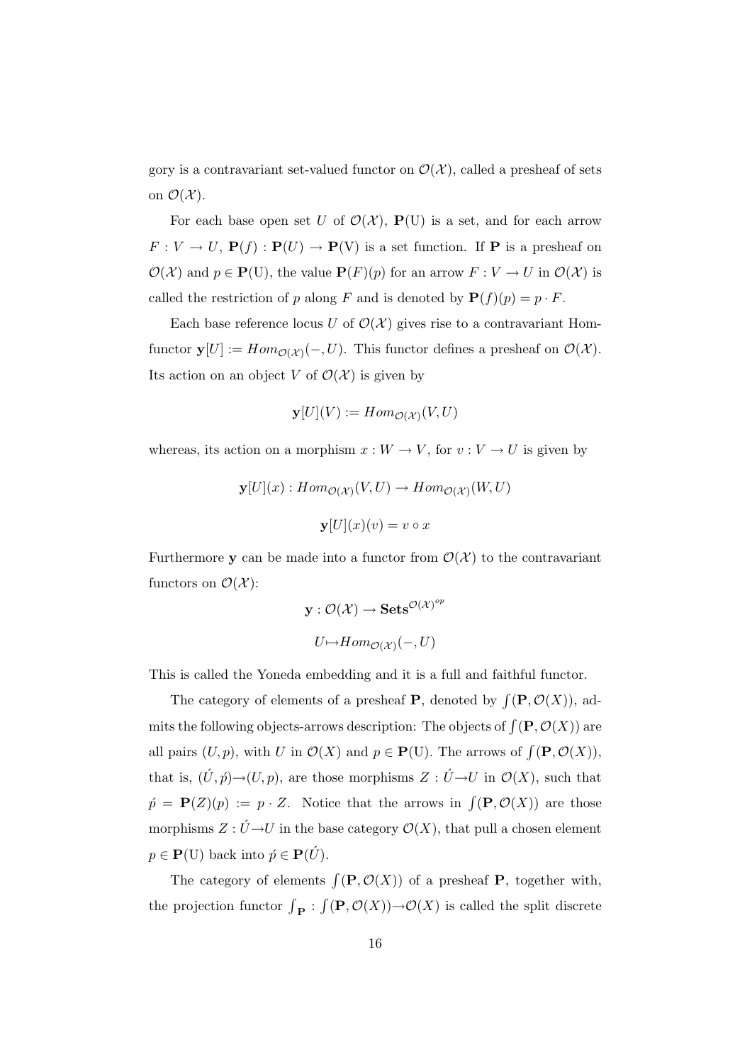gory is a contravariant set-valued functor on $\mathcal{O}(\mathcal{X})$, called a presheaf of sets on $\mathcal{O}(\mathcal{X})$.

For each base open set $U$ of $\mathcal{O}(\mathcal{X})$, $\mathbf{P}(\mathrm{U})$ is a set, and for each arrow $F : V \to U$, $\mathbf{P}(f) : \mathbf{P}(U) \to \mathbf{P}(\mathrm{V})$ is a set function. If $\mathbf{P}$ is a presheaf on $\mathcal{O}(\mathcal{X})$ and $p \in \mathbf{P}(\mathrm{U})$, the value $\mathbf{P}(F)(p)$ for an arrow $F : V \to U$ in $\mathcal{O}(\mathcal{X})$ is called the restriction of $p$ along $F$ and is denoted by $\mathbf{P}(f)(p) = p \cdot F$.

Each base reference locus $U$ of $\mathcal{O}(\mathcal{X})$ gives rise to a contravariant Hom-functor $\mathbf{y}[U] := Hom_{\mathcal{O}(\mathcal{X})}(-, U)$. This functor defines a presheaf on $\mathcal{O}(\mathcal{X})$. Its action on an object $V$ of $\mathcal{O}(\mathcal{X})$ is given by

$$\mathbf{y}[U](V) := Hom_{\mathcal{O}(\mathcal{X})}(V, U)$$

whereas, its action on a morphism $x : W \to V$, for $v : V \to U$ is given by

$$\mathbf{y}[U](x) : Hom_{\mathcal{O}(\mathcal{X})}(V, U) \to Hom_{\mathcal{O}(\mathcal{X})}(W, U)$$

$$\mathbf{y}[U](x)(v) = v \circ x$$

Furthermore $\mathbf{y}$ can be made into a functor from $\mathcal{O}(\mathcal{X})$ to the contravariant functors on $\mathcal{O}(\mathcal{X})$:

$$\mathbf{y} : \mathcal{O}(\mathcal{X}) \to \mathbf{Sets}^{\mathcal{O}(\mathcal{X})^{op}}$$

$$U \mapsto Hom_{\mathcal{O}(\mathcal{X})}(-, U)$$

This is called the Yoneda embedding and it is a full and faithful functor.

The category of elements of a presheaf $\mathbf{P}$, denoted by $\int(\mathbf{P}, \mathcal{O}(X))$, admits the following objects-arrows description: The objects of $\int(\mathbf{P}, \mathcal{O}(X))$ are all pairs $(U, p)$, with $U$ in $\mathcal{O}(X)$ and $p \in \mathbf{P}(\mathrm{U})$. The arrows of $\int(\mathbf{P}, \mathcal{O}(X))$, that is, $(\acute{U}, \acute{p}) \to (U, p)$, are those morphisms $Z : \acute{U} \to U$ in $\mathcal{O}(X)$, such that $\acute{p} = \mathbf{P}(Z)(p) := p \cdot Z$. Notice that the arrows in $\int(\mathbf{P}, \mathcal{O}(X))$ are those morphisms $Z : \acute{U} \to U$ in the base category $\mathcal{O}(X)$, that pull a chosen element $p \in \mathbf{P}(\mathrm{U})$ back into $\acute{p} \in \mathbf{P}(\acute{U})$.

The category of elements $\int(\mathbf{P}, \mathcal{O}(X))$ of a presheaf $\mathbf{P}$, together with, the projection functor $\int_{\mathbf{P}} : \int(\mathbf{P}, \mathcal{O}(X)) \to \mathcal{O}(X)$ is called the split discrete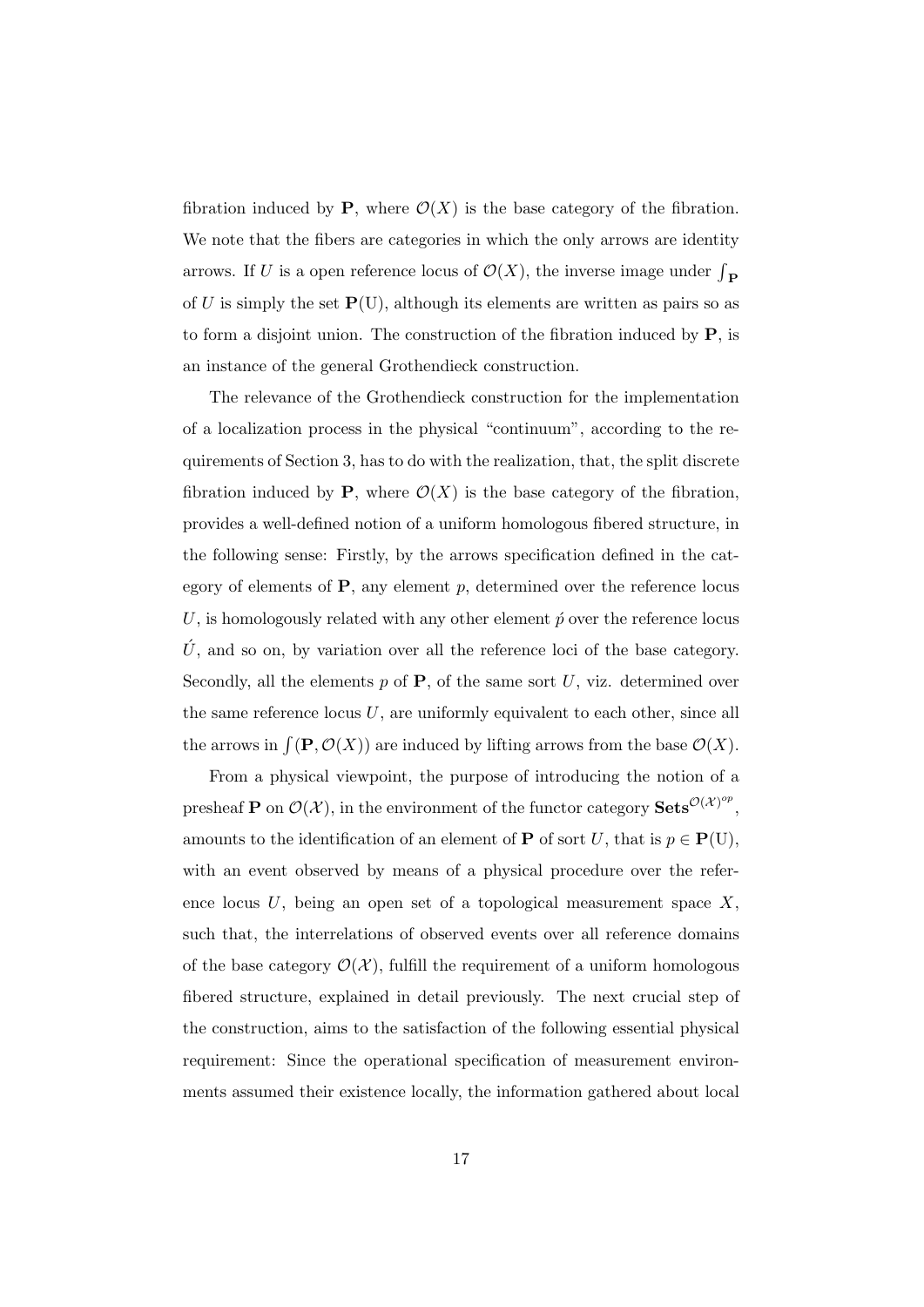fibration induced by $\mathbf{P}$, where $\mathcal{O}(X)$ is the base category of the fibration. We note that the fibers are categories in which the only arrows are identity arrows. If $U$ is a open reference locus of $\mathcal{O}(X)$, the inverse image under $\int_{\mathbf{P}}$ of $U$ is simply the set $\mathbf{P}(\mathrm{U})$, although its elements are written as pairs so as to form a disjoint union. The construction of the fibration induced by $\mathbf{P}$, is an instance of the general Grothendieck construction.

The relevance of the Grothendieck construction for the implementation of a localization process in the physical "continuum", according to the requirements of Section 3, has to do with the realization, that, the split discrete fibration induced by $\mathbf{P}$, where $\mathcal{O}(X)$ is the base category of the fibration, provides a well-defined notion of a uniform homologous fibered structure, in the following sense: Firstly, by the arrows specification defined in the category of elements of $\mathbf{P}$, any element $p$, determined over the reference locus $U$, is homologously related with any other element $\acute{p}$ over the reference locus $\acute{U}$, and so on, by variation over all the reference loci of the base category. Secondly, all the elements $p$ of $\mathbf{P}$, of the same sort $U$, viz. determined over the same reference locus $U$, are uniformly equivalent to each other, since all the arrows in $\int(\mathbf{P}, \mathcal{O}(X))$ are induced by lifting arrows from the base $\mathcal{O}(X)$.

From a physical viewpoint, the purpose of introducing the notion of a presheaf $\mathbf{P}$ on $\mathcal{O}(\mathcal{X})$, in the environment of the functor category $\mathbf{Sets}^{\mathcal{O}(\mathcal{X})^{op}}$, amounts to the identification of an element of $\mathbf{P}$ of sort $U$, that is $p \in \mathbf{P}(\mathrm{U})$, with an event observed by means of a physical procedure over the reference locus $U$, being an open set of a topological measurement space $X$, such that, the interrelations of observed events over all reference domains of the base category $\mathcal{O}(\mathcal{X})$, fulfill the requirement of a uniform homologous fibered structure, explained in detail previously. The next crucial step of the construction, aims to the satisfaction of the following essential physical requirement: Since the operational specification of measurement environments assumed their existence locally, the information gathered about local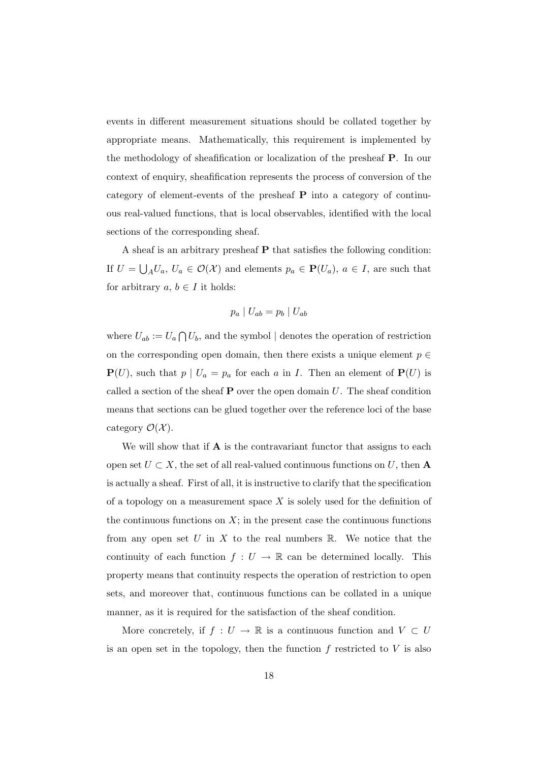events in different measurement situations should be collated together by appropriate means. Mathematically, this requirement is implemented by the methodology of sheafification or localization of the presheaf $\mathbf{P}$. In our context of enquiry, sheafification represents the process of conversion of the category of element-events of the presheaf $\mathbf{P}$ into a category of continuous real-valued functions, that is local observables, identified with the local sections of the corresponding sheaf.

A sheaf is an arbitrary presheaf $\mathbf{P}$ that satisfies the following condition: If $U = \bigcup_A U_a$, $U_a \in \mathcal{O}(\mathcal{X})$ and elements $p_a \in \mathbf{P}(U_a)$, $a \in I$, are such that for arbitrary $a$, $b \in I$ it holds:

$$p_a \mid U_{ab} = p_b \mid U_{ab}$$

where $U_{ab} := U_a \bigcap U_b$, and the symbol $\mid$ denotes the operation of restriction on the corresponding open domain, then there exists a unique element $p \in \mathbf{P}(U)$, such that $p \mid U_a = p_a$ for each $a$ in $I$. Then an element of $\mathbf{P}(U)$ is called a section of the sheaf $\mathbf{P}$ over the open domain $U$. The sheaf condition means that sections can be glued together over the reference loci of the base category $\mathcal{O}(\mathcal{X})$.

We will show that if $\mathbf{A}$ is the contravariant functor that assigns to each open set $U \subset X$, the set of all real-valued continuous functions on $U$, then $\mathbf{A}$ is actually a sheaf. First of all, it is instructive to clarify that the specification of a topology on a measurement space $X$ is solely used for the definition of the continuous functions on $X$; in the present case the continuous functions from any open set $U$ in $X$ to the real numbers $\mathbb{R}$. We notice that the continuity of each function $f : U \to \mathbb{R}$ can be determined locally. This property means that continuity respects the operation of restriction to open sets, and moreover that, continuous functions can be collated in a unique manner, as it is required for the satisfaction of the sheaf condition.

More concretely, if $f : U \to \mathbb{R}$ is a continuous function and $V \subset U$ is an open set in the topology, then the function $f$ restricted to $V$ is also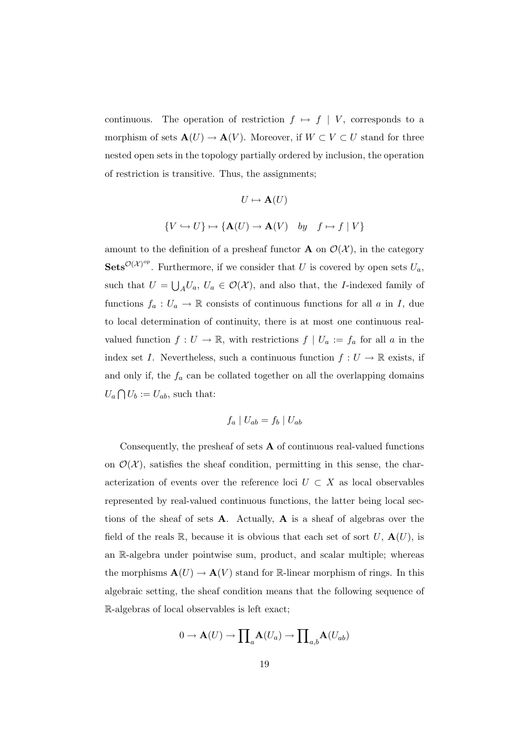continuous. The operation of restriction $f \mapsto f \mid V$, corresponds to a morphism of sets $\mathbf{A}(U) \to \mathbf{A}(V)$. Moreover, if $W \subset V \subset U$ stand for three nested open sets in the topology partially ordered by inclusion, the operation of restriction is transitive. Thus, the assignments;

$$U \mapsto \mathbf{A}(U)$$

$$\{V \hookrightarrow U\} \mapsto \{\mathbf{A}(U) \to \mathbf{A}(V) \quad by \quad f \mapsto f \mid V\}$$

amount to the definition of a presheaf functor $\mathbf{A}$ on $\mathcal{O}(\mathcal{X})$, in the category $\mathbf{Sets}^{\mathcal{O}(\mathcal{X})^{op}}$. Furthermore, if we consider that $U$ is covered by open sets $U_a$, such that $U = \bigcup_A U_a$, $U_a \in \mathcal{O}(\mathcal{X})$, and also that, the $I$-indexed family of functions $f_a : U_a \to \mathbb{R}$ consists of continuous functions for all $a$ in $I$, due to local determination of continuity, there is at most one continuous real-valued function $f : U \to \mathbb{R}$, with restrictions $f \mid U_a := f_a$ for all $a$ in the index set $I$. Nevertheless, such a continuous function $f : U \to \mathbb{R}$ exists, if and only if, the $f_a$ can be collated together on all the overlapping domains $U_a \bigcap U_b := U_{ab}$, such that:

$$f_a \mid U_{ab} = f_b \mid U_{ab}$$

Consequently, the presheaf of sets $\mathbf{A}$ of continuous real-valued functions on $\mathcal{O}(\mathcal{X})$, satisfies the sheaf condition, permitting in this sense, the characterization of events over the reference loci $U \subset X$ as local observables represented by real-valued continuous functions, the latter being local sections of the sheaf of sets $\mathbf{A}$. Actually, $\mathbf{A}$ is a sheaf of algebras over the field of the reals $\mathbb{R}$, because it is obvious that each set of sort $U$, $\mathbf{A}(U)$, is an $\mathbb{R}$-algebra under pointwise sum, product, and scalar multiple; whereas the morphisms $\mathbf{A}(U) \to \mathbf{A}(V)$ stand for $\mathbb{R}$-linear morphism of rings. In this algebraic setting, the sheaf condition means that the following sequence of $\mathbb{R}$-algebras of local observables is left exact;

$$0 \to \mathbf{A}(U) \to \prod\nolimits_a \mathbf{A}(U_a) \to \prod\nolimits_{a,b} \mathbf{A}(U_{ab})$$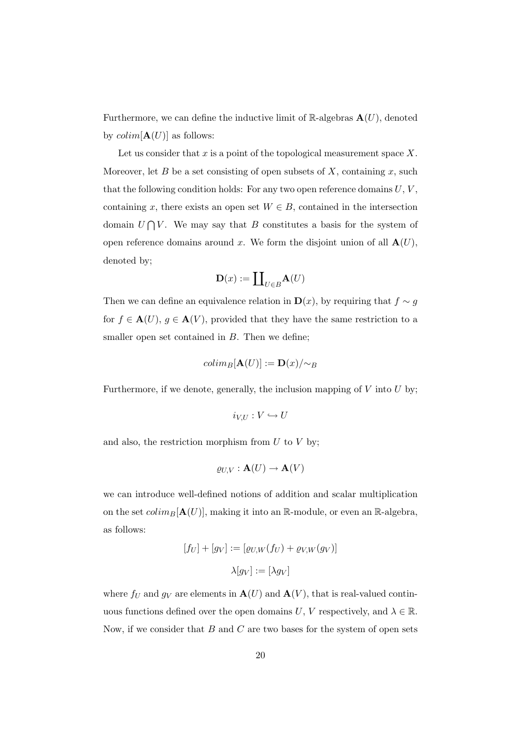Furthermore, we can define the inductive limit of $\mathbb{R}$-algebras $\mathbf{A}(U)$, denoted by $colim[\mathbf{A}(U)]$ as follows:

Let us consider that $x$ is a point of the topological measurement space $X$. Moreover, let $B$ be a set consisting of open subsets of $X$, containing $x$, such that the following condition holds: For any two open reference domains $U$, $V$, containing $x$, there exists an open set $W \in B$, contained in the intersection domain $U \bigcap V$. We may say that $B$ constitutes a basis for the system of open reference domains around $x$. We form the disjoint union of all $\mathbf{A}(U)$, denoted by;

$$\mathbf{D}(x) := \coprod_{U \in B} \mathbf{A}(U)$$

Then we can define an equivalence relation in $\mathbf{D}(x)$, by requiring that $f \sim g$ for $f \in \mathbf{A}(U)$, $g \in \mathbf{A}(V)$, provided that they have the same restriction to a smaller open set contained in $B$. Then we define;

$$colim_B[\mathbf{A}(U)] := \mathbf{D}(x)/\sim_B$$

Furthermore, if we denote, generally, the inclusion mapping of $V$ into $U$ by;

$$i_{V,U} : V \hookrightarrow U$$

and also, the restriction morphism from $U$ to $V$ by;

$$\varrho_{U,V} : \mathbf{A}(U) \to \mathbf{A}(V)$$

we can introduce well-defined notions of addition and scalar multiplication on the set $colim_B[\mathbf{A}(U)]$, making it into an $\mathbb{R}$-module, or even an $\mathbb{R}$-algebra, as follows:

$$[f_U] + [g_V] := [\varrho_{U,W}(f_U) + \varrho_{V,W}(g_V)]$$

$$\lambda[g_V] := [\lambda g_V]$$

where $f_U$ and $g_V$ are elements in $\mathbf{A}(U)$ and $\mathbf{A}(V)$, that is real-valued continuous functions defined over the open domains $U$, $V$ respectively, and $\lambda \in \mathbb{R}$. Now, if we consider that $B$ and $C$ are two bases for the system of open sets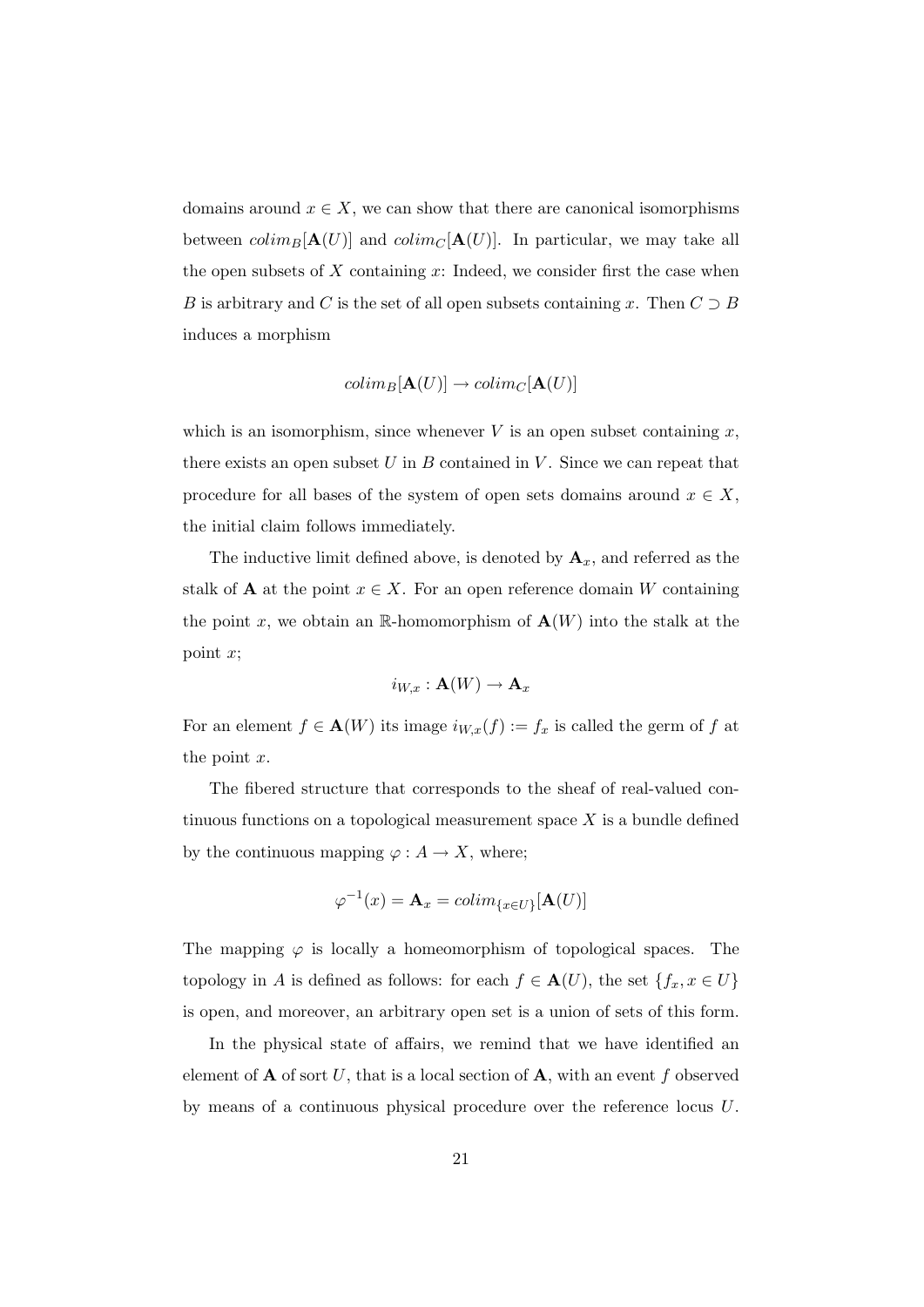domains around $x \in X$, we can show that there are canonical isomorphisms between $colim_B[\mathbf{A}(U)]$ and $colim_C[\mathbf{A}(U)]$. In particular, we may take all the open subsets of $X$ containing $x$: Indeed, we consider first the case when $B$ is arbitrary and $C$ is the set of all open subsets containing $x$. Then $C \supset B$ induces a morphism

$$colim_B[\mathbf{A}(U)] \to colim_C[\mathbf{A}(U)]$$

which is an isomorphism, since whenever $V$ is an open subset containing $x$, there exists an open subset $U$ in $B$ contained in $V$. Since we can repeat that procedure for all bases of the system of open sets domains around $x \in X$, the initial claim follows immediately.

The inductive limit defined above, is denoted by $\mathbf{A}_x$, and referred as the stalk of $\mathbf{A}$ at the point $x \in X$. For an open reference domain $W$ containing the point $x$, we obtain an $\mathbb{R}$-homomorphism of $\mathbf{A}(W)$ into the stalk at the point $x$;

$$i_{W,x} : \mathbf{A}(W) \to \mathbf{A}_x$$

For an element $f \in \mathbf{A}(W)$ its image $i_{W,x}(f) := f_x$ is called the germ of $f$ at the point $x$.

The fibered structure that corresponds to the sheaf of real-valued continuous functions on a topological measurement space $X$ is a bundle defined by the continuous mapping $\varphi : A \to X$, where;

$$\varphi^{-1}(x) = \mathbf{A}_x = colim_{\{x \in U\}}[\mathbf{A}(U)]$$

The mapping $\varphi$ is locally a homeomorphism of topological spaces. The topology in $A$ is defined as follows: for each $f \in \mathbf{A}(U)$, the set $\{f_x, x \in U\}$ is open, and moreover, an arbitrary open set is a union of sets of this form.

In the physical state of affairs, we remind that we have identified an element of $\mathbf{A}$ of sort $U$, that is a local section of $\mathbf{A}$, with an event $f$ observed by means of a continuous physical procedure over the reference locus $U$.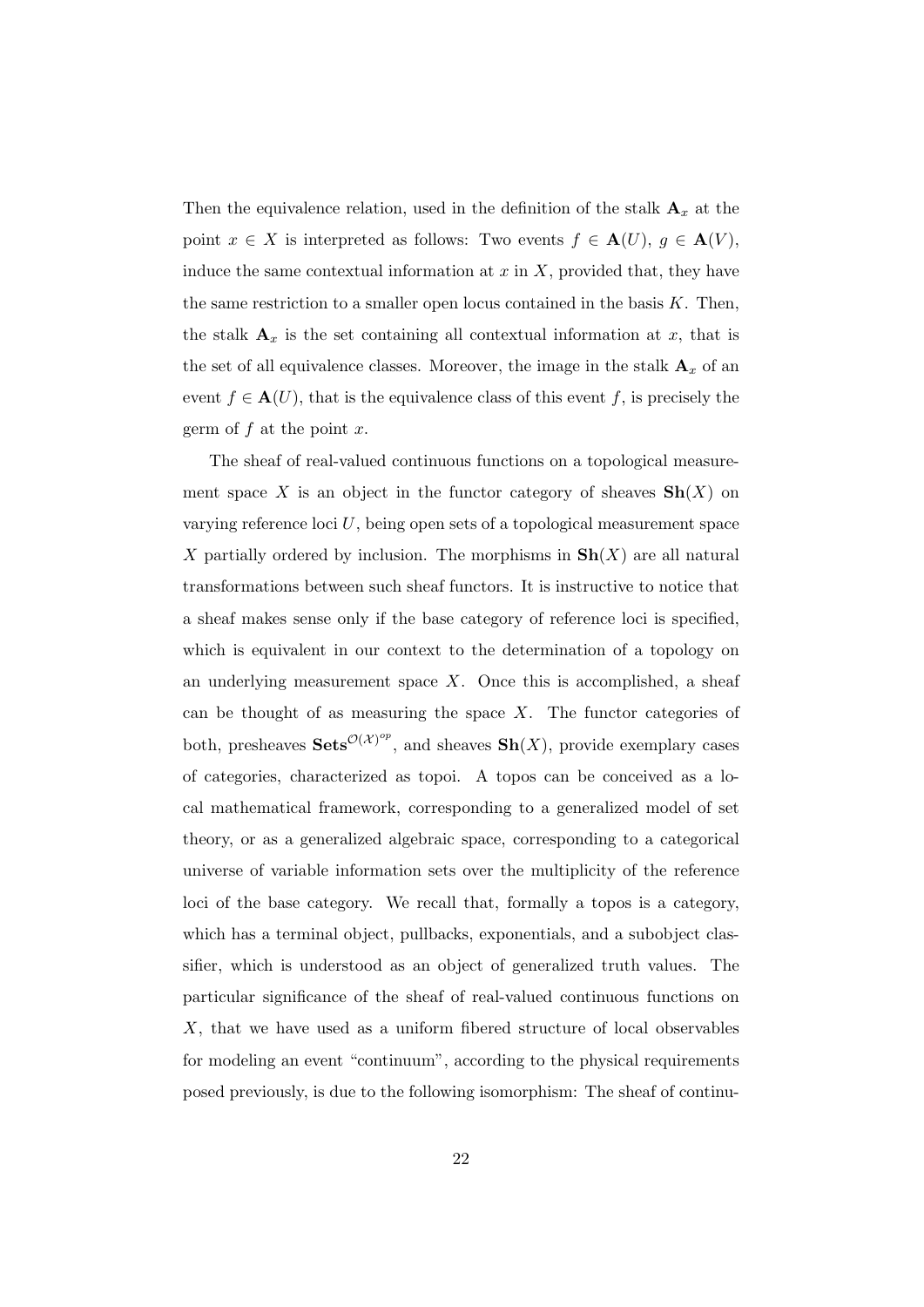Then the equivalence relation, used in the definition of the stalk $\mathbf{A}_x$ at the point $x \in X$ is interpreted as follows: Two events $f \in \mathbf{A}(U)$, $g \in \mathbf{A}(V)$, induce the same contextual information at $x$ in $X$, provided that, they have the same restriction to a smaller open locus contained in the basis $K$. Then, the stalk $\mathbf{A}_x$ is the set containing all contextual information at $x$, that is the set of all equivalence classes. Moreover, the image in the stalk $\mathbf{A}_x$ of an event $f \in \mathbf{A}(U)$, that is the equivalence class of this event $f$, is precisely the germ of $f$ at the point $x$.

The sheaf of real-valued continuous functions on a topological measurement space $X$ is an object in the functor category of sheaves $\mathbf{Sh}(X)$ on varying reference loci $U$, being open sets of a topological measurement space $X$ partially ordered by inclusion. The morphisms in $\mathbf{Sh}(X)$ are all natural transformations between such sheaf functors. It is instructive to notice that a sheaf makes sense only if the base category of reference loci is specified, which is equivalent in our context to the determination of a topology on an underlying measurement space $X$. Once this is accomplished, a sheaf can be thought of as measuring the space $X$. The functor categories of both, presheaves $\mathbf{Sets}^{\mathcal{O}(\mathcal{X})^{op}}$, and sheaves $\mathbf{Sh}(X)$, provide exemplary cases of categories, characterized as topoi. A topos can be conceived as a local mathematical framework, corresponding to a generalized model of set theory, or as a generalized algebraic space, corresponding to a categorical universe of variable information sets over the multiplicity of the reference loci of the base category. We recall that, formally a topos is a category, which has a terminal object, pullbacks, exponentials, and a subobject classifier, which is understood as an object of generalized truth values. The particular significance of the sheaf of real-valued continuous functions on $X$, that we have used as a uniform fibered structure of local observables for modeling an event "continuum", according to the physical requirements posed previously, is due to the following isomorphism: The sheaf of continu-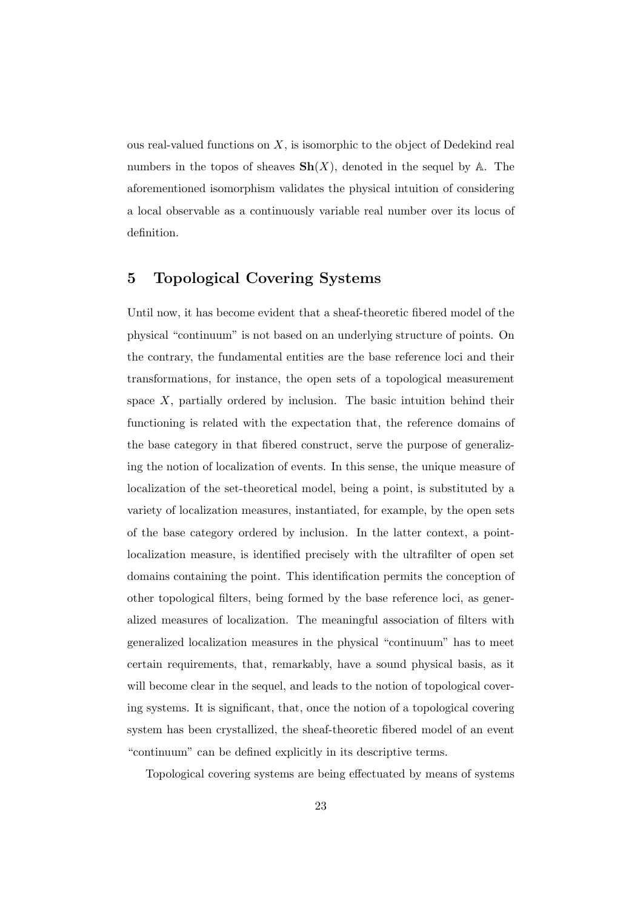ous real-valued functions on $X$, is isomorphic to the object of Dedekind real numbers in the topos of sheaves $\mathbf{Sh}(X)$, denoted in the sequel by $\mathbb{A}$. The aforementioned isomorphism validates the physical intuition of considering a local observable as a continuously variable real number over its locus of definition.

## 5 Topological Covering Systems

Until now, it has become evident that a sheaf-theoretic fibered model of the physical "continuum" is not based on an underlying structure of points. On the contrary, the fundamental entities are the base reference loci and their transformations, for instance, the open sets of a topological measurement space $X$, partially ordered by inclusion. The basic intuition behind their functioning is related with the expectation that, the reference domains of the base category in that fibered construct, serve the purpose of generalizing the notion of localization of events. In this sense, the unique measure of localization of the set-theoretical model, being a point, is substituted by a variety of localization measures, instantiated, for example, by the open sets of the base category ordered by inclusion. In the latter context, a point-localization measure, is identified precisely with the ultrafilter of open set domains containing the point. This identification permits the conception of other topological filters, being formed by the base reference loci, as generalized measures of localization. The meaningful association of filters with generalized localization measures in the physical "continuum" has to meet certain requirements, that, remarkably, have a sound physical basis, as it will become clear in the sequel, and leads to the notion of topological covering systems. It is significant, that, once the notion of a topological covering system has been crystallized, the sheaf-theoretic fibered model of an event "continuum" can be defined explicitly in its descriptive terms.

Topological covering systems are being effectuated by means of systems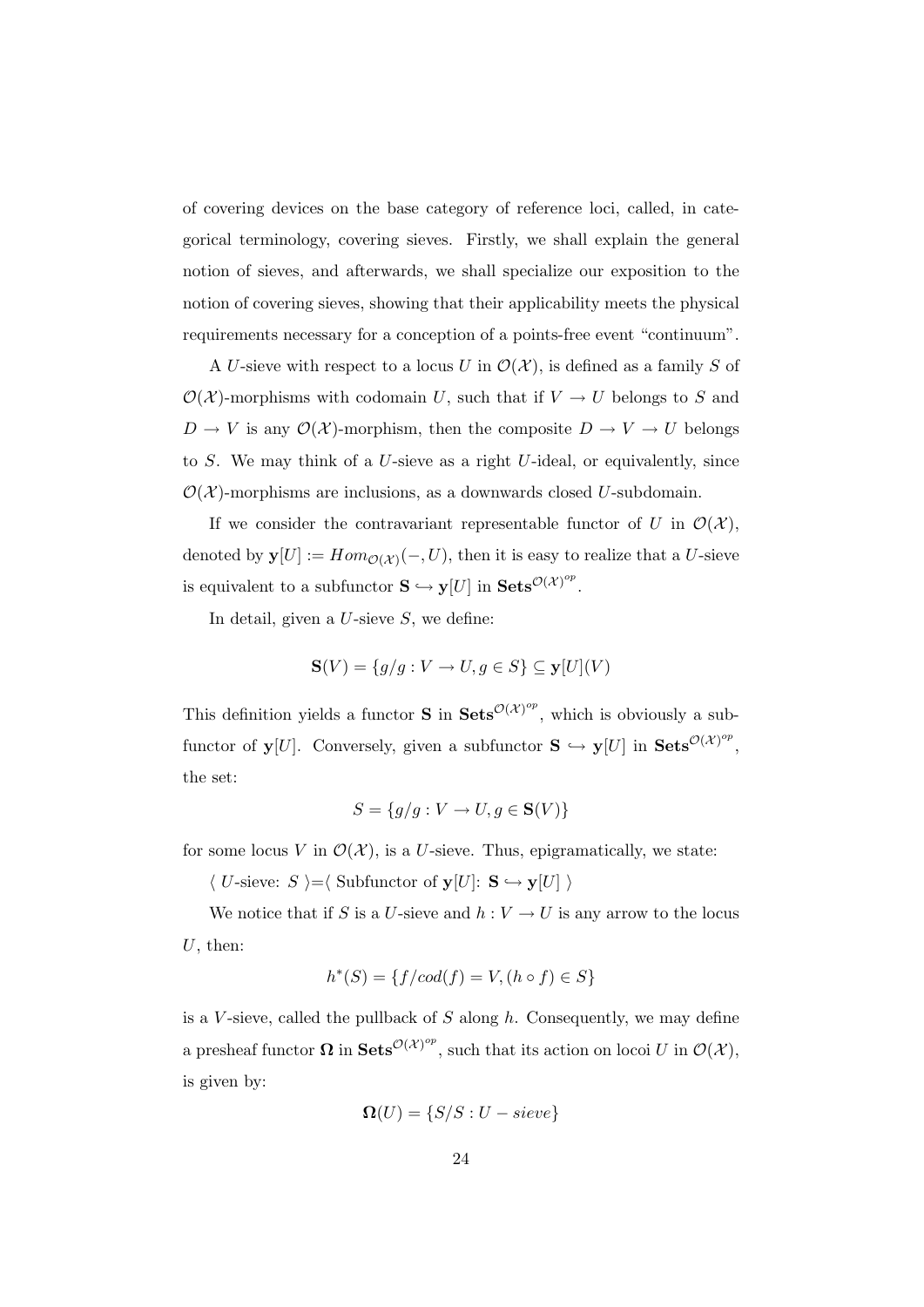of covering devices on the base category of reference loci, called, in categorical terminology, covering sieves. Firstly, we shall explain the general notion of sieves, and afterwards, we shall specialize our exposition to the notion of covering sieves, showing that their applicability meets the physical requirements necessary for a conception of a points-free event "continuum".

A $U$-sieve with respect to a locus $U$ in $\mathcal{O}(\mathcal{X})$, is defined as a family $S$ of $\mathcal{O}(\mathcal{X})$-morphisms with codomain $U$, such that if $V \to U$ belongs to $S$ and $D \to V$ is any $\mathcal{O}(\mathcal{X})$-morphism, then the composite $D \to V \to U$ belongs to $S$. We may think of a $U$-sieve as a right $U$-ideal, or equivalently, since $\mathcal{O}(\mathcal{X})$-morphisms are inclusions, as a downwards closed $U$-subdomain.

If we consider the contravariant representable functor of $U$ in $\mathcal{O}(\mathcal{X})$, denoted by $\mathbf{y}[U] := Hom_{\mathcal{O}(\mathcal{X})}(-, U)$, then it is easy to realize that a $U$-sieve is equivalent to a subfunctor $\mathbf{S} \hookrightarrow \mathbf{y}[U]$ in $\mathbf{Sets}^{\mathcal{O}(\mathcal{X})^{op}}$.

In detail, given a $U$-sieve $S$, we define:

$$\mathbf{S}(V) = \{g/g : V \to U, g \in S\} \subseteq \mathbf{y}[U](V)$$

This definition yields a functor $\mathbf{S}$ in $\mathbf{Sets}^{\mathcal{O}(\mathcal{X})^{op}}$, which is obviously a subfunctor of $\mathbf{y}[U]$. Conversely, given a subfunctor $\mathbf{S} \hookrightarrow \mathbf{y}[U]$ in $\mathbf{Sets}^{\mathcal{O}(\mathcal{X})^{op}}$, the set:

$$S = \{g/g : V \to U, g \in \mathbf{S}(V)\}$$

for some locus $V$ in $\mathcal{O}(\mathcal{X})$, is a $U$-sieve. Thus, epigramatically, we state:

$\langle$ $U$-sieve: $S$ $\rangle$=$\langle$ Subfunctor of $\mathbf{y}[U]$: $\mathbf{S} \hookrightarrow \mathbf{y}[U]$ $\rangle$

We notice that if $S$ is a $U$-sieve and $h : V \to U$ is any arrow to the locus $U$, then:

$$h^*(S) = \{f/cod(f) = V, (h \circ f) \in S\}$$

is a $V$-sieve, called the pullback of $S$ along $h$. Consequently, we may define a presheaf functor $\mathbf{\Omega}$ in $\mathbf{Sets}^{\mathcal{O}(\mathcal{X})^{op}}$, such that its action on locoi $U$ in $\mathcal{O}(\mathcal{X})$, is given by:

$$\mathbf{\Omega}(U) = \{S/S : U - sieve\}$$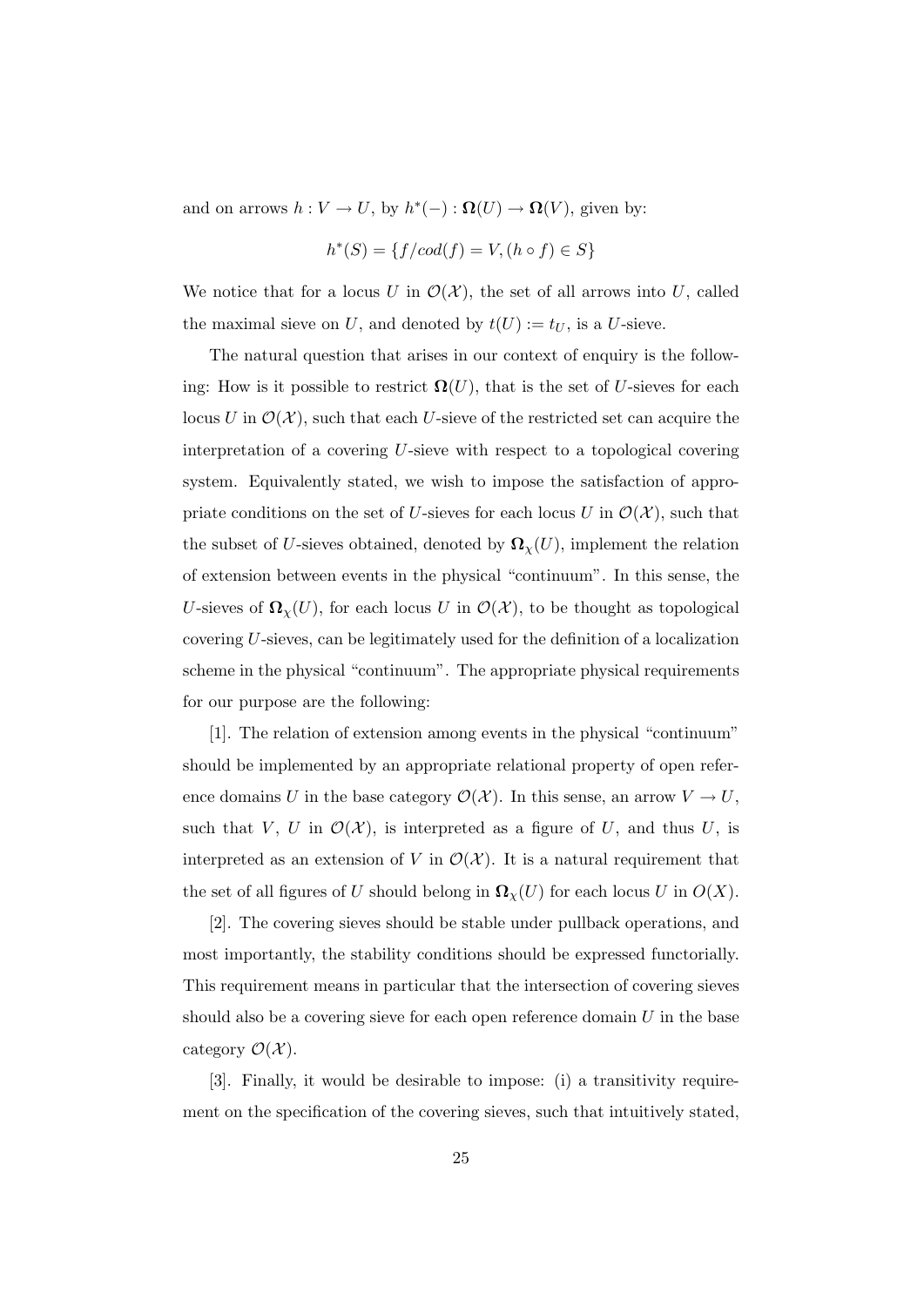and on arrows $h : V \to U$, by $h^*(-) : \mathbf{\Omega}(U) \to \mathbf{\Omega}(V)$, given by:

$$h^*(S) = \{f / cod(f) = V, (h \circ f) \in S\}$$

We notice that for a locus $U$ in $\mathcal{O}(\mathcal{X})$, the set of all arrows into $U$, called the maximal sieve on $U$, and denoted by $t(U) := t_U$, is a $U$-sieve.

The natural question that arises in our context of enquiry is the following: How is it possible to restrict $\mathbf{\Omega}(U)$, that is the set of $U$-sieves for each locus $U$ in $\mathcal{O}(\mathcal{X})$, such that each $U$-sieve of the restricted set can acquire the interpretation of a covering $U$-sieve with respect to a topological covering system. Equivalently stated, we wish to impose the satisfaction of appropriate conditions on the set of $U$-sieves for each locus $U$ in $\mathcal{O}(\mathcal{X})$, such that the subset of $U$-sieves obtained, denoted by $\mathbf{\Omega}_\chi(U)$, implement the relation of extension between events in the physical "continuum". In this sense, the $U$-sieves of $\mathbf{\Omega}_\chi(U)$, for each locus $U$ in $\mathcal{O}(\mathcal{X})$, to be thought as topological covering $U$-sieves, can be legitimately used for the definition of a localization scheme in the physical "continuum". The appropriate physical requirements for our purpose are the following:

[1]. The relation of extension among events in the physical "continuum" should be implemented by an appropriate relational property of open reference domains $U$ in the base category $\mathcal{O}(\mathcal{X})$. In this sense, an arrow $V \to U$, such that $V$, $U$ in $\mathcal{O}(\mathcal{X})$, is interpreted as a figure of $U$, and thus $U$, is interpreted as an extension of $V$ in $\mathcal{O}(\mathcal{X})$. It is a natural requirement that the set of all figures of $U$ should belong in $\mathbf{\Omega}_\chi(U)$ for each locus $U$ in $O(X)$.

[2]. The covering sieves should be stable under pullback operations, and most importantly, the stability conditions should be expressed functorially. This requirement means in particular that the intersection of covering sieves should also be a covering sieve for each open reference domain $U$ in the base category $\mathcal{O}(\mathcal{X})$.

[3]. Finally, it would be desirable to impose: (i) a transitivity requirement on the specification of the covering sieves, such that intuitively stated,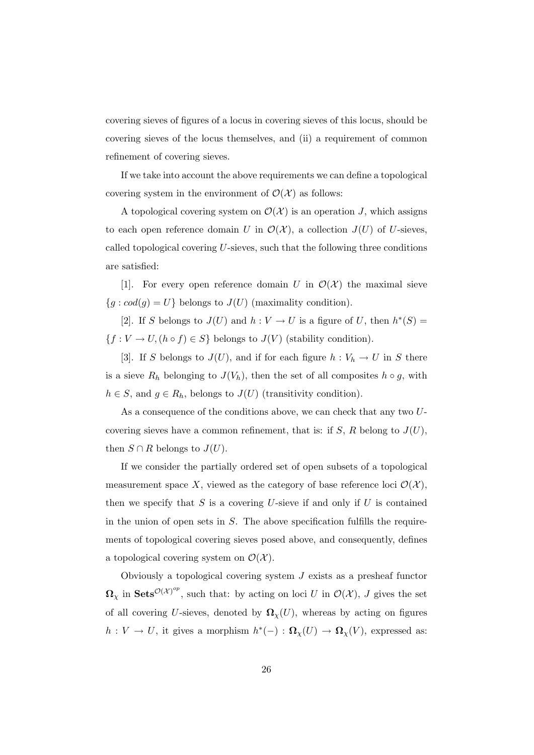covering sieves of figures of a locus in covering sieves of this locus, should be covering sieves of the locus themselves, and (ii) a requirement of common refinement of covering sieves.

If we take into account the above requirements we can define a topological covering system in the environment of $\mathcal{O}(\mathcal{X})$ as follows:

A topological covering system on $\mathcal{O}(\mathcal{X})$ is an operation $J$, which assigns to each open reference domain $U$ in $\mathcal{O}(\mathcal{X})$, a collection $J(U)$ of $U$-sieves, called topological covering $U$-sieves, such that the following three conditions are satisfied:

[1]. For every open reference domain $U$ in $\mathcal{O}(\mathcal{X})$ the maximal sieve $\{g : cod(g) = U\}$ belongs to $J(U)$ (maximality condition).

[2]. If $S$ belongs to $J(U)$ and $h : V \to U$ is a figure of $U$, then $h^*(S) = \{f : V \to U, (h \circ f) \in S\}$ belongs to $J(V)$ (stability condition).

[3]. If $S$ belongs to $J(U)$, and if for each figure $h : V_h \to U$ in $S$ there is a sieve $R_h$ belonging to $J(V_h)$, then the set of all composites $h \circ g$, with $h \in S$, and $g \in R_h$, belongs to $J(U)$ (transitivity condition).

As a consequence of the conditions above, we can check that any two $U$-covering sieves have a common refinement, that is: if $S$, $R$ belong to $J(U)$, then $S \cap R$ belongs to $J(U)$.

If we consider the partially ordered set of open subsets of a topological measurement space $X$, viewed as the category of base reference loci $\mathcal{O}(\mathcal{X})$, then we specify that $S$ is a covering $U$-sieve if and only if $U$ is contained in the union of open sets in $S$. The above specification fulfills the requirements of topological covering sieves posed above, and consequently, defines a topological covering system on $\mathcal{O}(\mathcal{X})$.

Obviously a topological covering system $J$ exists as a presheaf functor $\mathbf{\Omega}_\chi$ in $\mathbf{Sets}^{\mathcal{O}(\mathcal{X})^{op}}$, such that: by acting on loci $U$ in $\mathcal{O}(\mathcal{X})$, $J$ gives the set of all covering $U$-sieves, denoted by $\mathbf{\Omega}_\chi(U)$, whereas by acting on figures $h : V \to U$, it gives a morphism $h^*(-) : \mathbf{\Omega}_\chi(U) \to \mathbf{\Omega}_\chi(V)$, expressed as: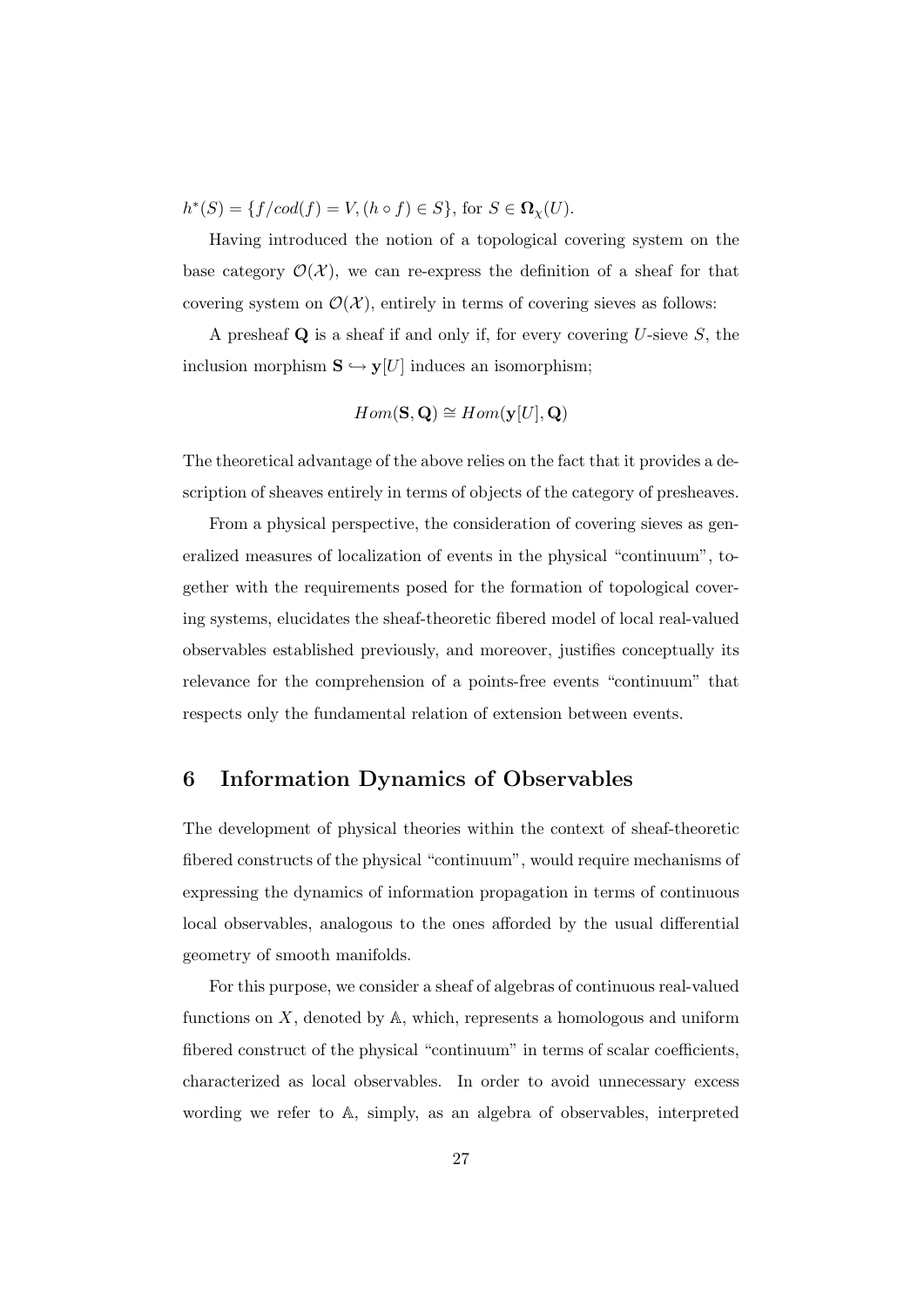$h^*(S) = \{f/cod(f) = V, (h \circ f) \in S\}$, for $S \in \mathbf{\Omega}_{\chi}(U)$.

Having introduced the notion of a topological covering system on the base category $\mathcal{O}(\mathcal{X})$, we can re-express the definition of a sheaf for that covering system on $\mathcal{O}(\mathcal{X})$, entirely in terms of covering sieves as follows:

A presheaf $\mathbf{Q}$ is a sheaf if and only if, for every covering $U$-sieve $S$, the inclusion morphism $\mathbf{S} \hookrightarrow \mathbf{y}[U]$ induces an isomorphism;

$$Hom(\mathbf{S}, \mathbf{Q}) \cong Hom(\mathbf{y}[U], \mathbf{Q})$$

The theoretical advantage of the above relies on the fact that it provides a description of sheaves entirely in terms of objects of the category of presheaves.

From a physical perspective, the consideration of covering sieves as generalized measures of localization of events in the physical "continuum", together with the requirements posed for the formation of topological covering systems, elucidates the sheaf-theoretic fibered model of local real-valued observables established previously, and moreover, justifies conceptually its relevance for the comprehension of a points-free events "continuum" that respects only the fundamental relation of extension between events.

## 6 Information Dynamics of Observables

The development of physical theories within the context of sheaf-theoretic fibered constructs of the physical "continuum", would require mechanisms of expressing the dynamics of information propagation in terms of continuous local observables, analogous to the ones afforded by the usual differential geometry of smooth manifolds.

For this purpose, we consider a sheaf of algebras of continuous real-valued functions on $X$, denoted by $\mathbb{A}$, which, represents a homologous and uniform fibered construct of the physical "continuum" in terms of scalar coefficients, characterized as local observables. In order to avoid unnecessary excess wording we refer to $\mathbb{A}$, simply, as an algebra of observables, interpreted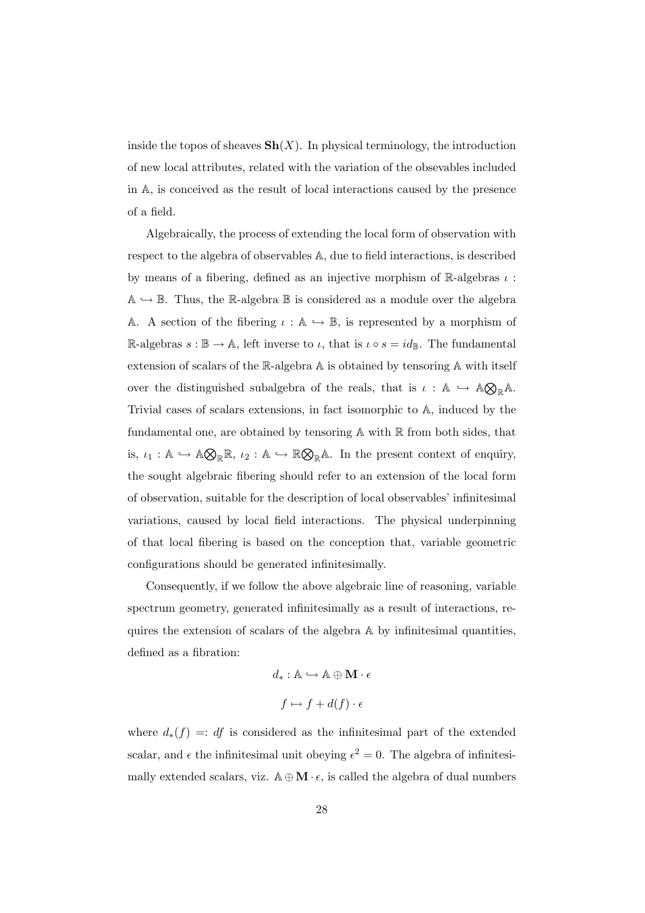inside the topos of sheaves $\mathbf{Sh}(X)$. In physical terminology, the introduction of new local attributes, related with the variation of the obsevables included in $\mathbb{A}$, is conceived as the result of local interactions caused by the presence of a field.

Algebraically, the process of extending the local form of observation with respect to the algebra of observables $\mathbb{A}$, due to field interactions, is described by means of a fibering, defined as an injective morphism of $\mathbb{R}$-algebras $\iota : \mathbb{A} \hookrightarrow \mathbb{B}$. Thus, the $\mathbb{R}$-algebra $\mathbb{B}$ is considered as a module over the algebra $\mathbb{A}$. A section of the fibering $\iota : \mathbb{A} \hookrightarrow \mathbb{B}$, is represented by a morphism of $\mathbb{R}$-algebras $s : \mathbb{B} \to \mathbb{A}$, left inverse to $\iota$, that is $\iota \circ s = id_{\mathbb{B}}$. The fundamental extension of scalars of the $\mathbb{R}$-algebra $\mathbb{A}$ is obtained by tensoring $\mathbb{A}$ with itself over the distinguished subalgebra of the reals, that is $\iota : \mathbb{A} \hookrightarrow \mathbb{A} \bigotimes_{\mathbb{R}} \mathbb{A}$. Trivial cases of scalars extensions, in fact isomorphic to $\mathbb{A}$, induced by the fundamental one, are obtained by tensoring $\mathbb{A}$ with $\mathbb{R}$ from both sides, that is, $\iota_1 : \mathbb{A} \hookrightarrow \mathbb{A} \bigotimes_{\mathbb{R}} \mathbb{R}$, $\iota_2 : \mathbb{A} \hookrightarrow \mathbb{R} \bigotimes_{\mathbb{R}} \mathbb{A}$. In the present context of enquiry, the sought algebraic fibering should refer to an extension of the local form of observation, suitable for the description of local observables' infinitesimal variations, caused by local field interactions. The physical underpinning of that local fibering is based on the conception that, variable geometric configurations should be generated infinitesimally.

Consequently, if we follow the above algebraic line of reasoning, variable spectrum geometry, generated infinitesimally as a result of interactions, requires the extension of scalars of the algebra $\mathbb{A}$ by infinitesimal quantities, defined as a fibration:

$$d_* : \mathbb{A} \hookrightarrow \mathbb{A} \oplus \mathbf{M} \cdot \epsilon$$

$$f \mapsto f + d(f) \cdot \epsilon$$

where $d_*(f) =: df$ is considered as the infinitesimal part of the extended scalar, and $\epsilon$ the infinitesimal unit obeying $\epsilon^2 = 0$. The algebra of infinitesimally extended scalars, viz. $\mathbb{A} \oplus \mathbf{M} \cdot \epsilon$, is called the algebra of dual numbers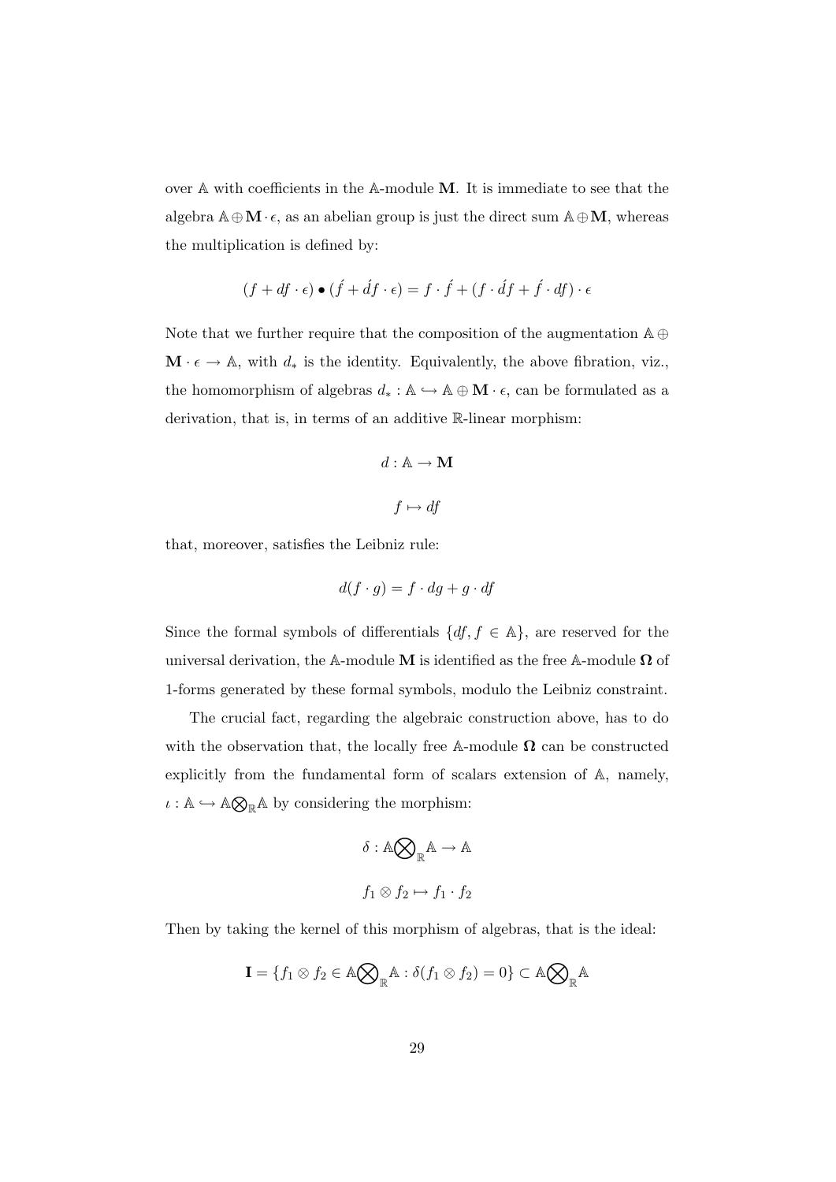over $\mathbb{A}$ with coefficients in the $\mathbb{A}$-module $\mathbf{M}$. It is immediate to see that the algebra $\mathbb{A} \oplus \mathbf{M} \cdot \epsilon$, as an abelian group is just the direct sum $\mathbb{A} \oplus \mathbf{M}$, whereas the multiplication is defined by:

$$(f + df \cdot \epsilon) \bullet (\acute{f} + d\acute{f} \cdot \epsilon) = f \cdot \acute{f} + (f \cdot d\acute{f} + \acute{f} \cdot df) \cdot \epsilon$$

Note that we further require that the composition of the augmentation $\mathbb{A} \oplus \mathbf{M} \cdot \epsilon \to \mathbb{A}$, with $d_*$ is the identity. Equivalently, the above fibration, viz., the homomorphism of algebras $d_* : \mathbb{A} \hookrightarrow \mathbb{A} \oplus \mathbf{M} \cdot \epsilon$, can be formulated as a derivation, that is, in terms of an additive $\mathbb{R}$-linear morphism:

$$d : \mathbb{A} \to \mathbf{M}$$

$$f \mapsto df$$

that, moreover, satisfies the Leibniz rule:

$$d(f \cdot g) = f \cdot dg + g \cdot df$$

Since the formal symbols of differentials $\{df, f \in \mathbb{A}\}$, are reserved for the universal derivation, the $\mathbb{A}$-module $\mathbf{M}$ is identified as the free $\mathbb{A}$-module $\mathbf{\Omega}$ of 1-forms generated by these formal symbols, modulo the Leibniz constraint.

The crucial fact, regarding the algebraic construction above, has to do with the observation that, the locally free $\mathbb{A}$-module $\mathbf{\Omega}$ can be constructed explicitly from the fundamental form of scalars extension of $\mathbb{A}$, namely, $\iota : \mathbb{A} \hookrightarrow \mathbb{A} \bigotimes_{\mathbb{R}} \mathbb{A}$ by considering the morphism:

$$\delta : \mathbb{A} \bigotimes_{\mathbb{R}} \mathbb{A} \to \mathbb{A}$$

$$f_1 \otimes f_2 \mapsto f_1 \cdot f_2$$

Then by taking the kernel of this morphism of algebras, that is the ideal:

$$\mathbf{I} = \{f_1 \otimes f_2 \in \mathbb{A} \bigotimes_{\mathbb{R}} \mathbb{A} : \delta(f_1 \otimes f_2) = 0\} \subset \mathbb{A} \bigotimes_{\mathbb{R}} \mathbb{A}$$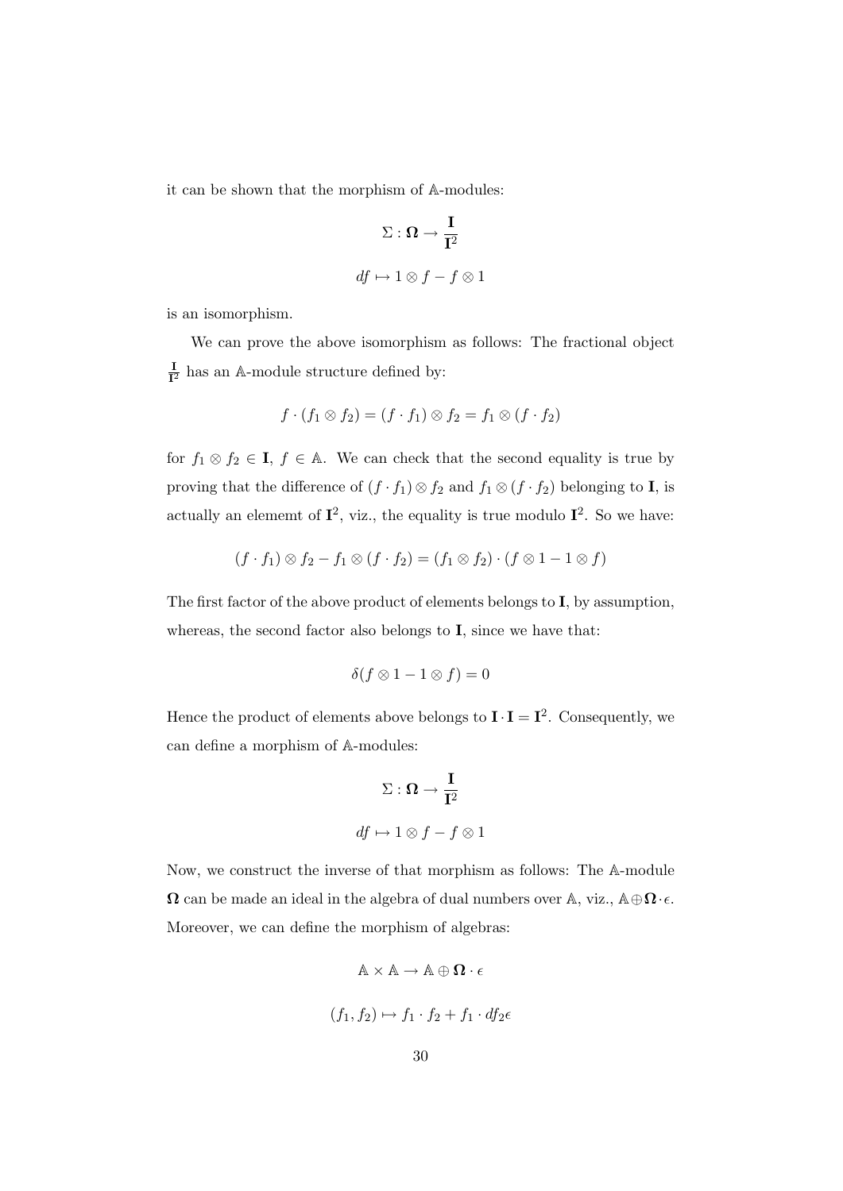it can be shown that the morphism of $\mathbb{A}$-modules:

$$\Sigma : \mathbf{\Omega} \to \frac{\mathbf{I}}{\mathbf{I}^2}$$

$$df \mapsto 1 \otimes f - f \otimes 1$$

is an isomorphism.

We can prove the above isomorphism as follows: The fractional object $\frac{\mathbf{I}}{\mathbf{I}^2}$ has an $\mathbb{A}$-module structure defined by:

$$f \cdot (f_1 \otimes f_2) = (f \cdot f_1) \otimes f_2 = f_1 \otimes (f \cdot f_2)$$

for $f_1 \otimes f_2 \in \mathbf{I}$, $f \in \mathbb{A}$. We can check that the second equality is true by proving that the difference of $(f \cdot f_1) \otimes f_2$ and $f_1 \otimes (f \cdot f_2)$ belonging to $\mathbf{I}$, is actually an elememt of $\mathbf{I}^2$, viz., the equality is true modulo $\mathbf{I}^2$. So we have:

$$(f \cdot f_1) \otimes f_2 - f_1 \otimes (f \cdot f_2) = (f_1 \otimes f_2) \cdot (f \otimes 1 - 1 \otimes f)$$

The first factor of the above product of elements belongs to $\mathbf{I}$, by assumption, whereas, the second factor also belongs to $\mathbf{I}$, since we have that:

$$\delta(f \otimes 1 - 1 \otimes f) = 0$$

Hence the product of elements above belongs to $\mathbf{I} \cdot \mathbf{I} = \mathbf{I}^2$. Consequently, we can define a morphism of $\mathbb{A}$-modules:

$$\Sigma : \mathbf{\Omega} \to \frac{\mathbf{I}}{\mathbf{I}^2}$$

$$df \mapsto 1 \otimes f - f \otimes 1$$

Now, we construct the inverse of that morphism as follows: The $\mathbb{A}$-module $\mathbf{\Omega}$ can be made an ideal in the algebra of dual numbers over $\mathbb{A}$, viz., $\mathbb{A} \oplus \mathbf{\Omega} \cdot \epsilon$. Moreover, we can define the morphism of algebras:

$$\mathbb{A} \times \mathbb{A} \to \mathbb{A} \oplus \mathbf{\Omega} \cdot \epsilon$$

$$(f_1, f_2) \mapsto f_1 \cdot f_2 + f_1 \cdot df_2 \epsilon$$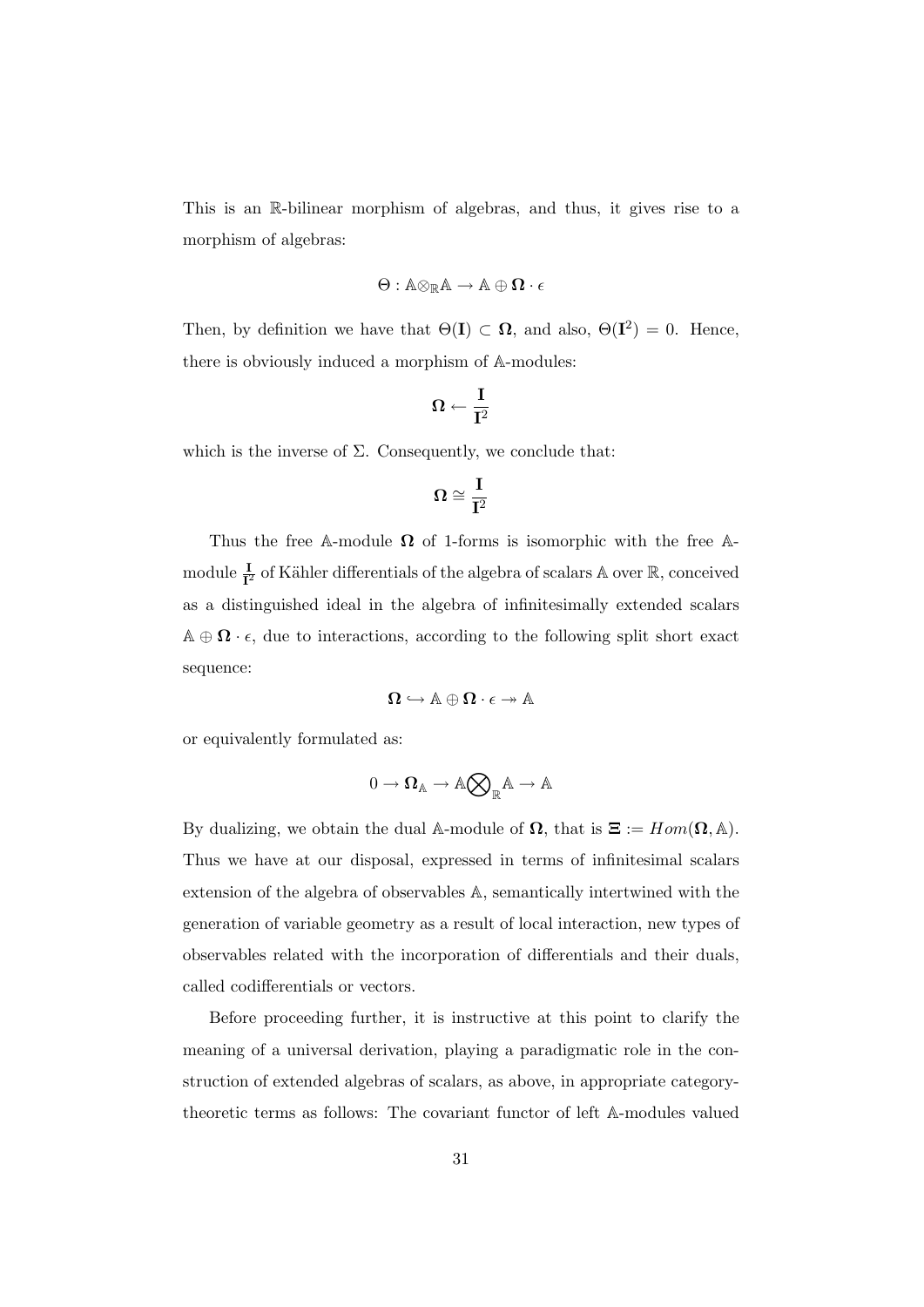This is an $\mathbb{R}$-bilinear morphism of algebras, and thus, it gives rise to a morphism of algebras:

$$\Theta : \mathbb{A} \otimes_{\mathbb{R}} \mathbb{A} \rightarrow \mathbb{A} \oplus \mathbf{\Omega} \cdot \epsilon$$

Then, by definition we have that $\Theta(\mathbf{I}) \subset \mathbf{\Omega}$, and also, $\Theta(\mathbf{I}^2) = 0$. Hence, there is obviously induced a morphism of $\mathbb{A}$-modules:

$$\mathbf{\Omega} \leftarrow \frac{\mathbf{I}}{\mathbf{I}^2}$$

which is the inverse of $\Sigma$. Consequently, we conclude that:

$$\mathbf{\Omega} \cong \frac{\mathbf{I}}{\mathbf{I}^2}$$

Thus the free $\mathbb{A}$-module $\mathbf{\Omega}$ of 1-forms is isomorphic with the free $\mathbb{A}$-module $\frac{\mathbf{I}}{\mathbf{I}^2}$ of Kähler differentials of the algebra of scalars $\mathbb{A}$ over $\mathbb{R}$, conceived as a distinguished ideal in the algebra of infinitesimally extended scalars $\mathbb{A} \oplus \mathbf{\Omega} \cdot \epsilon$, due to interactions, according to the following split short exact sequence:

$$\mathbf{\Omega} \hookrightarrow \mathbb{A} \oplus \mathbf{\Omega} \cdot \epsilon \twoheadrightarrow \mathbb{A}$$

or equivalently formulated as:

$$0 \rightarrow \mathbf{\Omega}_{\mathbb{A}} \rightarrow \mathbb{A} \bigotimes_{\mathbb{R}} \mathbb{A} \rightarrow \mathbb{A}$$

By dualizing, we obtain the dual $\mathbb{A}$-module of $\mathbf{\Omega}$, that is $\mathbf{\Xi} := Hom(\mathbf{\Omega}, \mathbb{A})$. Thus we have at our disposal, expressed in terms of infinitesimal scalars extension of the algebra of observables $\mathbb{A}$, semantically intertwined with the generation of variable geometry as a result of local interaction, new types of observables related with the incorporation of differentials and their duals, called codifferentials or vectors.

Before proceeding further, it is instructive at this point to clarify the meaning of a universal derivation, playing a paradigmatic role in the construction of extended algebras of scalars, as above, in appropriate category-theoretic terms as follows: The covariant functor of left $\mathbb{A}$-modules valued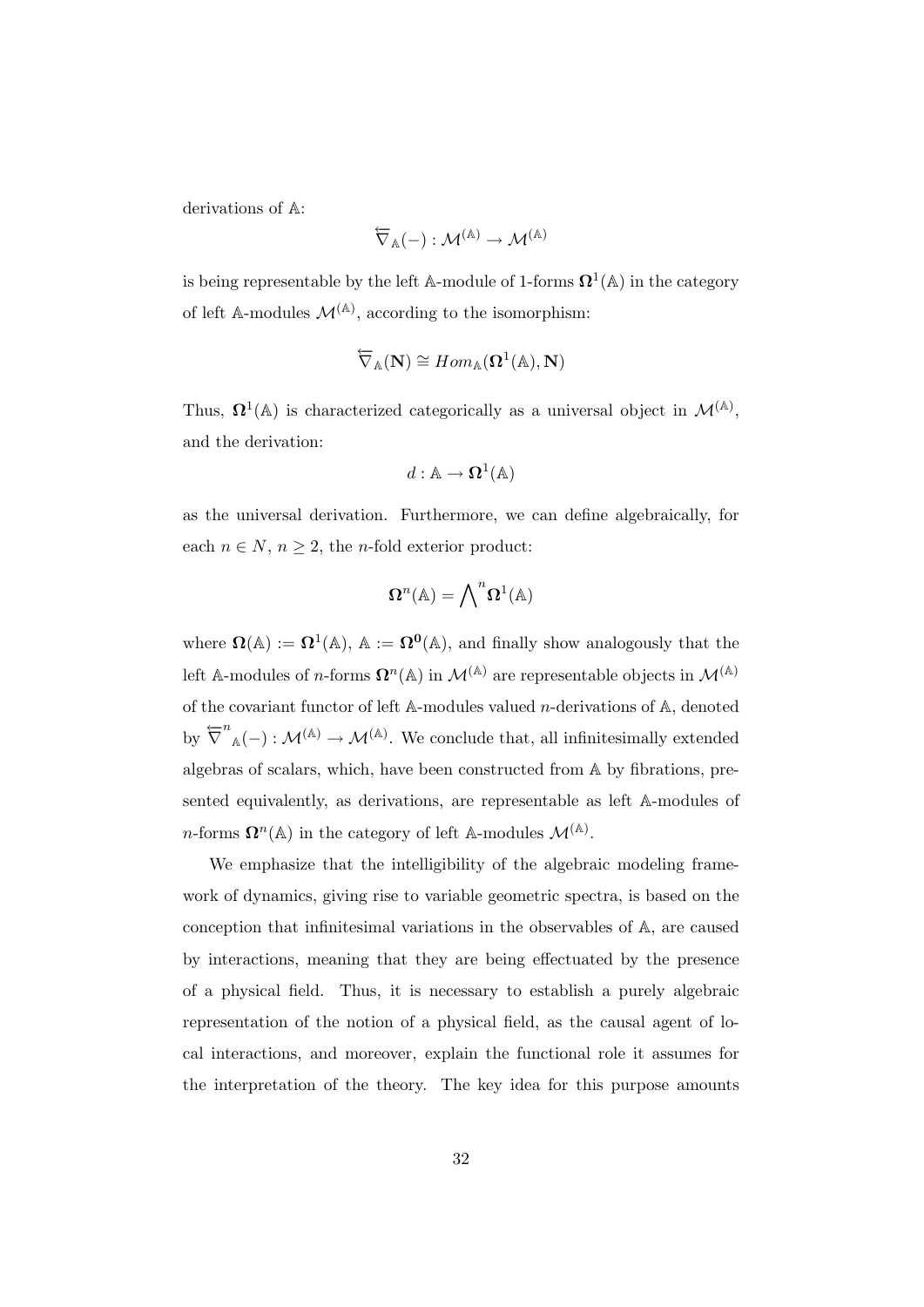derivations of $\mathbb{A}$:

$$\overleftarrow{\nabla}_{\mathbb{A}}(-) : \mathcal{M}^{(\mathbb{A})} \rightarrow \mathcal{M}^{(\mathbb{A})}$$

is being representable by the left $\mathbb{A}$-module of 1-forms $\mathbf{\Omega}^1(\mathbb{A})$ in the category of left $\mathbb{A}$-modules $\mathcal{M}^{(\mathbb{A})}$, according to the isomorphism:

$$\overleftarrow{\nabla}_{\mathbb{A}}(\mathbf{N}) \cong Hom_{\mathbb{A}}(\mathbf{\Omega}^1(\mathbb{A}), \mathbf{N})$$

Thus, $\mathbf{\Omega}^1(\mathbb{A})$ is characterized categorically as a universal object in $\mathcal{M}^{(\mathbb{A})}$, and the derivation:

$$d : \mathbb{A} \rightarrow \mathbf{\Omega}^1(\mathbb{A})$$

as the universal derivation. Furthermore, we can define algebraically, for each $n \in N$, $n \geq 2$, the $n$-fold exterior product:

$$\mathbf{\Omega}^n(\mathbb{A}) = \bigwedge^n \mathbf{\Omega}^1(\mathbb{A})$$

where $\mathbf{\Omega}(\mathbb{A}) := \mathbf{\Omega}^1(\mathbb{A})$, $\mathbb{A} := \mathbf{\Omega^0}(\mathbb{A})$, and finally show analogously that the left $\mathbb{A}$-modules of $n$-forms $\mathbf{\Omega}^n(\mathbb{A})$ in $\mathcal{M}^{(\mathbb{A})}$ are representable objects in $\mathcal{M}^{(\mathbb{A})}$ of the covariant functor of left $\mathbb{A}$-modules valued $n$-derivations of $\mathbb{A}$, denoted by $\overleftarrow{\nabla}^n_{\mathbb{A}}(-) : \mathcal{M}^{(\mathbb{A})} \rightarrow \mathcal{M}^{(\mathbb{A})}$. We conclude that, all infinitesimally extended algebras of scalars, which, have been constructed from $\mathbb{A}$ by fibrations, presented equivalently, as derivations, are representable as left $\mathbb{A}$-modules of $n$-forms $\mathbf{\Omega}^n(\mathbb{A})$ in the category of left $\mathbb{A}$-modules $\mathcal{M}^{(\mathbb{A})}$.

We emphasize that the intelligibility of the algebraic modeling framework of dynamics, giving rise to variable geometric spectra, is based on the conception that infinitesimal variations in the observables of $\mathbb{A}$, are caused by interactions, meaning that they are being effectuated by the presence of a physical field. Thus, it is necessary to establish a purely algebraic representation of the notion of a physical field, as the causal agent of local interactions, and moreover, explain the functional role it assumes for the interpretation of the theory. The key idea for this purpose amounts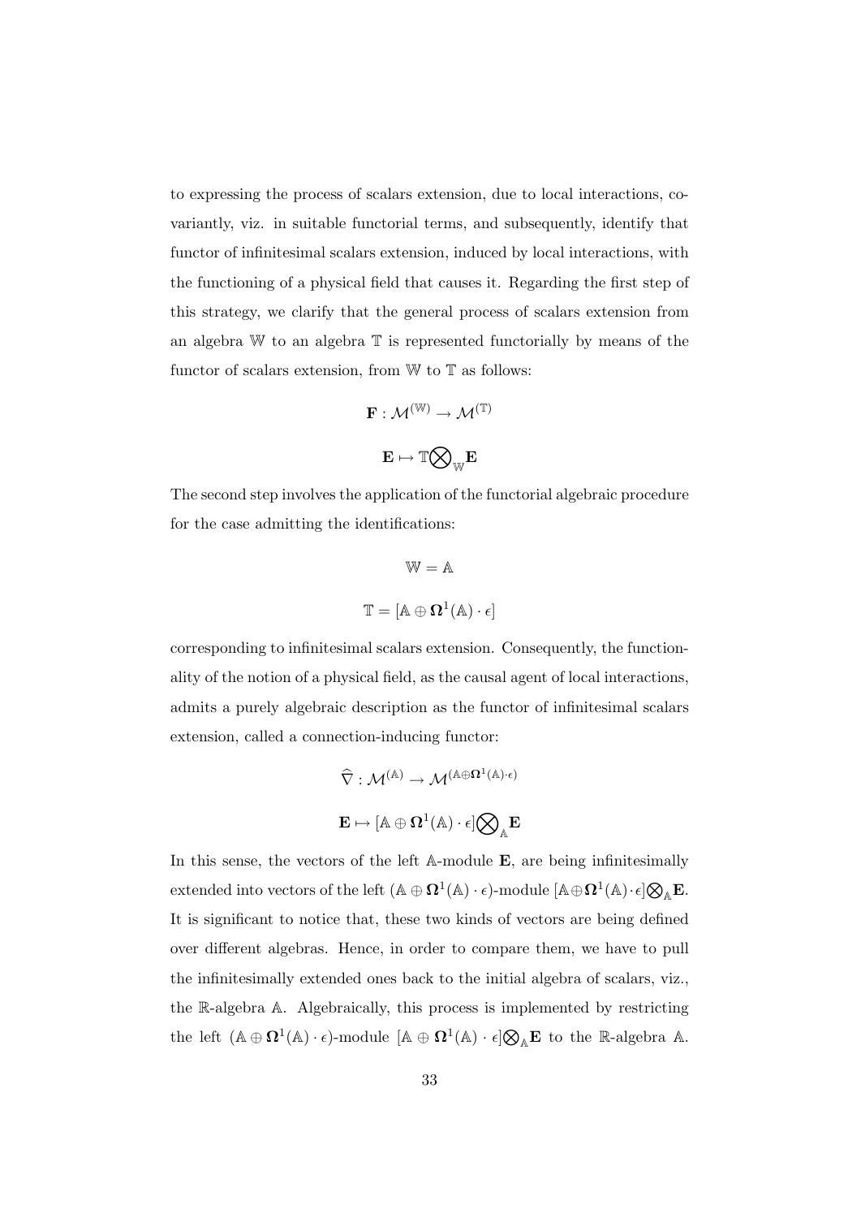to expressing the process of scalars extension, due to local interactions, covariantly, viz. in suitable functorial terms, and subsequently, identify that functor of infinitesimal scalars extension, induced by local interactions, with the functioning of a physical field that causes it. Regarding the first step of this strategy, we clarify that the general process of scalars extension from an algebra $\mathbb{W}$ to an algebra $\mathbb{T}$ is represented functorially by means of the functor of scalars extension, from $\mathbb{W}$ to $\mathbb{T}$ as follows:

$$\mathbf{F} : \mathcal{M}^{(\mathbb{W})} \to \mathcal{M}^{(\mathbb{T})}$$

$$\mathbf{E} \mapsto \mathbb{T} \bigotimes_{\mathbb{W}} \mathbf{E}$$

The second step involves the application of the functorial algebraic procedure for the case admitting the identifications:

$$\mathbb{W} = \mathbb{A}$$

$$\mathbb{T} = [\mathbb{A} \oplus \mathbf{\Omega}^1(\mathbb{A}) \cdot \epsilon]$$

corresponding to infinitesimal scalars extension. Consequently, the functionality of the notion of a physical field, as the causal agent of local interactions, admits a purely algebraic description as the functor of infinitesimal scalars extension, called a connection-inducing functor:

$$\widehat{\nabla} : \mathcal{M}^{(\mathbb{A})} \to \mathcal{M}^{(\mathbb{A} \oplus \mathbf{\Omega}^1(\mathbb{A}) \cdot \epsilon)}$$

$$\mathbf{E} \mapsto [\mathbb{A} \oplus \mathbf{\Omega}^1(\mathbb{A}) \cdot \epsilon] \bigotimes_{\mathbb{A}} \mathbf{E}$$

In this sense, the vectors of the left $\mathbb{A}$-module $\mathbf{E}$, are being infinitesimally extended into vectors of the left $(\mathbb{A} \oplus \mathbf{\Omega}^1(\mathbb{A}) \cdot \epsilon)$-module $[\mathbb{A} \oplus \mathbf{\Omega}^1(\mathbb{A}) \cdot \epsilon] \bigotimes_{\mathbb{A}} \mathbf{E}$. It is significant to notice that, these two kinds of vectors are being defined over different algebras. Hence, in order to compare them, we have to pull the infinitesimally extended ones back to the initial algebra of scalars, viz., the $\mathbb{R}$-algebra $\mathbb{A}$. Algebraically, this process is implemented by restricting the left $(\mathbb{A} \oplus \mathbf{\Omega}^1(\mathbb{A}) \cdot \epsilon)$-module $[\mathbb{A} \oplus \mathbf{\Omega}^1(\mathbb{A}) \cdot \epsilon] \bigotimes_{\mathbb{A}} \mathbf{E}$ to the $\mathbb{R}$-algebra $\mathbb{A}$.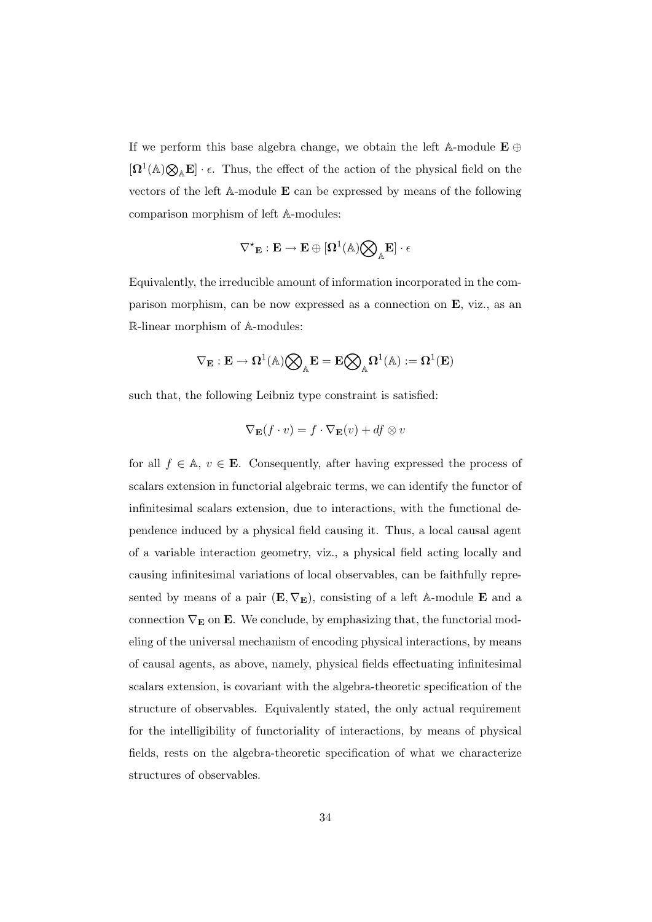If we perform this base algebra change, we obtain the left $\mathbb{A}$-module $\mathbf{E} \oplus [\mathbf{\Omega}^1(\mathbb{A})\bigotimes_{\mathbb{A}}\mathbf{E}] \cdot \epsilon$. Thus, the effect of the action of the physical field on the vectors of the left $\mathbb{A}$-module $\mathbf{E}$ can be expressed by means of the following comparison morphism of left $\mathbb{A}$-modules:

$$\nabla^{\star}{}_{\mathbf{E}} : \mathbf{E} \to \mathbf{E} \oplus [\mathbf{\Omega}^1(\mathbb{A})\bigotimes{}_{\mathbb{A}}\mathbf{E}] \cdot \epsilon$$

Equivalently, the irreducible amount of information incorporated in the comparison morphism, can be now expressed as a connection on $\mathbf{E}$, viz., as an $\mathbb{R}$-linear morphism of $\mathbb{A}$-modules:

$$\nabla_{\mathbf{E}} : \mathbf{E} \to \mathbf{\Omega}^1(\mathbb{A})\bigotimes{}_{\mathbb{A}}\mathbf{E} = \mathbf{E}\bigotimes{}_{\mathbb{A}}\mathbf{\Omega}^1(\mathbb{A}) := \mathbf{\Omega}^1(\mathbf{E})$$

such that, the following Leibniz type constraint is satisfied:

$$\nabla_{\mathbf{E}}(f \cdot v) = f \cdot \nabla_{\mathbf{E}}(v) + df \otimes v$$

for all $f \in \mathbb{A}$, $v \in \mathbf{E}$. Consequently, after having expressed the process of scalars extension in functorial algebraic terms, we can identify the functor of infinitesimal scalars extension, due to interactions, with the functional dependence induced by a physical field causing it. Thus, a local causal agent of a variable interaction geometry, viz., a physical field acting locally and causing infinitesimal variations of local observables, can be faithfully represented by means of a pair $(\mathbf{E}, \nabla_{\mathbf{E}})$, consisting of a left $\mathbb{A}$-module $\mathbf{E}$ and a connection $\nabla_{\mathbf{E}}$ on $\mathbf{E}$. We conclude, by emphasizing that, the functorial modeling of the universal mechanism of encoding physical interactions, by means of causal agents, as above, namely, physical fields effectuating infinitesimal scalars extension, is covariant with the algebra-theoretic specification of the structure of observables. Equivalently stated, the only actual requirement for the intelligibility of functoriality of interactions, by means of physical fields, rests on the algebra-theoretic specification of what we characterize structures of observables.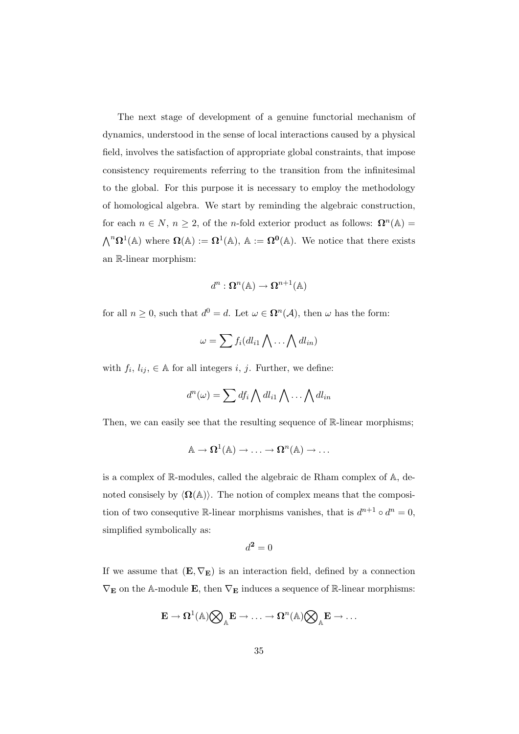The next stage of development of a genuine functorial mechanism of dynamics, understood in the sense of local interactions caused by a physical field, involves the satisfaction of appropriate global constraints, that impose consistency requirements referring to the transition from the infinitesimal to the global. For this purpose it is necessary to employ the methodology of homological algebra. We start by reminding the algebraic construction, for each $n \in N$, $n \geq 2$, of the $n$-fold exterior product as follows: $\mathbf{\Omega}^n(\mathbb{A}) = \bigwedge^n \mathbf{\Omega}^1(\mathbb{A})$ where $\mathbf{\Omega}(\mathbb{A}) := \mathbf{\Omega}^1(\mathbb{A})$, $\mathbb{A} := \mathbf{\Omega}^{\mathbf{0}}(\mathbb{A})$. We notice that there exists an $\mathbb{R}$-linear morphism:

$$d^n : \mathbf{\Omega}^n(\mathbb{A}) \to \mathbf{\Omega}^{n+1}(\mathbb{A})$$

for all $n \geq 0$, such that $d^0 = d$. Let $\omega \in \mathbf{\Omega}^n(\mathcal{A})$, then $\omega$ has the form:

$$\omega = \sum f_i (dl_{i1} \bigwedge \ldots \bigwedge dl_{in})$$

with $f_i$, $l_{ij}$, $\in \mathbb{A}$ for all integers $i$, $j$. Further, we define:

$$d^n(\omega) = \sum df_i \bigwedge dl_{i1} \bigwedge \ldots \bigwedge dl_{in}$$

Then, we can easily see that the resulting sequence of $\mathbb{R}$-linear morphisms;

$$\mathbb{A} \to \mathbf{\Omega}^1(\mathbb{A}) \to \ldots \to \mathbf{\Omega}^n(\mathbb{A}) \to \ldots$$

is a complex of $\mathbb{R}$-modules, called the algebraic de Rham complex of $\mathbb{A}$, denoted consisely by $\langle \mathbf{\Omega}(\mathbb{A}) \rangle$. The notion of complex means that the composition of two consequtive $\mathbb{R}$-linear morphisms vanishes, that is $d^{n+1} \circ d^n = 0$, simplified symbolically as:

$$d^{\mathbf{2}} = 0$$

If we assume that $(\mathbf{E}, \nabla_{\mathbf{E}})$ is an interaction field, defined by a connection $\nabla_{\mathbf{E}}$ on the $\mathbb{A}$-module $\mathbf{E}$, then $\nabla_{\mathbf{E}}$ induces a sequence of $\mathbb{R}$-linear morphisms:

$$\mathbf{E} \to \mathbf{\Omega}^1(\mathbb{A}) \bigotimes_{\mathbb{A}} \mathbf{E} \to \ldots \to \mathbf{\Omega}^n(\mathbb{A}) \bigotimes_{\mathbb{A}} \mathbf{E} \to \ldots$$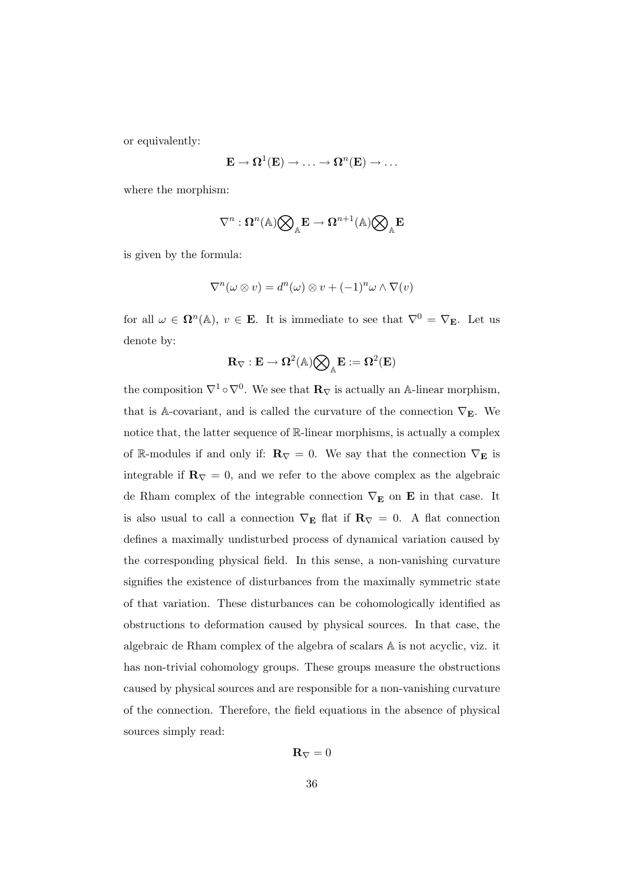or equivalently:

$$\mathbf{E} \to \mathbf{\Omega}^1(\mathbf{E}) \to \ldots \to \mathbf{\Omega}^n(\mathbf{E}) \to \ldots$$

where the morphism:

$$\nabla^n : \mathbf{\Omega}^n(\mathbb{A}) \bigotimes\nolimits_{\mathbb{A}} \mathbf{E} \to \mathbf{\Omega}^{n+1}(\mathbb{A}) \bigotimes\nolimits_{\mathbb{A}} \mathbf{E}$$

is given by the formula:

$$\nabla^n(\omega \otimes v) = d^n(\omega) \otimes v + (-1)^n \omega \wedge \nabla(v)$$

for all $\omega \in \mathbf{\Omega}^n(\mathbb{A})$, $v \in \mathbf{E}$. It is immediate to see that $\nabla^0 = \nabla_{\mathbf{E}}$. Let us denote by:

$$\mathbf{R}_{\nabla} : \mathbf{E} \to \mathbf{\Omega}^2(\mathbb{A}) \bigotimes\nolimits_{\mathbb{A}} \mathbf{E} := \mathbf{\Omega}^2(\mathbf{E})$$

the composition $\nabla^1 \circ \nabla^0$. We see that $\mathbf{R}_{\nabla}$ is actually an $\mathbb{A}$-linear morphism, that is $\mathbb{A}$-covariant, and is called the curvature of the connection $\nabla_{\mathbf{E}}$. We notice that, the latter sequence of $\mathbb{R}$-linear morphisms, is actually a complex of $\mathbb{R}$-modules if and only if: $\mathbf{R}_{\nabla} = 0$. We say that the connection $\nabla_{\mathbf{E}}$ is integrable if $\mathbf{R}_{\nabla} = 0$, and we refer to the above complex as the algebraic de Rham complex of the integrable connection $\nabla_{\mathbf{E}}$ on $\mathbf{E}$ in that case. It is also usual to call a connection $\nabla_{\mathbf{E}}$ flat if $\mathbf{R}_{\nabla} = 0$. A flat connection defines a maximally undisturbed process of dynamical variation caused by the corresponding physical field. In this sense, a non-vanishing curvature signifies the existence of disturbances from the maximally symmetric state of that variation. These disturbances can be cohomologically identified as obstructions to deformation caused by physical sources. In that case, the algebraic de Rham complex of the algebra of scalars $\mathbb{A}$ is not acyclic, viz. it has non-trivial cohomology groups. These groups measure the obstructions caused by physical sources and are responsible for a non-vanishing curvature of the connection. Therefore, the field equations in the absence of physical sources simply read:

$$\mathbf{R}_{\nabla} = 0$$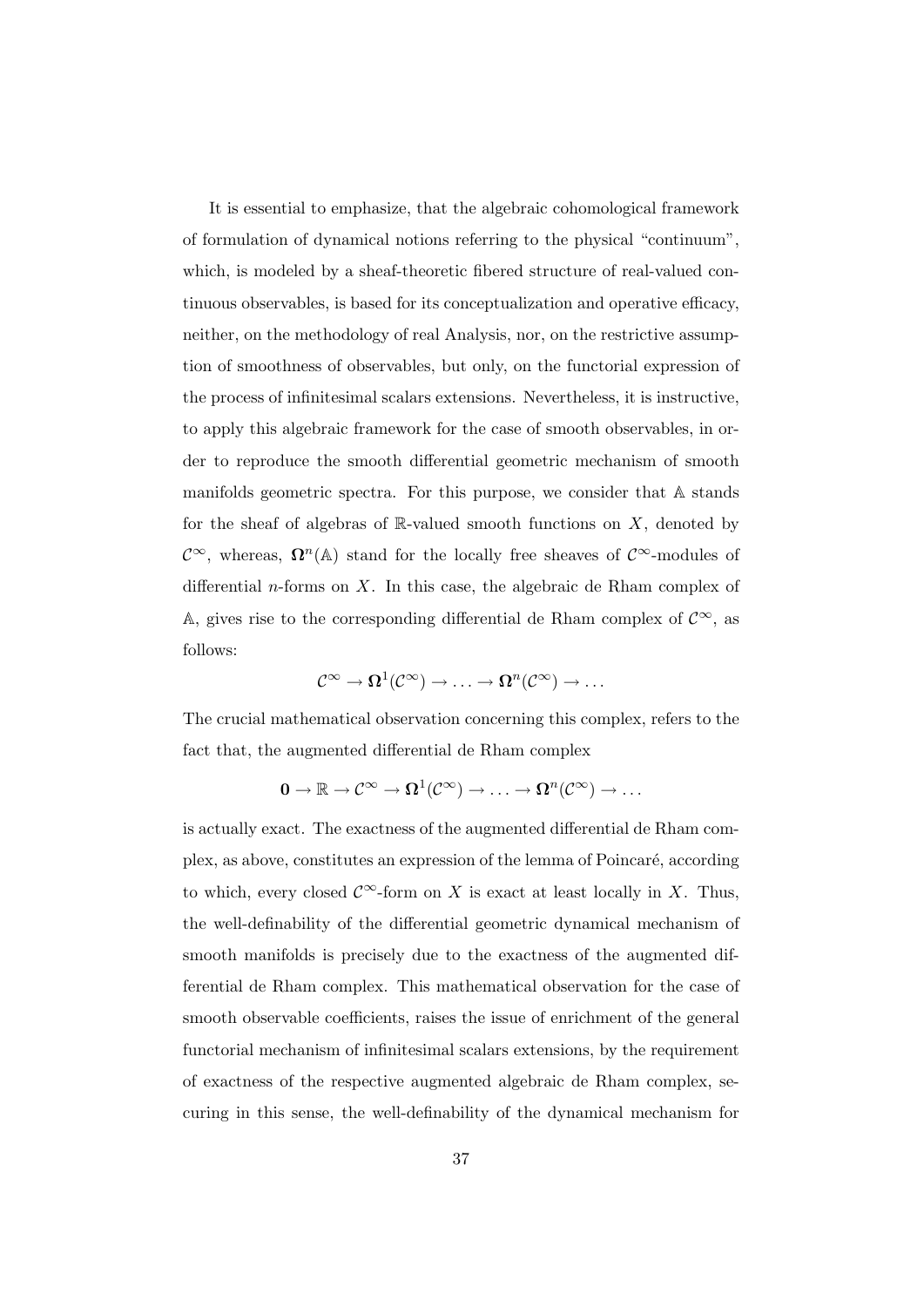It is essential to emphasize, that the algebraic cohomological framework of formulation of dynamical notions referring to the physical "continuum", which, is modeled by a sheaf-theoretic fibered structure of real-valued continuous observables, is based for its conceptualization and operative efficacy, neither, on the methodology of real Analysis, nor, on the restrictive assumption of smoothness of observables, but only, on the functorial expression of the process of infinitesimal scalars extensions. Nevertheless, it is instructive, to apply this algebraic framework for the case of smooth observables, in order to reproduce the smooth differential geometric mechanism of smooth manifolds geometric spectra. For this purpose, we consider that $\mathbb{A}$ stands for the sheaf of algebras of $\mathbb{R}$-valued smooth functions on $X$, denoted by $\mathcal{C}^\infty$, whereas, $\mathbf{\Omega}^n(\mathbb{A})$ stand for the locally free sheaves of $\mathcal{C}^\infty$-modules of differential $n$-forms on $X$. In this case, the algebraic de Rham complex of $\mathbb{A}$, gives rise to the corresponding differential de Rham complex of $\mathcal{C}^\infty$, as follows:

$$\mathcal{C}^\infty \to \mathbf{\Omega}^1(\mathcal{C}^\infty) \to \ldots \to \mathbf{\Omega}^n(\mathcal{C}^\infty) \to \ldots$$

The crucial mathematical observation concerning this complex, refers to the fact that, the augmented differential de Rham complex

$$\mathbf{0} \to \mathbb{R} \to \mathcal{C}^\infty \to \mathbf{\Omega}^1(\mathcal{C}^\infty) \to \ldots \to \mathbf{\Omega}^n(\mathcal{C}^\infty) \to \ldots$$

is actually exact. The exactness of the augmented differential de Rham complex, as above, constitutes an expression of the lemma of Poincaré, according to which, every closed $\mathcal{C}^\infty$-form on $X$ is exact at least locally in $X$. Thus, the well-definability of the differential geometric dynamical mechanism of smooth manifolds is precisely due to the exactness of the augmented differential de Rham complex. This mathematical observation for the case of smooth observable coefficients, raises the issue of enrichment of the general functorial mechanism of infinitesimal scalars extensions, by the requirement of exactness of the respective augmented algebraic de Rham complex, securing in this sense, the well-definability of the dynamical mechanism for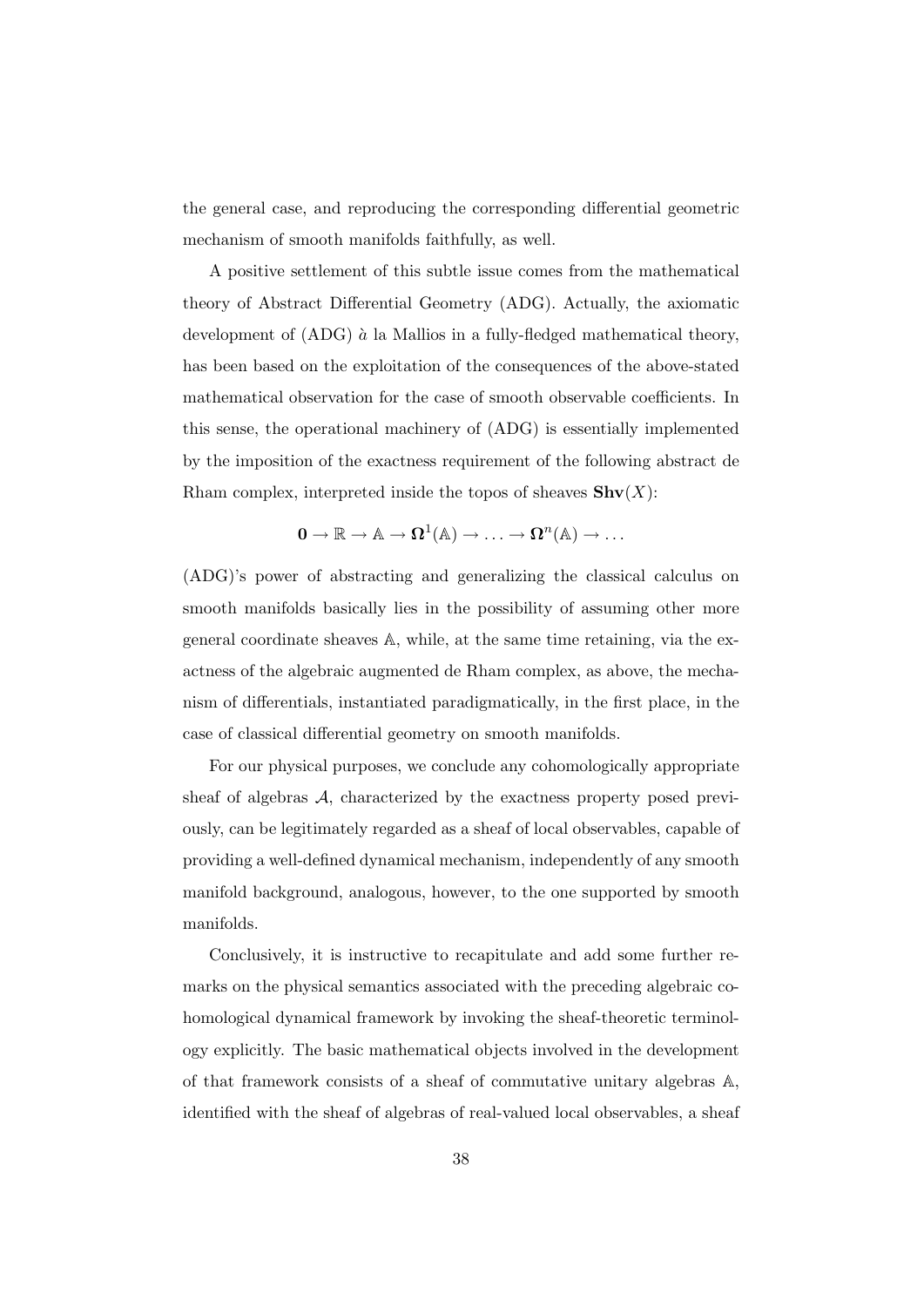the general case, and reproducing the corresponding differential geometric mechanism of smooth manifolds faithfully, as well.

A positive settlement of this subtle issue comes from the mathematical theory of Abstract Differential Geometry (ADG). Actually, the axiomatic development of (ADG) *à* la Mallios in a fully-fledged mathematical theory, has been based on the exploitation of the consequences of the above-stated mathematical observation for the case of smooth observable coefficients. In this sense, the operational machinery of (ADG) is essentially implemented by the imposition of the exactness requirement of the following abstract de Rham complex, interpreted inside the topos of sheaves $\mathbf{Shv}(X)$:

$$\mathbf{0} \to \mathbb{R} \to \mathbb{A} \to \mathbf{\Omega}^1(\mathbb{A}) \to \ldots \to \mathbf{\Omega}^n(\mathbb{A}) \to \ldots$$

(ADG)'s power of abstracting and generalizing the classical calculus on smooth manifolds basically lies in the possibility of assuming other more general coordinate sheaves $\mathbb{A}$, while, at the same time retaining, via the exactness of the algebraic augmented de Rham complex, as above, the mechanism of differentials, instantiated paradigmatically, in the first place, in the case of classical differential geometry on smooth manifolds.

For our physical purposes, we conclude any cohomologically appropriate sheaf of algebras $\mathcal{A}$, characterized by the exactness property posed previously, can be legitimately regarded as a sheaf of local observables, capable of providing a well-defined dynamical mechanism, independently of any smooth manifold background, analogous, however, to the one supported by smooth manifolds.

Conclusively, it is instructive to recapitulate and add some further remarks on the physical semantics associated with the preceding algebraic cohomological dynamical framework by invoking the sheaf-theoretic terminology explicitly. The basic mathematical objects involved in the development of that framework consists of a sheaf of commutative unitary algebras $\mathbb{A}$, identified with the sheaf of algebras of real-valued local observables, a sheaf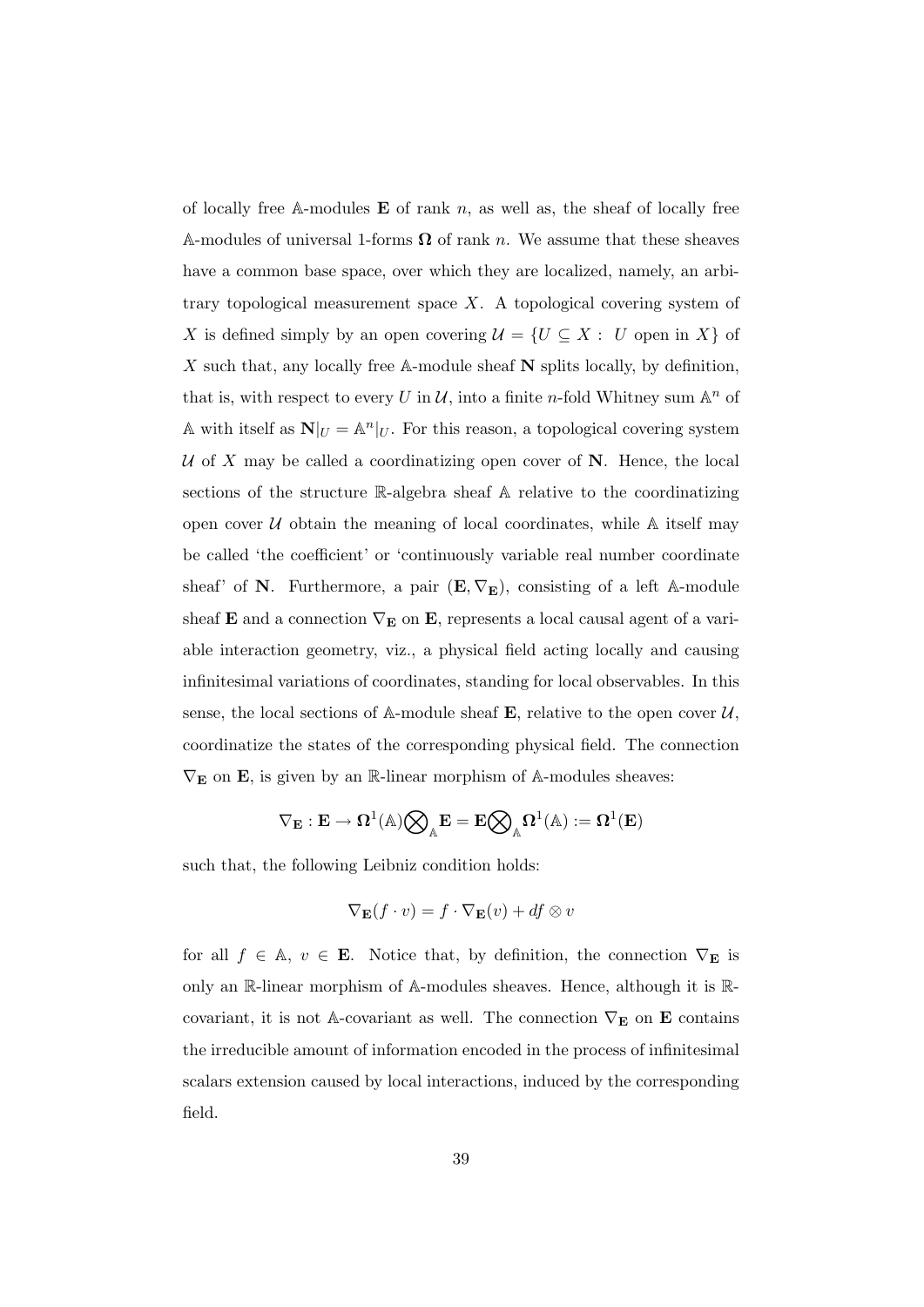of locally free $\mathbb{A}$-modules $\mathbf{E}$ of rank $n$, as well as, the sheaf of locally free $\mathbb{A}$-modules of universal 1-forms $\mathbf{\Omega}$ of rank $n$. We assume that these sheaves have a common base space, over which they are localized, namely, an arbitrary topological measurement space $X$. A topological covering system of $X$ is defined simply by an open covering $\mathcal{U} = \{U \subseteq X : U \text{ open in } X\}$ of $X$ such that, any locally free $\mathbb{A}$-module sheaf $\mathbf{N}$ splits locally, by definition, that is, with respect to every $U$ in $\mathcal{U}$, into a finite $n$-fold Whitney sum $\mathbb{A}^n$ of $\mathbb{A}$ with itself as $\mathbf{N}|_U = \mathbb{A}^n|_U$. For this reason, a topological covering system $\mathcal{U}$ of $X$ may be called a coordinatizing open cover of $\mathbf{N}$. Hence, the local sections of the structure $\mathbb{R}$-algebra sheaf $\mathbb{A}$ relative to the coordinatizing open cover $\mathcal{U}$ obtain the meaning of local coordinates, while $\mathbb{A}$ itself may be called 'the coefficient' or 'continuously variable real number coordinate sheaf' of $\mathbf{N}$. Furthermore, a pair $(\mathbf{E}, \nabla_{\mathbf{E}})$, consisting of a left $\mathbb{A}$-module sheaf $\mathbf{E}$ and a connection $\nabla_{\mathbf{E}}$ on $\mathbf{E}$, represents a local causal agent of a variable interaction geometry, viz., a physical field acting locally and causing infinitesimal variations of coordinates, standing for local observables. In this sense, the local sections of $\mathbb{A}$-module sheaf $\mathbf{E}$, relative to the open cover $\mathcal{U}$, coordinatize the states of the corresponding physical field. The connection $\nabla_{\mathbf{E}}$ on $\mathbf{E}$, is given by an $\mathbb{R}$-linear morphism of $\mathbb{A}$-modules sheaves:

$$\nabla_{\mathbf{E}} : \mathbf{E} \to \mathbf{\Omega}^1(\mathbb{A}) \bigotimes_{\mathbb{A}} \mathbf{E} = \mathbf{E} \bigotimes_{\mathbb{A}} \mathbf{\Omega}^1(\mathbb{A}) := \mathbf{\Omega}^1(\mathbf{E})$$

such that, the following Leibniz condition holds:

$$\nabla_{\mathbf{E}}(f \cdot v) = f \cdot \nabla_{\mathbf{E}}(v) + df \otimes v$$

for all $f \in \mathbb{A}$, $v \in \mathbf{E}$. Notice that, by definition, the connection $\nabla_{\mathbf{E}}$ is only an $\mathbb{R}$-linear morphism of $\mathbb{A}$-modules sheaves. Hence, although it is $\mathbb{R}$-covariant, it is not $\mathbb{A}$-covariant as well. The connection $\nabla_{\mathbf{E}}$ on $\mathbf{E}$ contains the irreducible amount of information encoded in the process of infinitesimal scalars extension caused by local interactions, induced by the corresponding field.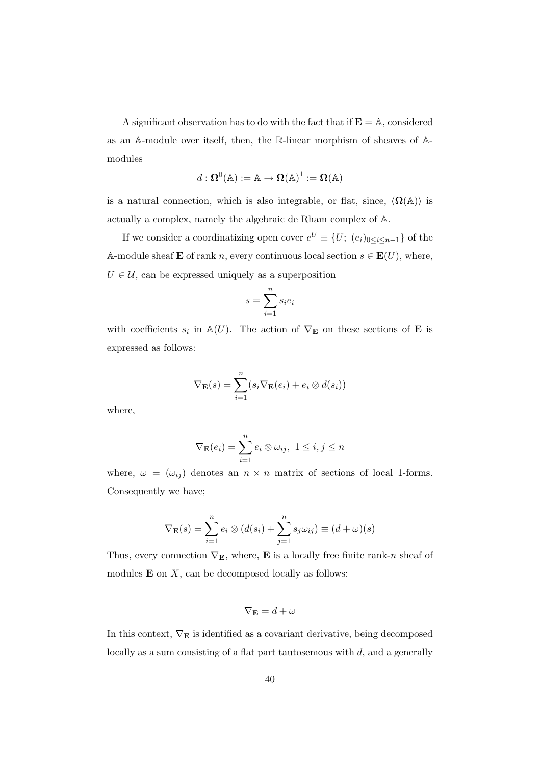A significant observation has to do with the fact that if $\mathbf{E} = \mathbb{A}$, considered as an $\mathbb{A}$-module over itself, then, the $\mathbb{R}$-linear morphism of sheaves of $\mathbb{A}$-modules

$$d : \mathbf{\Omega}^0(\mathbb{A}) := \mathbb{A} \rightarrow \mathbf{\Omega}(\mathbb{A})^1 := \mathbf{\Omega}(\mathbb{A})$$

is a natural connection, which is also integrable, or flat, since, $\langle \mathbf{\Omega}(\mathbb{A}) \rangle$ is actually a complex, namely the algebraic de Rham complex of $\mathbb{A}$.

If we consider a coordinatizing open cover $e^U \equiv \{U;\ (e_i)_{0 \leq i \leq n-1}\}$ of the $\mathbb{A}$-module sheaf $\mathbf{E}$ of rank $n$, every continuous local section $s \in \mathbf{E}(U)$, where, $U \in \mathcal{U}$, can be expressed uniquely as a superposition

$$s = \sum_{i=1}^{n} s_i e_i$$

with coefficients $s_i$ in $\mathbb{A}(U)$. The action of $\nabla_{\mathbf{E}}$ on these sections of $\mathbf{E}$ is expressed as follows:

$$\nabla_{\mathbf{E}}(s) = \sum_{i=1}^{n} (s_i \nabla_{\mathbf{E}}(e_i) + e_i \otimes d(s_i))$$

where,

$$\nabla_{\mathbf{E}}(e_i) = \sum_{i=1}^{n} e_i \otimes \omega_{ij},\ 1 \leq i, j \leq n$$

where, $\omega = (\omega_{ij})$ denotes an $n \times n$ matrix of sections of local 1-forms. Consequently we have;

$$\nabla_{\mathbf{E}}(s) = \sum_{i=1}^{n} e_i \otimes (d(s_i) + \sum_{j=1}^{n} s_j \omega_{ij}) \equiv (d + \omega)(s)$$

Thus, every connection $\nabla_{\mathbf{E}}$, where, $\mathbf{E}$ is a locally free finite rank-$n$ sheaf of modules $\mathbf{E}$ on $X$, can be decomposed locally as follows:

$$\nabla_{\mathbf{E}} = d + \omega$$

In this context, $\nabla_{\mathbf{E}}$ is identified as a covariant derivative, being decomposed locally as a sum consisting of a flat part tautosemous with $d$, and a generally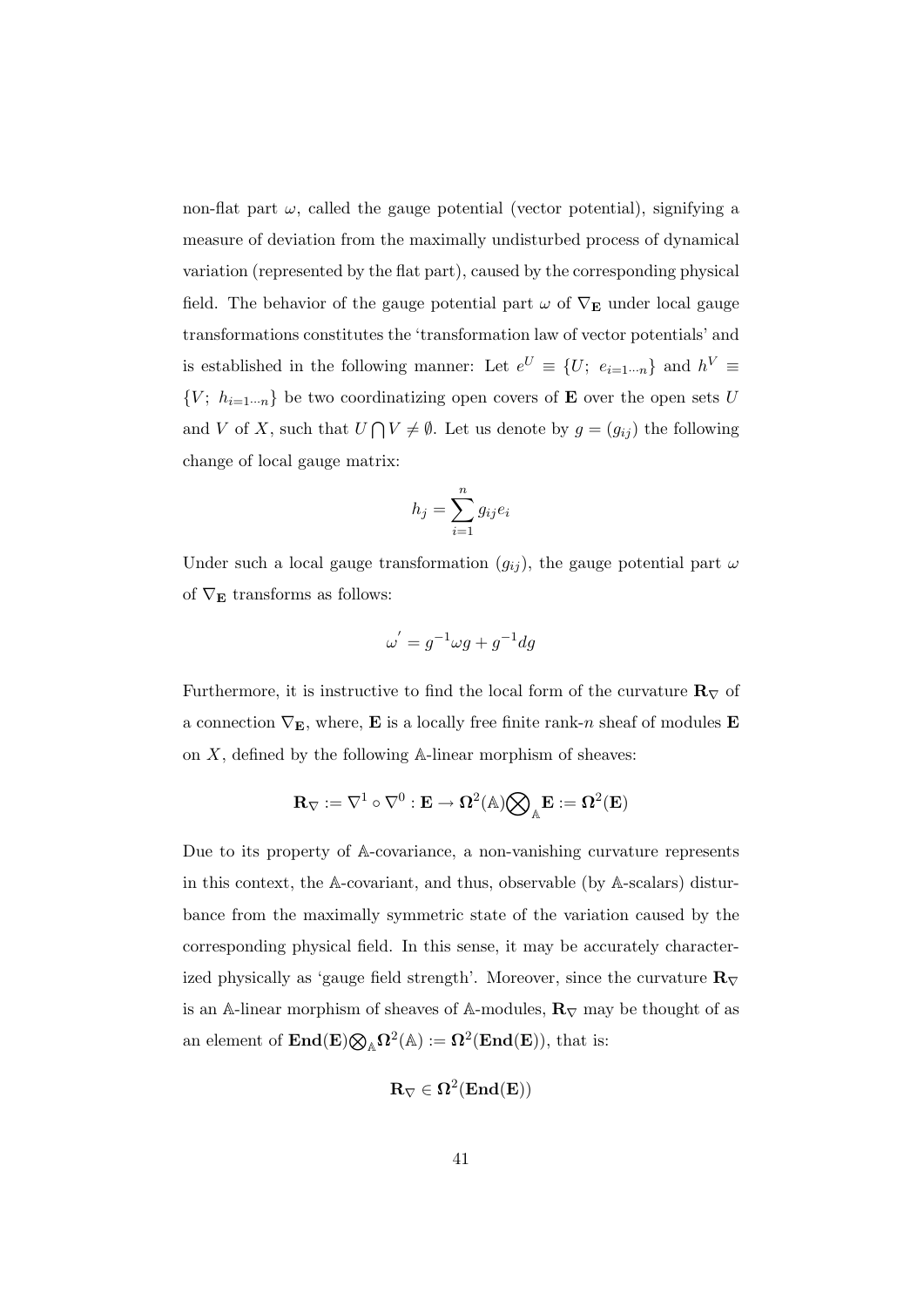non-flat part $\omega$, called the gauge potential (vector potential), signifying a measure of deviation from the maximally undisturbed process of dynamical variation (represented by the flat part), caused by the corresponding physical field. The behavior of the gauge potential part $\omega$ of $\nabla_{\mathbf{E}}$ under local gauge transformations constitutes the 'transformation law of vector potentials' and is established in the following manner: Let $e^U \equiv \{U;\ e_{i=1\cdots n}\}$ and $h^V \equiv \{V;\ h_{i=1\cdots n}\}$ be two coordinatizing open covers of $\mathbf{E}$ over the open sets $U$ and $V$ of $X$, such that $U \bigcap V \neq \emptyset$. Let us denote by $g = (g_{ij})$ the following change of local gauge matrix:

$$h_j = \sum_{i=1}^{n} g_{ij} e_i$$

Under such a local gauge transformation $(g_{ij})$, the gauge potential part $\omega$ of $\nabla_{\mathbf{E}}$ transforms as follows:

$$\omega' = g^{-1} \omega g + g^{-1} dg$$

Furthermore, it is instructive to find the local form of the curvature $\mathbf{R}_{\nabla}$ of a connection $\nabla_{\mathbf{E}}$, where, $\mathbf{E}$ is a locally free finite rank-$n$ sheaf of modules $\mathbf{E}$ on $X$, defined by the following $\mathbb{A}$-linear morphism of sheaves:

$$\mathbf{R}_{\nabla} := \nabla^1 \circ \nabla^0 : \mathbf{E} \rightarrow \mathbf{\Omega}^2(\mathbb{A}) \bigotimes_{\mathbb{A}} \mathbf{E} := \mathbf{\Omega}^2(\mathbf{E})$$

Due to its property of $\mathbb{A}$-covariance, a non-vanishing curvature represents in this context, the $\mathbb{A}$-covariant, and thus, observable (by $\mathbb{A}$-scalars) disturbance from the maximally symmetric state of the variation caused by the corresponding physical field. In this sense, it may be accurately characterized physically as 'gauge field strength'. Moreover, since the curvature $\mathbf{R}_{\nabla}$ is an $\mathbb{A}$-linear morphism of sheaves of $\mathbb{A}$-modules, $\mathbf{R}_{\nabla}$ may be thought of as an element of $\mathbf{End}(\mathbf{E}) \bigotimes_{\mathbb{A}} \mathbf{\Omega}^2(\mathbb{A}) := \mathbf{\Omega}^2(\mathbf{End}(\mathbf{E}))$, that is:

$$\mathbf{R}_{\nabla} \in \mathbf{\Omega}^2(\mathbf{End}(\mathbf{E}))$$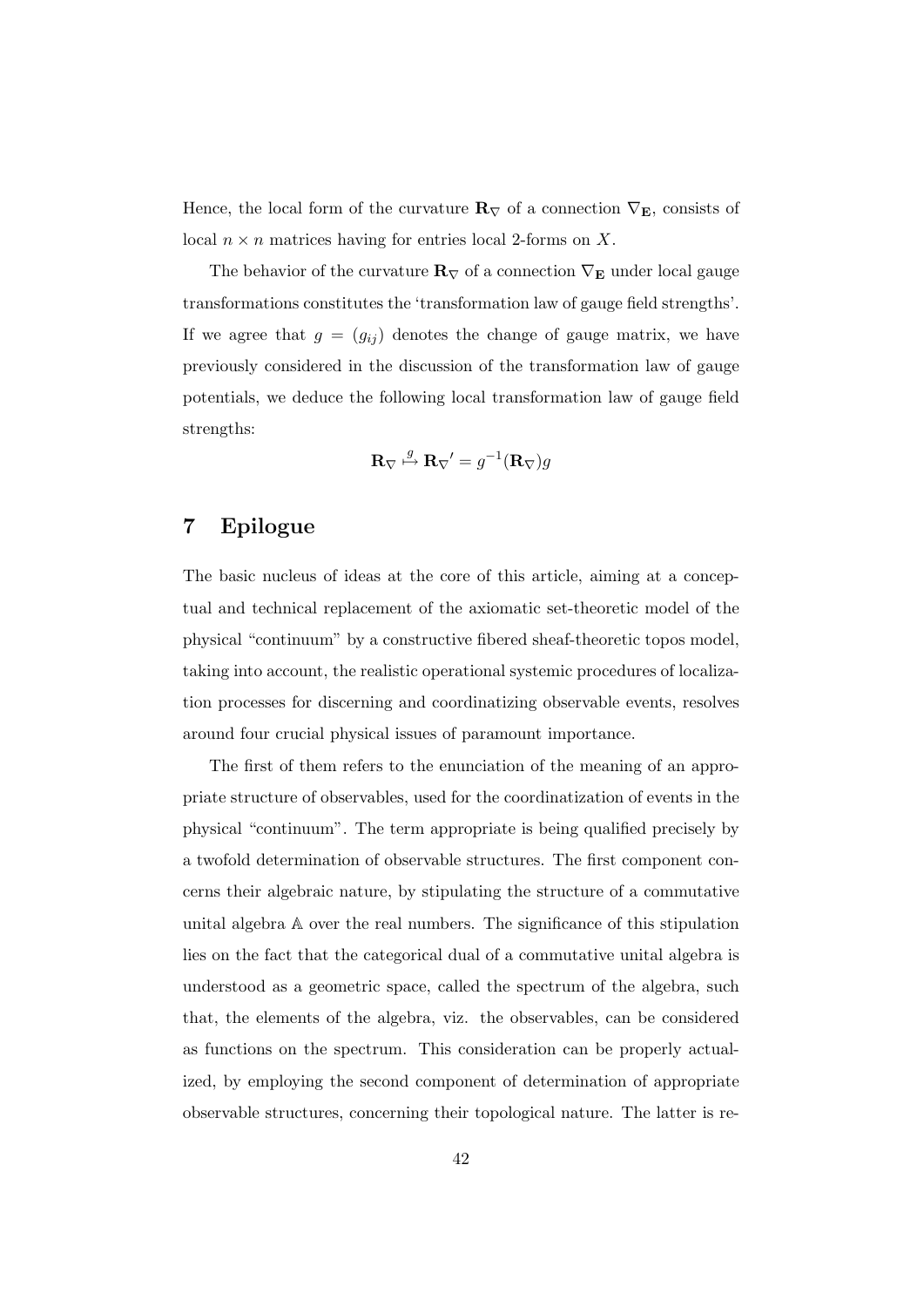Hence, the local form of the curvature $\mathbf{R}_\nabla$ of a connection $\nabla_\mathbf{E}$, consists of local $n \times n$ matrices having for entries local 2-forms on $X$.

The behavior of the curvature $\mathbf{R}_\nabla$ of a connection $\nabla_\mathbf{E}$ under local gauge transformations constitutes the 'transformation law of gauge field strengths'. If we agree that $g = (g_{ij})$ denotes the change of gauge matrix, we have previously considered in the discussion of the transformation law of gauge potentials, we deduce the following local transformation law of gauge field strengths:

$$\mathbf{R}_\nabla \stackrel{g}{\mapsto} \mathbf{R}_\nabla{}' = g^{-1}(\mathbf{R}_\nabla)g$$

# 7 Epilogue

The basic nucleus of ideas at the core of this article, aiming at a conceptual and technical replacement of the axiomatic set-theoretic model of the physical "continuum" by a constructive fibered sheaf-theoretic topos model, taking into account, the realistic operational systemic procedures of localization processes for discerning and coordinatizing observable events, resolves around four crucial physical issues of paramount importance.

The first of them refers to the enunciation of the meaning of an appropriate structure of observables, used for the coordinatization of events in the physical "continuum". The term appropriate is being qualified precisely by a twofold determination of observable structures. The first component concerns their algebraic nature, by stipulating the structure of a commutative unital algebra $\mathbb{A}$ over the real numbers. The significance of this stipulation lies on the fact that the categorical dual of a commutative unital algebra is understood as a geometric space, called the spectrum of the algebra, such that, the elements of the algebra, viz. the observables, can be considered as functions on the spectrum. This consideration can be properly actualized, by employing the second component of determination of appropriate observable structures, concerning their topological nature. The latter is re-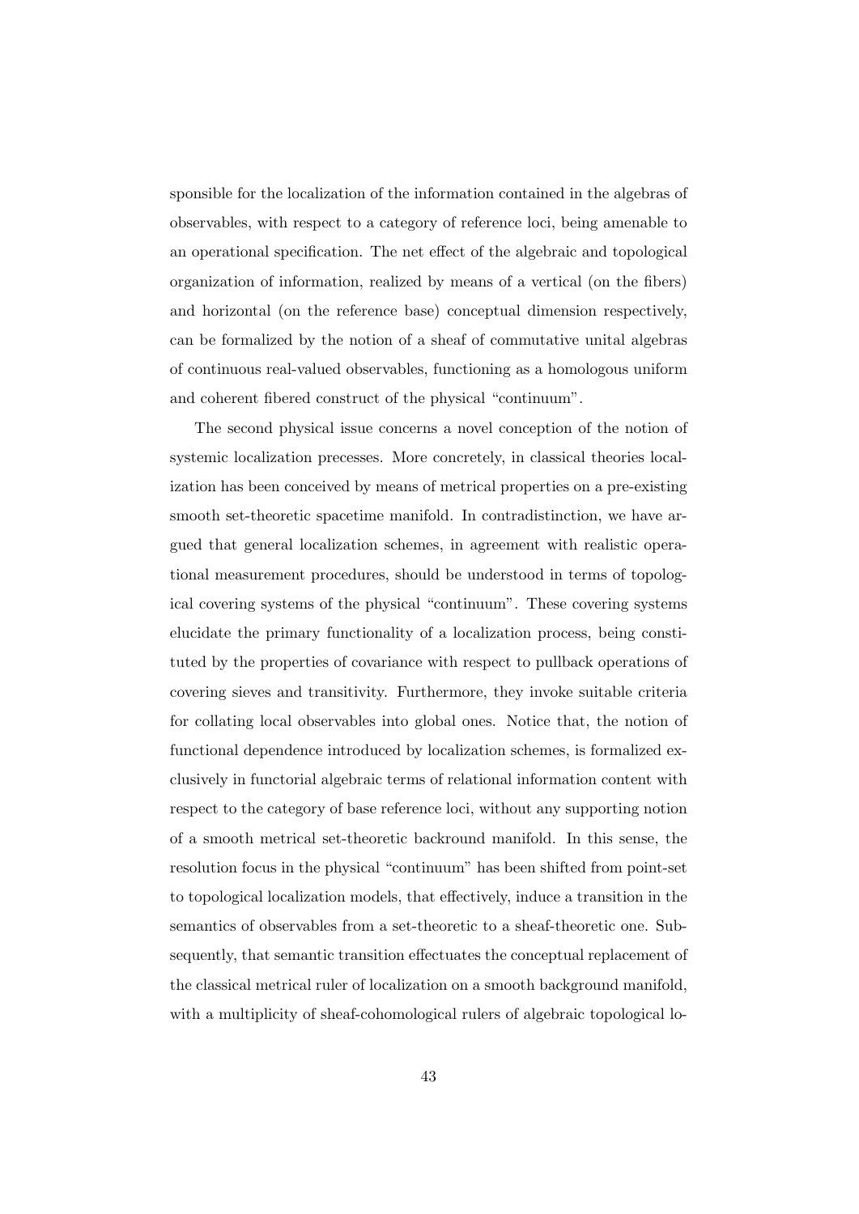sponsible for the localization of the information contained in the algebras of observables, with respect to a category of reference loci, being amenable to an operational specification. The net effect of the algebraic and topological organization of information, realized by means of a vertical (on the fibers) and horizontal (on the reference base) conceptual dimension respectively, can be formalized by the notion of a sheaf of commutative unital algebras of continuous real-valued observables, functioning as a homologous uniform and coherent fibered construct of the physical "continuum".

The second physical issue concerns a novel conception of the notion of systemic localization precesses. More concretely, in classical theories localization has been conceived by means of metrical properties on a pre-existing smooth set-theoretic spacetime manifold. In contradistinction, we have argued that general localization schemes, in agreement with realistic operational measurement procedures, should be understood in terms of topological covering systems of the physical "continuum". These covering systems elucidate the primary functionality of a localization process, being constituted by the properties of covariance with respect to pullback operations of covering sieves and transitivity. Furthermore, they invoke suitable criteria for collating local observables into global ones. Notice that, the notion of functional dependence introduced by localization schemes, is formalized exclusively in functorial algebraic terms of relational information content with respect to the category of base reference loci, without any supporting notion of a smooth metrical set-theoretic backround manifold. In this sense, the resolution focus in the physical "continuum" has been shifted from point-set to topological localization models, that effectively, induce a transition in the semantics of observables from a set-theoretic to a sheaf-theoretic one. Subsequently, that semantic transition effectuates the conceptual replacement of the classical metrical ruler of localization on a smooth background manifold, with a multiplicity of sheaf-cohomological rulers of algebraic topological lo-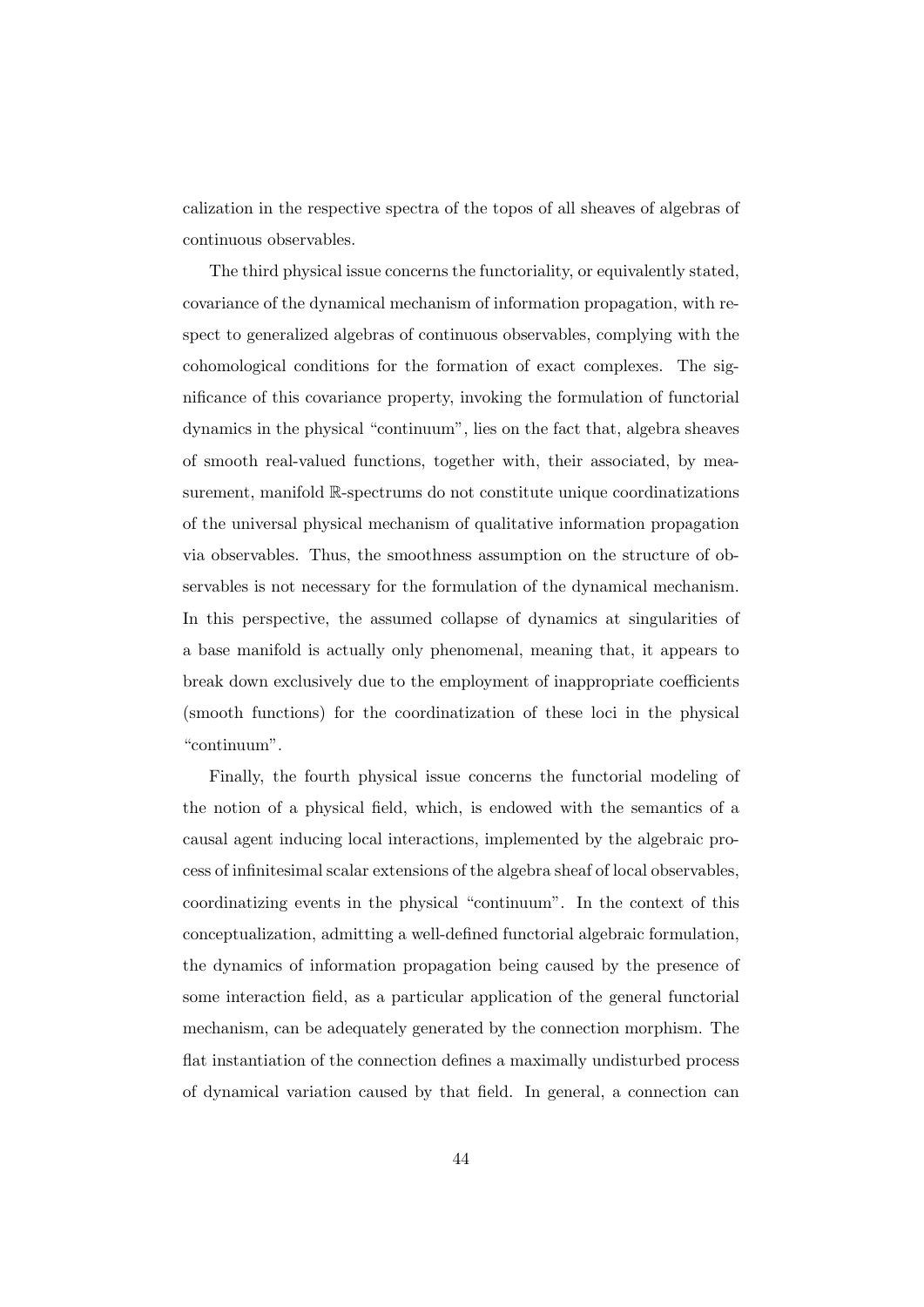calization in the respective spectra of the topos of all sheaves of algebras of continuous observables.

The third physical issue concerns the functoriality, or equivalently stated, covariance of the dynamical mechanism of information propagation, with respect to generalized algebras of continuous observables, complying with the cohomological conditions for the formation of exact complexes. The significance of this covariance property, invoking the formulation of functorial dynamics in the physical "continuum", lies on the fact that, algebra sheaves of smooth real-valued functions, together with, their associated, by measurement, manifold $\mathbb{R}$-spectrums do not constitute unique coordinatizations of the universal physical mechanism of qualitative information propagation via observables. Thus, the smoothness assumption on the structure of observables is not necessary for the formulation of the dynamical mechanism. In this perspective, the assumed collapse of dynamics at singularities of a base manifold is actually only phenomenal, meaning that, it appears to break down exclusively due to the employment of inappropriate coefficients (smooth functions) for the coordinatization of these loci in the physical "continuum".

Finally, the fourth physical issue concerns the functorial modeling of the notion of a physical field, which, is endowed with the semantics of a causal agent inducing local interactions, implemented by the algebraic process of infinitesimal scalar extensions of the algebra sheaf of local observables, coordinatizing events in the physical "continuum". In the context of this conceptualization, admitting a well-defined functorial algebraic formulation, the dynamics of information propagation being caused by the presence of some interaction field, as a particular application of the general functorial mechanism, can be adequately generated by the connection morphism. The flat instantiation of the connection defines a maximally undisturbed process of dynamical variation caused by that field. In general, a connection can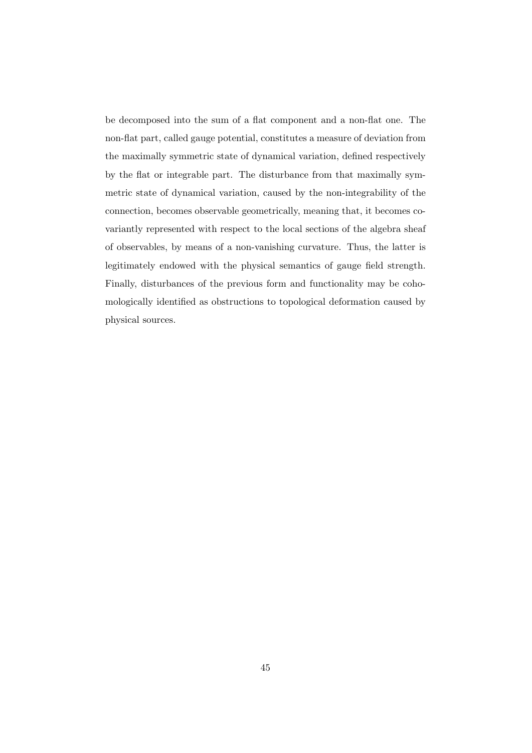be decomposed into the sum of a flat component and a non-flat one. The non-flat part, called gauge potential, constitutes a measure of deviation from the maximally symmetric state of dynamical variation, defined respectively by the flat or integrable part. The disturbance from that maximally symmetric state of dynamical variation, caused by the non-integrability of the connection, becomes observable geometrically, meaning that, it becomes covariantly represented with respect to the local sections of the algebra sheaf of observables, by means of a non-vanishing curvature. Thus, the latter is legitimately endowed with the physical semantics of gauge field strength. Finally, disturbances of the previous form and functionality may be cohomologically identified as obstructions to topological deformation caused by physical sources.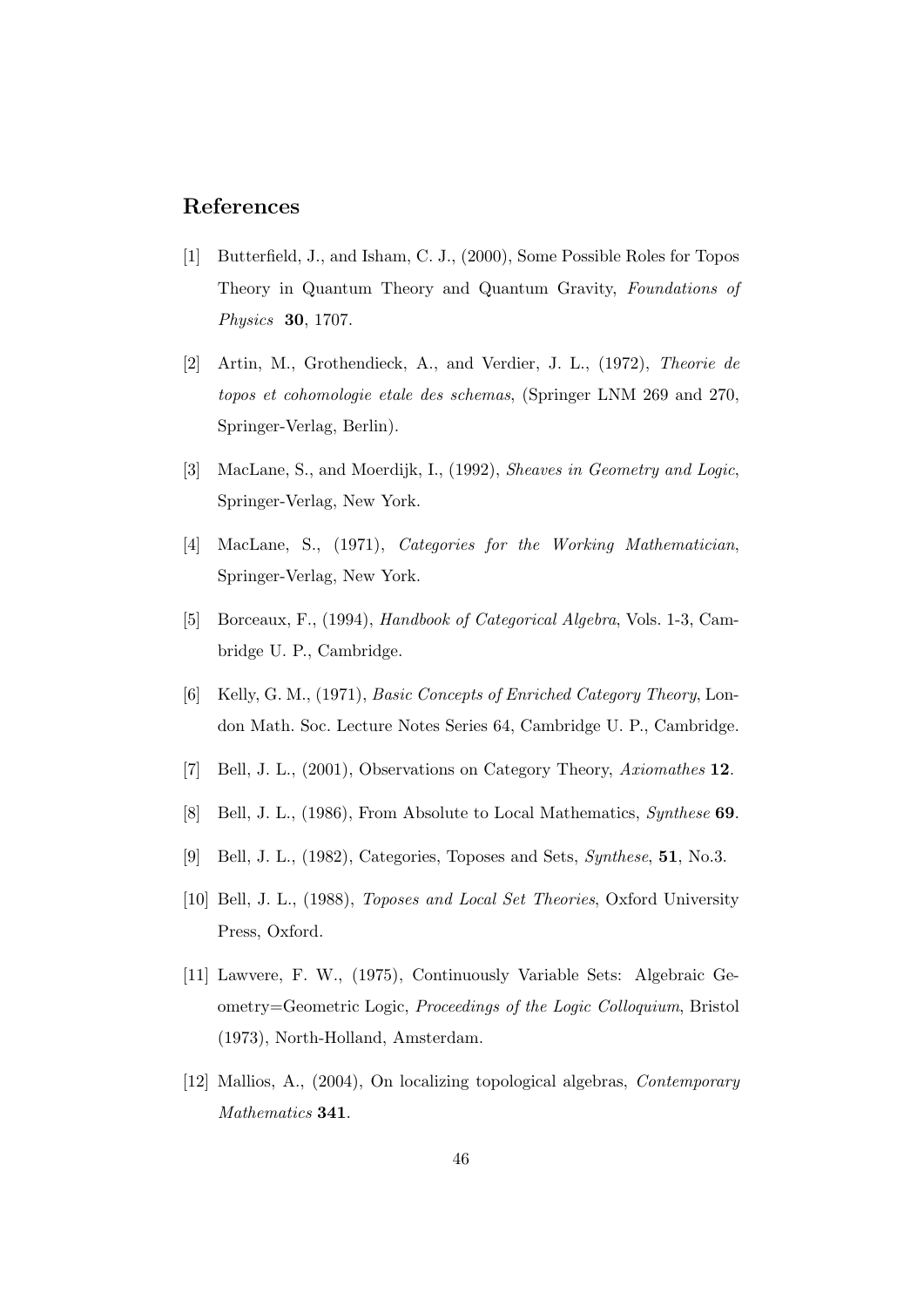## References

[1] Butterfield, J., and Isham, C. J., (2000), Some Possible Roles for Topos Theory in Quantum Theory and Quantum Gravity, *Foundations of Physics* **30**, 1707.

[2] Artin, M., Grothendieck, A., and Verdier, J. L., (1972), *Theorie de topos et cohomologie etale des schemas*, (Springer LNM 269 and 270, Springer-Verlag, Berlin).

[3] MacLane, S., and Moerdijk, I., (1992), *Sheaves in Geometry and Logic*, Springer-Verlag, New York.

[4] MacLane, S., (1971), *Categories for the Working Mathematician*, Springer-Verlag, New York.

[5] Borceaux, F., (1994), *Handbook of Categorical Algebra*, Vols. 1-3, Cambridge U. P., Cambridge.

[6] Kelly, G. M., (1971), *Basic Concepts of Enriched Category Theory*, London Math. Soc. Lecture Notes Series 64, Cambridge U. P., Cambridge.

[7] Bell, J. L., (2001), Observations on Category Theory, *Axiomathes* **12**.

[8] Bell, J. L., (1986), From Absolute to Local Mathematics, *Synthese* **69**.

[9] Bell, J. L., (1982), Categories, Toposes and Sets, *Synthese*, **51**, No.3.

[10] Bell, J. L., (1988), *Toposes and Local Set Theories*, Oxford University Press, Oxford.

[11] Lawvere, F. W., (1975), Continuously Variable Sets: Algebraic Geometry=Geometric Logic, *Proceedings of the Logic Colloquium*, Bristol (1973), North-Holland, Amsterdam.

[12] Mallios, A., (2004), On localizing topological algebras, *Contemporary Mathematics* **341**.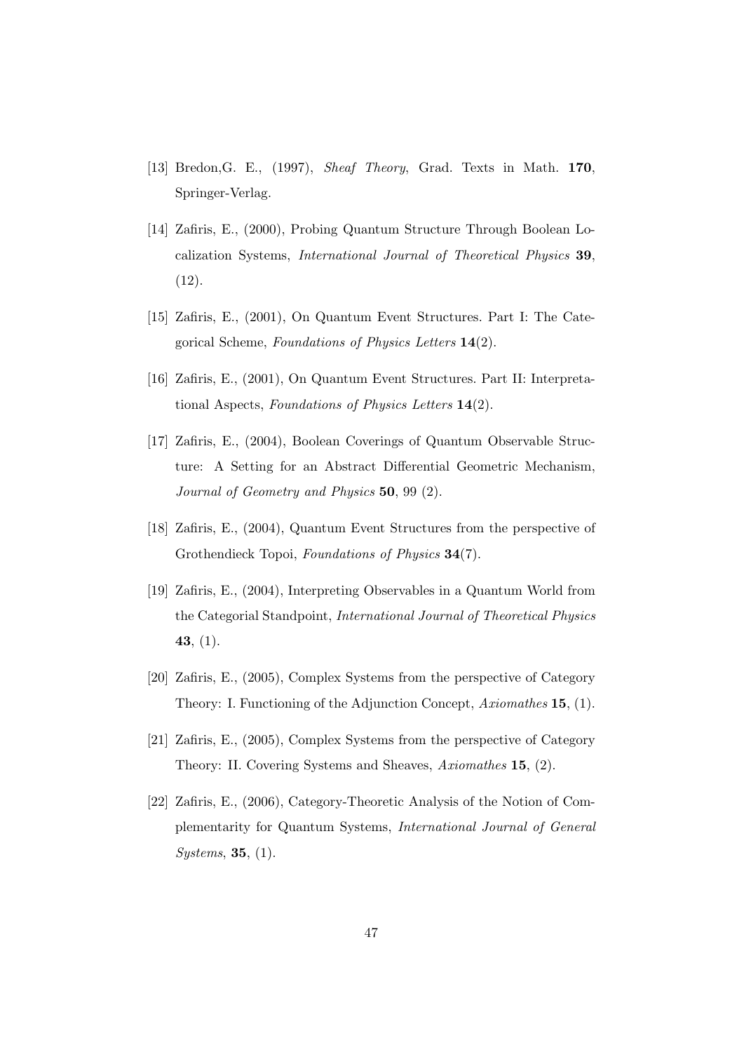[13] Bredon,G. E., (1997), *Sheaf Theory*, Grad. Texts in Math. **170**, Springer-Verlag.

[14] Zafiris, E., (2000), Probing Quantum Structure Through Boolean Localization Systems, *International Journal of Theoretical Physics* **39**, (12).

[15] Zafiris, E., (2001), On Quantum Event Structures. Part I: The Categorical Scheme, *Foundations of Physics Letters* **14**(2).

[16] Zafiris, E., (2001), On Quantum Event Structures. Part II: Interpretational Aspects, *Foundations of Physics Letters* **14**(2).

[17] Zafiris, E., (2004), Boolean Coverings of Quantum Observable Structure: A Setting for an Abstract Differential Geometric Mechanism, *Journal of Geometry and Physics* **50**, 99 (2).

[18] Zafiris, E., (2004), Quantum Event Structures from the perspective of Grothendieck Topoi, *Foundations of Physics* **34**(7).

[19] Zafiris, E., (2004), Interpreting Observables in a Quantum World from the Categorial Standpoint, *International Journal of Theoretical Physics* **43**, (1).

[20] Zafiris, E., (2005), Complex Systems from the perspective of Category Theory: I. Functioning of the Adjunction Concept, *Axiomathes* **15**, (1).

[21] Zafiris, E., (2005), Complex Systems from the perspective of Category Theory: II. Covering Systems and Sheaves, *Axiomathes* **15**, (2).

[22] Zafiris, E., (2006), Category-Theoretic Analysis of the Notion of Complementarity for Quantum Systems, *International Journal of General Systems*, **35**, (1).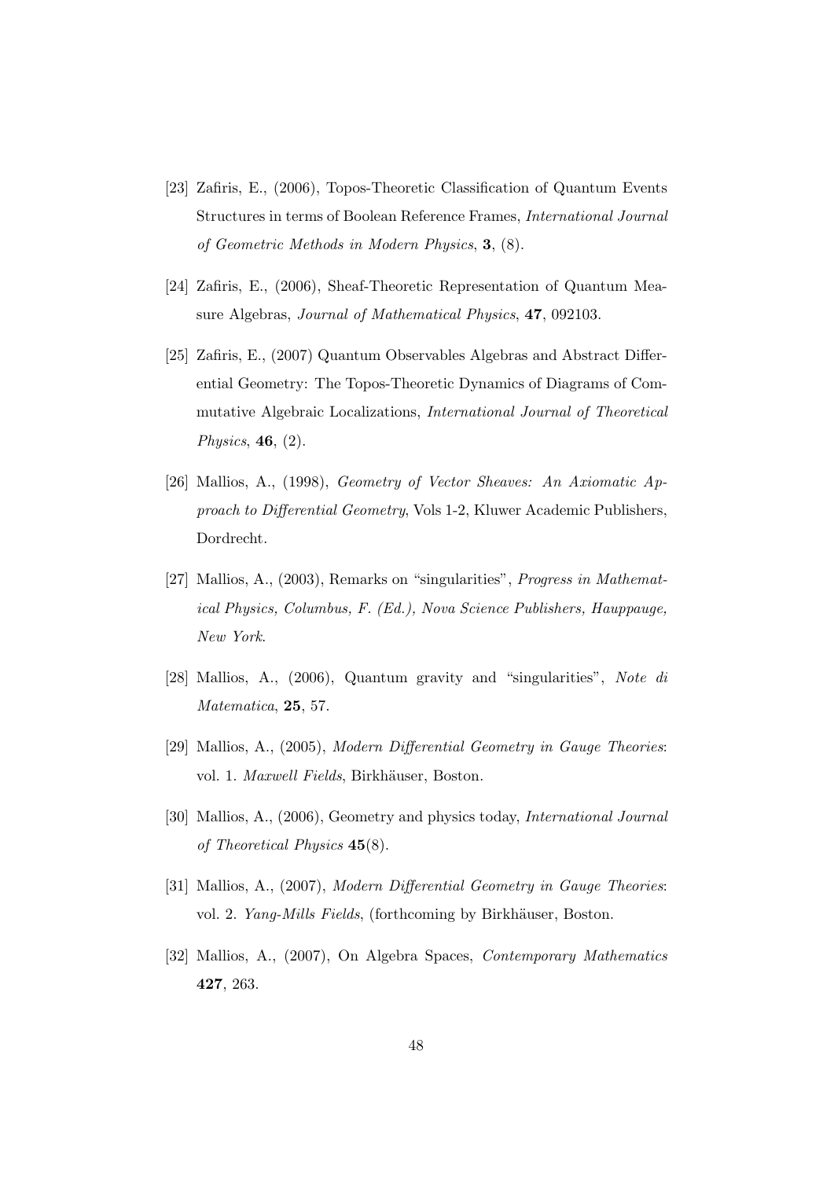[23] Zafiris, E., (2006), Topos-Theoretic Classification of Quantum Events Structures in terms of Boolean Reference Frames, *International Journal of Geometric Methods in Modern Physics*, **3**, (8).

[24] Zafiris, E., (2006), Sheaf-Theoretic Representation of Quantum Measure Algebras, *Journal of Mathematical Physics*, **47**, 092103.

[25] Zafiris, E., (2007) Quantum Observables Algebras and Abstract Differential Geometry: The Topos-Theoretic Dynamics of Diagrams of Commutative Algebraic Localizations, *International Journal of Theoretical Physics*, **46**, (2).

[26] Mallios, A., (1998), *Geometry of Vector Sheaves: An Axiomatic Approach to Differential Geometry*, Vols 1-2, Kluwer Academic Publishers, Dordrecht.

[27] Mallios, A., (2003), Remarks on "singularities", *Progress in Mathematical Physics, Columbus, F. (Ed.), Nova Science Publishers, Hauppauge, New York*.

[28] Mallios, A., (2006), Quantum gravity and "singularities", *Note di Matematica*, **25**, 57.

[29] Mallios, A., (2005), *Modern Differential Geometry in Gauge Theories*: vol. 1. *Maxwell Fields*, Birkhäuser, Boston.

[30] Mallios, A., (2006), Geometry and physics today, *International Journal of Theoretical Physics* **45**(8).

[31] Mallios, A., (2007), *Modern Differential Geometry in Gauge Theories*: vol. 2. *Yang-Mills Fields*, (forthcoming by Birkhäuser, Boston.

[32] Mallios, A., (2007), On Algebra Spaces, *Contemporary Mathematics* **427**, 263.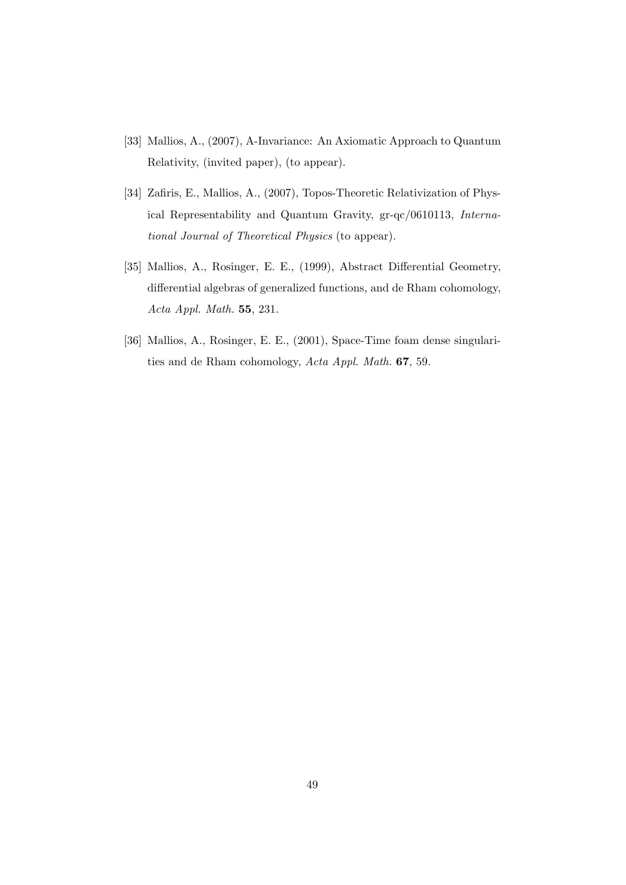[33] Mallios, A., (2007), A-Invariance: An Axiomatic Approach to Quantum Relativity, (invited paper), (to appear).

[34] Zafiris, E., Mallios, A., (2007), Topos-Theoretic Relativization of Physical Representability and Quantum Gravity, gr-qc/0610113, *International Journal of Theoretical Physics* (to appear).

[35] Mallios, A., Rosinger, E. E., (1999), Abstract Differential Geometry, differential algebras of generalized functions, and de Rham cohomology, *Acta Appl. Math.* **55**, 231.

[36] Mallios, A., Rosinger, E. E., (2001), Space-Time foam dense singularities and de Rham cohomology, *Acta Appl. Math.* **67**, 59.